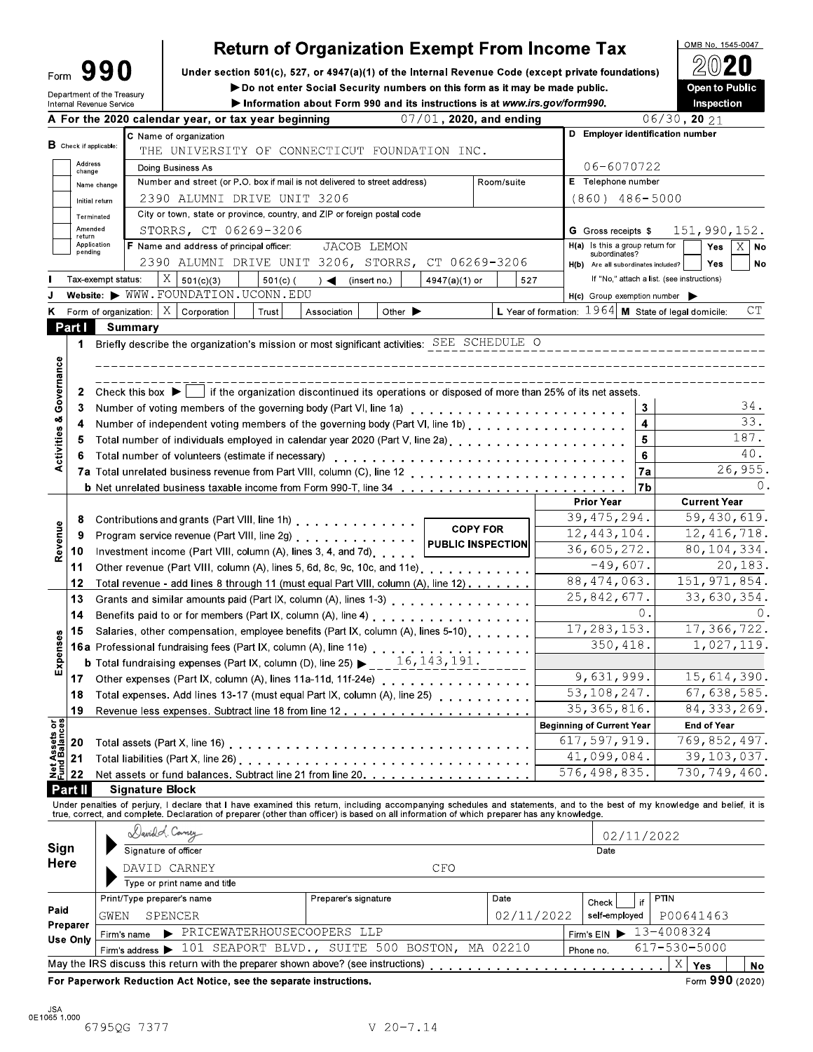# Form 990 — Return of Organization Exempt From Income Tax

OMB No. 1545-0047

**2020**

**Open to Public Inspection**

Under section 501(c), 527, or 4947(a)(1) of the Internal Revenue Code (except private foundations)

▶ Do not enter Social Security numbers on this form as it may be made public.

▶ Information about Form 990 and its instructions is at *www.irs.gov/form990.*

Department of the Treasury
Internal Revenue Service

**A** For the 2020 calendar year, or tax year beginning 07/01, 2020, and ending 06/30, 20 21

**B** Check if applicable: Address change; Name change; Initial return; Terminated; Amended return; Application pending

**C** Name of organization: THE UNIVERSITY OF CONNECTICUT FOUNDATION INC.

Doing Business As

Number and street (or P.O. box if mail is not delivered to street address): 2390 ALUMNI DRIVE UNIT 3206 — Room/suite

City or town, state or province, country, and ZIP or foreign postal code: STORRS, CT 06269-3206

**D** Employer identification number: 06-6070722

**E** Telephone number: (860) 486-5000

**G** Gross receipts $ 151,990,152.

**F** Name and address of principal officer: JACOB LEMON, 2390 ALUMNI DRIVE UNIT 3206, STORRS, CT 06269-3206

**H(a)** Is this a group return for subordinates? Yes [ ] No [X]

**H(b)** Are all subordinates included? Yes [ ] No [ ]
If "No," attach a list. (see instructions)

**H(c)** Group exemption number ▶

**I** Tax-exempt status: [X] 501(c)(3) [ ] 501(c) ( ) ◀ (insert no.) [ ] 4947(a)(1) or [ ] 527

**J** Website: ▶ WWW.FOUNDATION.UCONN.EDU

**K** Form of organization: [X] Corporation [ ] Trust [ ] Association [ ] Other ▶

**L** Year of formation: 1964 **M** State of legal domicile: CT

## Part I Summary

**Activities & Governance**

1. Briefly describe the organization's mission or most significant activities: SEE SCHEDULE O

2. Check this box ▶ [ ] if the organization discontinued its operations or disposed of more than 25% of its net assets.

| | | | |
|---|---|---|---|
| 3 | Number of voting members of the governing body (Part VI, line 1a) | 3 | 34. |
| 4 | Number of independent voting members of the governing body (Part VI, line 1b) | 4 | 33. |
| 5 | Total number of individuals employed in calendar year 2020 (Part V, line 2a) | 5 | 187. |
| 6 | Total number of volunteers (estimate if necessary) | 6 | 40. |
| 7a | Total unrelated business revenue from Part VIII, column (C), line 12 | 7a | 26,955. |
| b | Net unrelated business taxable income from Form 990-T, line 34 | 7b | 0. |

COPY FOR PUBLIC INSPECTION

| | | | Prior Year | Current Year |
|---|---|---|---|---|
| Revenue | 8 | Contributions and grants (Part VIII, line 1h) | 39,475,294. | 59,430,619. |
| | 9 | Program service revenue (Part VIII, line 2g) | 12,443,104. | 12,416,718. |
| | 10 | Investment income (Part VIII, column (A), lines 3, 4, and 7d) | 36,605,272. | 80,104,334. |
| | 11 | Other revenue (Part VIII, column (A), lines 5, 6d, 8c, 9c, 10c, and 11e) | -49,607. | 20,183. |
| | 12 | Total revenue - add lines 8 through 11 (must equal Part VIII, column (A), line 12) | 88,474,063. | 151,971,854. |
| Expenses | 13 | Grants and similar amounts paid (Part IX, column (A), lines 1-3) | 25,842,677. | 33,630,354. |
| | 14 | Benefits paid to or for members (Part IX, column (A), line 4) | 0. | 0. |
| | 15 | Salaries, other compensation, employee benefits (Part IX, column (A), lines 5-10) | 17,283,153. | 17,366,722. |
| | 16a | Professional fundraising fees (Part IX, column (A), line 11e) | 350,418. | 1,027,119. |
| | b | Total fundraising expenses (Part IX, column (D), line 25) ▶ 16,143,191. | | |
| | 17 | Other expenses (Part IX, column (A), lines 11a-11d, 11f-24e) | 9,631,999. | 15,614,390. |
| | 18 | Total expenses. Add lines 13-17 (must equal Part IX, column (A), line 25) | 53,108,247. | 67,638,585. |
| | 19 | Revenue less expenses. Subtract line 18 from line 12 | 35,365,816. | 84,333,269. |
| | | | **Beginning of Current Year** | **End of Year** |
| Net Assets or Fund Balances | 20 | Total assets (Part X, line 16) | 617,597,919. | 769,852,497. |
| | 21 | Total liabilities (Part X, line 26) | 41,099,084. | 39,103,037. |
| | 22 | Net assets or fund balances. Subtract line 21 from line 20 | 576,498,835. | 730,749,460. |

## Part II Signature Block

Under penalties of perjury, I declare that I have examined this return, including accompanying schedules and statements, and to the best of my knowledge and belief, it is true, correct, and complete. Declaration of preparer (other than officer) is based on all information of which preparer has any knowledge.

**Sign Here**

Signature of officer: David A. Carney — Date: 02/11/2022

Type or print name and title: DAVID CARNEY, CFO

**Paid Preparer Use Only**

| Print/Type preparer's name | Preparer's signature | Date | Check if self-employed | PTIN |
|---|---|---|---|---|
| GWEN SPENCER | | 02/11/2022 | | P00641463 |

Firm's name ▶ PRICEWATERHOUSECOOPERS LLP — Firm's EIN ▶ 13-4008324

Firm's address ▶ 101 SEAPORT BLVD., SUITE 500 BOSTON, MA 02210 — Phone no. 617-530-5000

May the IRS discuss this return with the preparer shown above? (see instructions) [X] Yes [ ] No

**For Paperwork Reduction Act Notice, see the separate instructions.** Form **990** (2020)

JSA 0E1065 1.000

6795QG 7377 V 20-7.14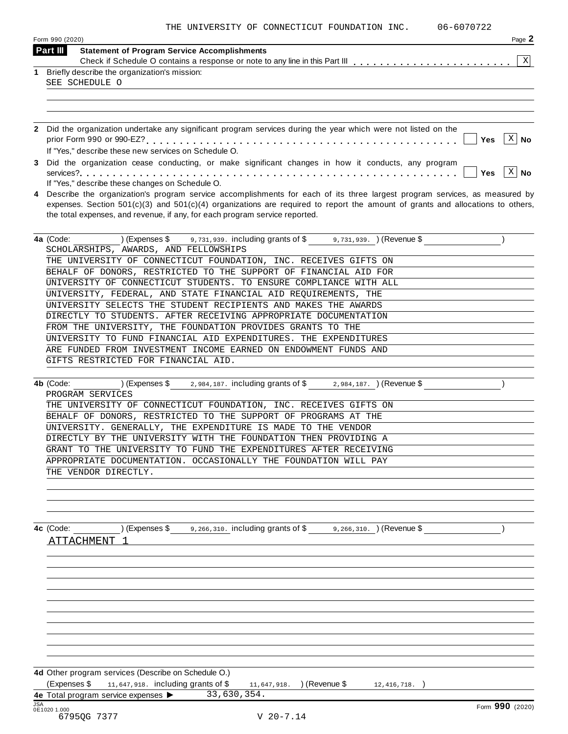THE UNIVERSITY OF CONNECTICUT FOUNDATION INC. 06-6070722

Form 990 (2020) Page **2**

**Part III** **Statement of Program Service Accomplishments**

Check if Schedule O contains a response or note to any line in this Part III . . . . . . . . . . . . . . . . . . . . . . . [X]

**1** Briefly describe the organization's mission:

SEE SCHEDULE O

**2** Did the organization undertake any significant program services during the year which were not listed on the prior Form 990 or 990-EZ? . . . . . . . . . . . . . . . . . . . . . . . . . . . . . . . . . . . . . . . . . . . . . [ ] **Yes** [X] **No**

If "Yes," describe these new services on Schedule O.

**3** Did the organization cease conducting, or make significant changes in how it conducts, any program services? . . . . . . . . . . . . . . . . . . . . . . . . . . . . . . . . . . . . . . . . . . . . . . . . . . . . . . . [ ] **Yes** [X] **No**

If "Yes," describe these changes on Schedule O.

**4** Describe the organization's program service accomplishments for each of its three largest program services, as measured by expenses. Section 501(c)(3) and 501(c)(4) organizations are required to report the amount of grants and allocations to others, the total expenses, and revenue, if any, for each program service reported.

**4a** (Code: ) (Expenses $ 9,731,939. including grants of $ 9,731,939. ) (Revenue $ )

SCHOLARSHIPS, AWARDS, AND FELLOWSHIPS
THE UNIVERSITY OF CONNECTICUT FOUNDATION, INC. RECEIVES GIFTS ON BEHALF OF DONORS, RESTRICTED TO THE SUPPORT OF FINANCIAL AID FOR UNIVERSITY OF CONNECTICUT STUDENTS. TO ENSURE COMPLIANCE WITH ALL UNIVERSITY, FEDERAL, AND STATE FINANCIAL AID REQUIREMENTS, THE UNIVERSITY SELECTS THE STUDENT RECIPIENTS AND MAKES THE AWARDS DIRECTLY TO STUDENTS. AFTER RECEIVING APPROPRIATE DOCUMENTATION FROM THE UNIVERSITY, THE FOUNDATION PROVIDES GRANTS TO THE UNIVERSITY TO FUND FINANCIAL AID EXPENDITURES. THE EXPENDITURES ARE FUNDED FROM INVESTMENT INCOME EARNED ON ENDOWMENT FUNDS AND GIFTS RESTRICTED FOR FINANCIAL AID.

**4b** (Code: ) (Expenses $ 2,984,187. including grants of $ 2,984,187. ) (Revenue $ )

PROGRAM SERVICES
THE UNIVERSITY OF CONNECTICUT FOUNDATION, INC. RECEIVES GIFTS ON BEHALF OF DONORS, RESTRICTED TO THE SUPPORT OF PROGRAMS AT THE UNIVERSITY. GENERALLY, THE EXPENDITURE IS MADE TO THE VENDOR DIRECTLY BY THE UNIVERSITY WITH THE FOUNDATION THEN PROVIDING A GRANT TO THE UNIVERSITY TO FUND THE EXPENDITURES AFTER RECEIVING APPROPRIATE DOCUMENTATION. OCCASIONALLY THE FOUNDATION WILL PAY THE VENDOR DIRECTLY.

**4c** (Code: ) (Expenses $ 9,266,310. including grants of $ 9,266,310. ) (Revenue $ )

ATTACHMENT 1

**4d** Other program services (Describe on Schedule O.)

(Expenses $ 11,647,918. including grants of $ 11,647,918. ) (Revenue $ 12,416,718. )

**4e** Total program service expenses ▶ 33,630,354.

Form **990** (2020)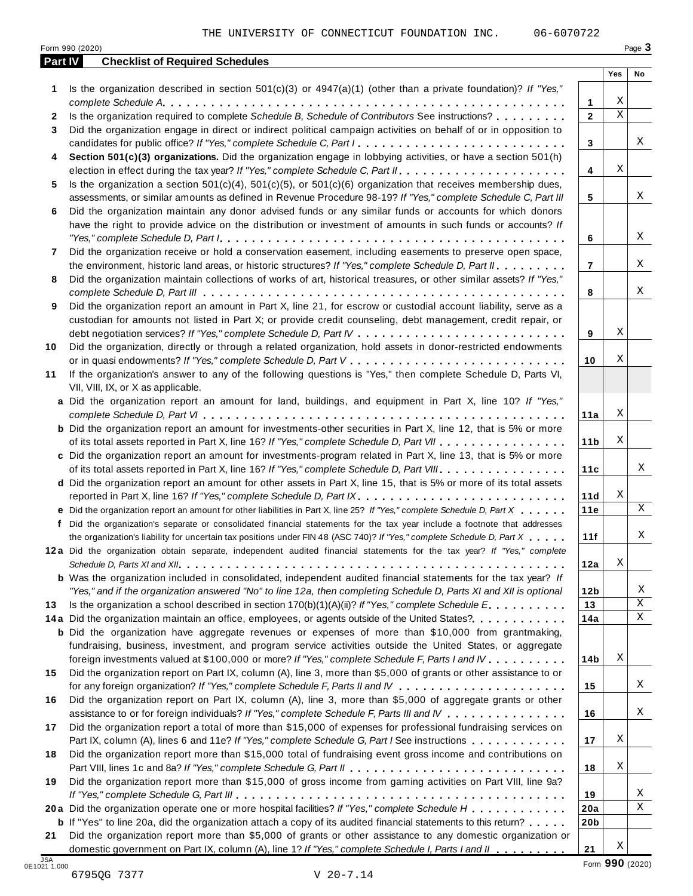THE UNIVERSITY OF CONNECTICUT FOUNDATION INC. 06-6070722

Form 990 (2020)

## Part IV Checklist of Required Schedules

| | | | Yes | No |
|---|---|---|---|---|
| **1** | Is the organization described in section 501(c)(3) or 4947(a)(1) (other than a private foundation)? *If "Yes," complete Schedule A* | 1 | X | |
| **2** | Is the organization required to complete *Schedule B, Schedule of Contributors* See instructions? | 2 | X | |
| **3** | Did the organization engage in direct or indirect political campaign activities on behalf of or in opposition to candidates for public office? *If "Yes," complete Schedule C, Part I* | 3 | | X |
| **4** | **Section 501(c)(3) organizations.** Did the organization engage in lobbying activities, or have a section 501(h) election in effect during the tax year? *If "Yes," complete Schedule C, Part II* | 4 | X | |
| **5** | Is the organization a section 501(c)(4), 501(c)(5), or 501(c)(6) organization that receives membership dues, assessments, or similar amounts as defined in Revenue Procedure 98-19? *If "Yes," complete Schedule C, Part III* | 5 | | X |
| **6** | Did the organization maintain any donor advised funds or any similar funds or accounts for which donors have the right to provide advice on the distribution or investment of amounts in such funds or accounts? *If "Yes," complete Schedule D, Part I* | 6 | | X |
| **7** | Did the organization receive or hold a conservation easement, including easements to preserve open space, the environment, historic land areas, or historic structures? *If "Yes," complete Schedule D, Part II* | 7 | | X |
| **8** | Did the organization maintain collections of works of art, historical treasures, or other similar assets? *If "Yes," complete Schedule D, Part III* | 8 | | X |
| **9** | Did the organization report an amount in Part X, line 21, for escrow or custodial account liability, serve as a custodian for amounts not listed in Part X; or provide credit counseling, debt management, credit repair, or debt negotiation services? *If "Yes," complete Schedule D, Part IV* | 9 | X | |
| **10** | Did the organization, directly or through a related organization, hold assets in donor-restricted endowments or in quasi endowments? *If "Yes," complete Schedule D, Part V* | 10 | X | |
| **11** | If the organization's answer to any of the following questions is "Yes," then complete Schedule D, Parts VI, VII, VIII, IX, or X as applicable. | | | |
| **a** | Did the organization report an amount for land, buildings, and equipment in Part X, line 10? *If "Yes," complete Schedule D, Part VI* | 11a | X | |
| **b** | Did the organization report an amount for investments-other securities in Part X, line 12, that is 5% or more of its total assets reported in Part X, line 16? *If "Yes," complete Schedule D, Part VII* | 11b | X | |
| **c** | Did the organization report an amount for investments-program related in Part X, line 13, that is 5% or more of its total assets reported in Part X, line 16? *If "Yes," complete Schedule D, Part VIII* | 11c | | X |
| **d** | Did the organization report an amount for other assets in Part X, line 15, that is 5% or more of its total assets reported in Part X, line 16? *If "Yes," complete Schedule D, Part IX* | 11d | X | |
| **e** | Did the organization report an amount for other liabilities in Part X, line 25? *If "Yes," complete Schedule D, Part X* | 11e | | X |
| **f** | Did the organization's separate or consolidated financial statements for the tax year include a footnote that addresses the organization's liability for uncertain tax positions under FIN 48 (ASC 740)? *If "Yes," complete Schedule D, Part X* | 11f | | X |
| **12a** | Did the organization obtain separate, independent audited financial statements for the tax year? *If "Yes," complete Schedule D, Parts XI and XII* | 12a | X | |
| **b** | Was the organization included in consolidated, independent audited financial statements for the tax year? *If "Yes," and if the organization answered "No" to line 12a, then completing Schedule D, Parts XI and XII is optional* | 12b | | X |
| **13** | Is the organization a school described in section 170(b)(1)(A)(ii)? *If "Yes," complete Schedule E* | 13 | | X |
| **14a** | Did the organization maintain an office, employees, or agents outside of the United States? | 14a | | X |
| **b** | Did the organization have aggregate revenues or expenses of more than $10,000 from grantmaking, fundraising, business, investment, and program service activities outside the United States, or aggregate foreign investments valued at $100,000 or more? *If "Yes," complete Schedule F, Parts I and IV* | 14b | X | |
| **15** | Did the organization report on Part IX, column (A), line 3, more than $5,000 of grants or other assistance to or for any foreign organization? *If "Yes," complete Schedule F, Parts II and IV* | 15 | | X |
| **16** | Did the organization report on Part IX, column (A), line 3, more than $5,000 of aggregate grants or other assistance to or for foreign individuals? *If "Yes," complete Schedule F, Parts III and IV* | 16 | | X |
| **17** | Did the organization report a total of more than $15,000 of expenses for professional fundraising services on Part IX, column (A), lines 6 and 11e? *If "Yes," complete Schedule G, Part I* See instructions | 17 | X | |
| **18** | Did the organization report more than $15,000 total of fundraising event gross income and contributions on Part VIII, lines 1c and 8a? *If "Yes," complete Schedule G, Part II* | 18 | X | |
| **19** | Did the organization report more than $15,000 of gross income from gaming activities on Part VIII, line 9a? *If "Yes," complete Schedule G, Part III* | 19 | | X |
| **20a** | Did the organization operate one or more hospital facilities? *If "Yes," complete Schedule H* | 20a | | X |
| **b** | If "Yes" to line 20a, did the organization attach a copy of its audited financial statements to this return? | 20b | | |
| **21** | Did the organization report more than $5,000 of grants or other assistance to any domestic organization or domestic government on Part IX, column (A), line 1? *If "Yes," complete Schedule I, Parts I and II* | 21 | X | |

Form **990** (2020)

6795QG 7377 V 20-7.14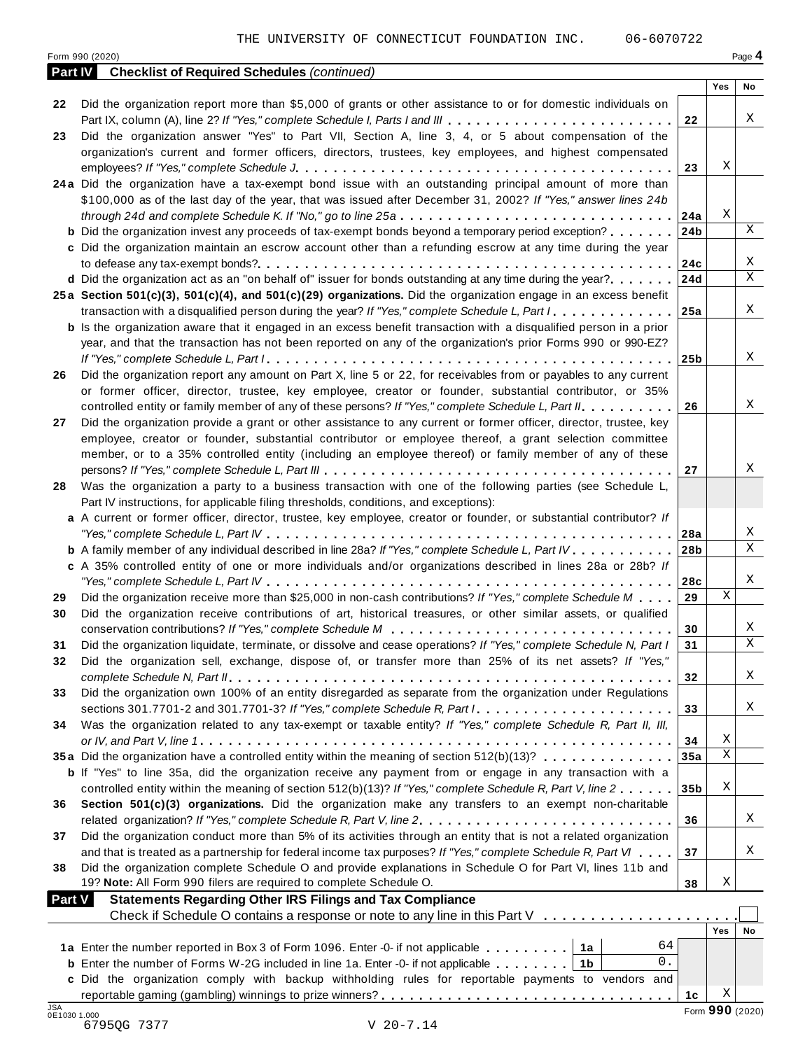THE UNIVERSITY OF CONNECTICUT FOUNDATION INC. 06-6070722

Form 990 (2020)

**Part IV Checklist of Required Schedules** *(continued)*

| | | | Yes | No |
|---|---|---|---|---|
| 22 | Did the organization report more than $5,000 of grants or other assistance to or for domestic individuals on Part IX, column (A), line 2? *If "Yes," complete Schedule I, Parts I and III* | 22 | | X |
| 23 | Did the organization answer "Yes" to Part VII, Section A, line 3, 4, or 5 about compensation of the organization's current and former officers, directors, trustees, key employees, and highest compensated employees? *If "Yes," complete Schedule J* | 23 | X | |
| 24a | Did the organization have a tax-exempt bond issue with an outstanding principal amount of more than $100,000 as of the last day of the year, that was issued after December 31, 2002? *If "Yes," answer lines 24b through 24d and complete Schedule K. If "No," go to line 25a* | 24a | X | |
| b | Did the organization invest any proceeds of tax-exempt bonds beyond a temporary period exception? | 24b | | X |
| c | Did the organization maintain an escrow account other than a refunding escrow at any time during the year to defease any tax-exempt bonds? | 24c | | X |
| d | Did the organization act as an "on behalf of" issuer for bonds outstanding at any time during the year? | 24d | | X |
| 25a | **Section 501(c)(3), 501(c)(4), and 501(c)(29) organizations.** Did the organization engage in an excess benefit transaction with a disqualified person during the year? *If "Yes," complete Schedule L, Part I* | 25a | | X |
| b | Is the organization aware that it engaged in an excess benefit transaction with a disqualified person in a prior year, and that the transaction has not been reported on any of the organization's prior Forms 990 or 990-EZ? *If "Yes," complete Schedule L, Part I* | 25b | | X |
| 26 | Did the organization report any amount on Part X, line 5 or 22, for receivables from or payables to any current or former officer, director, trustee, key employee, creator or founder, substantial contributor, or 35% controlled entity or family member of any of these persons? *If "Yes," complete Schedule L, Part II* | 26 | | X |
| 27 | Did the organization provide a grant or other assistance to any current or former officer, director, trustee, key employee, creator or founder, substantial contributor or employee thereof, a grant selection committee member, or to a 35% controlled entity (including an employee thereof) or family member of any of these persons? *If "Yes," complete Schedule L, Part III* | 27 | | X |
| 28 | Was the organization a party to a business transaction with one of the following parties (see Schedule L, Part IV instructions, for applicable filing thresholds, conditions, and exceptions): | | | |
| a | A current or former officer, director, trustee, key employee, creator or founder, or substantial contributor? *If "Yes," complete Schedule L, Part IV* | 28a | | X |
| b | A family member of any individual described in line 28a? *If "Yes," complete Schedule L, Part IV* | 28b | | X |
| c | A 35% controlled entity of one or more individuals and/or organizations described in lines 28a or 28b? *If "Yes," complete Schedule L, Part IV* | 28c | | X |
| 29 | Did the organization receive more than $25,000 in non-cash contributions? *If "Yes," complete Schedule M* | 29 | X | |
| 30 | Did the organization receive contributions of art, historical treasures, or other similar assets, or qualified conservation contributions? *If "Yes," complete Schedule M* | 30 | | X |
| 31 | Did the organization liquidate, terminate, or dissolve and cease operations? *If "Yes," complete Schedule N, Part I* | 31 | | X |
| 32 | Did the organization sell, exchange, dispose of, or transfer more than 25% of its net assets? *If "Yes," complete Schedule N, Part II* | 32 | | X |
| 33 | Did the organization own 100% of an entity disregarded as separate from the organization under Regulations sections 301.7701-2 and 301.7701-3? *If "Yes," complete Schedule R, Part I* | 33 | | X |
| 34 | Was the organization related to any tax-exempt or taxable entity? *If "Yes," complete Schedule R, Part II, III, or IV, and Part V, line 1* | 34 | X | |
| 35a | Did the organization have a controlled entity within the meaning of section 512(b)(13)? | 35a | X | |
| b | If "Yes" to line 35a, did the organization receive any payment from or engage in any transaction with a controlled entity within the meaning of section 512(b)(13)? *If "Yes," complete Schedule R, Part V, line 2* | 35b | X | |
| 36 | **Section 501(c)(3) organizations.** Did the organization make any transfers to an exempt non-charitable related organization? *If "Yes," complete Schedule R, Part V, line 2* | 36 | | X |
| 37 | Did the organization conduct more than 5% of its activities through an entity that is not a related organization and that is treated as a partnership for federal income tax purposes? *If "Yes," complete Schedule R, Part VI* | 37 | | X |
| 38 | Did the organization complete Schedule O and provide explanations in Schedule O for Part VI, lines 11b and 19? **Note:** All Form 990 filers are required to complete Schedule O. | 38 | X | |

**Part V Statements Regarding Other IRS Filings and Tax Compliance**

Check if Schedule O contains a response or note to any line in this Part V ☐

| | | | | | Yes | No |
|---|---|---|---|---|---|---|
| 1a | Enter the number reported in Box 3 of Form 1096. Enter -0- if not applicable | 1a | 64 | | | |
| b | Enter the number of Forms W-2G included in line 1a. Enter -0- if not applicable | 1b | 0. | | | |
| c | Did the organization comply with backup withholding rules for reportable payments to vendors and reportable gaming (gambling) winnings to prize winners? | | | 1c | X | |

JSA 0E1030 1.000 Form **990** (2020)

6795QG 7377 V 20-7.14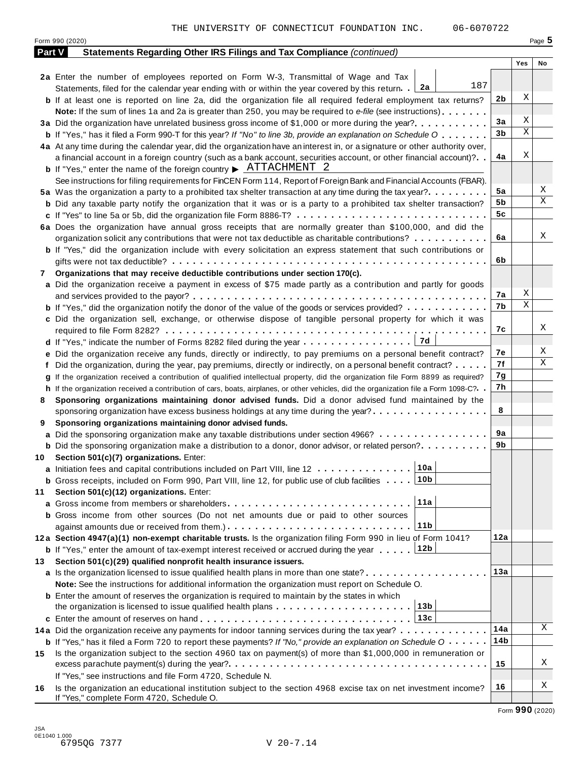THE UNIVERSITY OF CONNECTICUT FOUNDATION INC. 06-6070722

Form 990 (2020) Page 5

**Part V Statements Regarding Other IRS Filings and Tax Compliance** *(continued)*

| | | | Yes | No |
|---|---|---|---|---|
| **2a** | Enter the number of employees reported on Form W-3, Transmittal of Wage and Tax Statements, filed for the calendar year ending with or within the year covered by this return . . **2a** 187 | | | |
| **b** | If at least one is reported on line 2a, did the organization file all required federal employment tax returns? | **2b** | X | |
| | **Note:** If the sum of lines 1a and 2a is greater than 250, you may be required to *e-file* (see instructions) | | | |
| **3a** | Did the organization have unrelated business gross income of $1,000 or more during the year? | **3a** | X | |
| **b** | If "Yes," has it filed a Form 990-T for this year? *If "No" to line 3b, provide an explanation on Schedule O* | **3b** | X | |
| **4a** | At any time during the calendar year, did the organization have an interest in, or a signature or other authority over, a financial account in a foreign country (such as a bank account, securities account, or other financial account)? | **4a** | X | |
| **b** | If "Yes," enter the name of the foreign country ▶ ATTACHMENT 2 | | | |
| | See instructions for filing requirements for FinCEN Form 114, Report of Foreign Bank and Financial Accounts (FBAR). | | | |
| **5a** | Was the organization a party to a prohibited tax shelter transaction at any time during the tax year? | **5a** | | X |
| **b** | Did any taxable party notify the organization that it was or is a party to a prohibited tax shelter transaction? | **5b** | | X |
| **c** | If "Yes" to line 5a or 5b, did the organization file Form 8886-T? | **5c** | | |
| **6a** | Does the organization have annual gross receipts that are normally greater than $100,000, and did the organization solicit any contributions that were not tax deductible as charitable contributions? | **6a** | | X |
| **b** | If "Yes," did the organization include with every solicitation an express statement that such contributions or gifts were not tax deductible? | **6b** | | |
| **7** | **Organizations that may receive deductible contributions under section 170(c).** | | | |
| **a** | Did the organization receive a payment in excess of $75 made partly as a contribution and partly for goods and services provided to the payor? | **7a** | X | |
| **b** | If "Yes," did the organization notify the donor of the value of the goods or services provided? | **7b** | X | |
| **c** | Did the organization sell, exchange, or otherwise dispose of tangible personal property for which it was required to file Form 8282? | **7c** | | X |
| **d** | If "Yes," indicate the number of Forms 8282 filed during the year . . . **7d** | | | |
| **e** | Did the organization receive any funds, directly or indirectly, to pay premiums on a personal benefit contract? | **7e** | | X |
| **f** | Did the organization, during the year, pay premiums, directly or indirectly, on a personal benefit contract? | **7f** | | X |
| **g** | If the organization received a contribution of qualified intellectual property, did the organization file Form 8899 as required? | **7g** | | |
| **h** | If the organization received a contribution of cars, boats, airplanes, or other vehicles, did the organization file a Form 1098-C? | **7h** | | |
| **8** | **Sponsoring organizations maintaining donor advised funds.** Did a donor advised fund maintained by the sponsoring organization have excess business holdings at any time during the year? | **8** | | |
| **9** | **Sponsoring organizations maintaining donor advised funds.** | | | |
| **a** | Did the sponsoring organization make any taxable distributions under section 4966? | **9a** | | |
| **b** | Did the sponsoring organization make a distribution to a donor, donor advisor, or related person? | **9b** | | |
| **10** | **Section 501(c)(7) organizations.** Enter: | | | |
| **a** | Initiation fees and capital contributions included on Part VIII, line 12 . . . **10a** | | | |
| **b** | Gross receipts, included on Form 990, Part VIII, line 12, for public use of club facilities . . . **10b** | | | |
| **11** | **Section 501(c)(12) organizations.** Enter: | | | |
| **a** | Gross income from members or shareholders . . . **11a** | | | |
| **b** | Gross income from other sources (Do not net amounts due or paid to other sources against amounts due or received from them.) . . . **11b** | | | |
| **12a** | **Section 4947(a)(1) non-exempt charitable trusts.** Is the organization filing Form 990 in lieu of Form 1041? | **12a** | | |
| **b** | If "Yes," enter the amount of tax-exempt interest received or accrued during the year . . . **12b** | | | |
| **13** | **Section 501(c)(29) qualified nonprofit health insurance issuers.** | | | |
| **a** | Is the organization licensed to issue qualified health plans in more than one state? | **13a** | | |
| | **Note:** See the instructions for additional information the organization must report on Schedule O. | | | |
| **b** | Enter the amount of reserves the organization is required to maintain by the states in which the organization is licensed to issue qualified health plans . . . **13b** | | | |
| **c** | Enter the amount of reserves on hand . . . **13c** | | | |
| **14a** | Did the organization receive any payments for indoor tanning services during the tax year? | **14a** | | X |
| **b** | If "Yes," has it filed a Form 720 to report these payments? *If "No," provide an explanation on Schedule O* | **14b** | | |
| **15** | Is the organization subject to the section 4960 tax on payment(s) of more than $1,000,000 in remuneration or excess parachute payment(s) during the year? | **15** | | X |
| | If "Yes," see instructions and file Form 4720, Schedule N. | | | |
| **16** | Is the organization an educational institution subject to the section 4968 excise tax on net investment income? If "Yes," complete Form 4720, Schedule O. | **16** | | X |

Form **990** (2020)

JSA 0E1040 1.000
6795QG 7377 V 20-7.14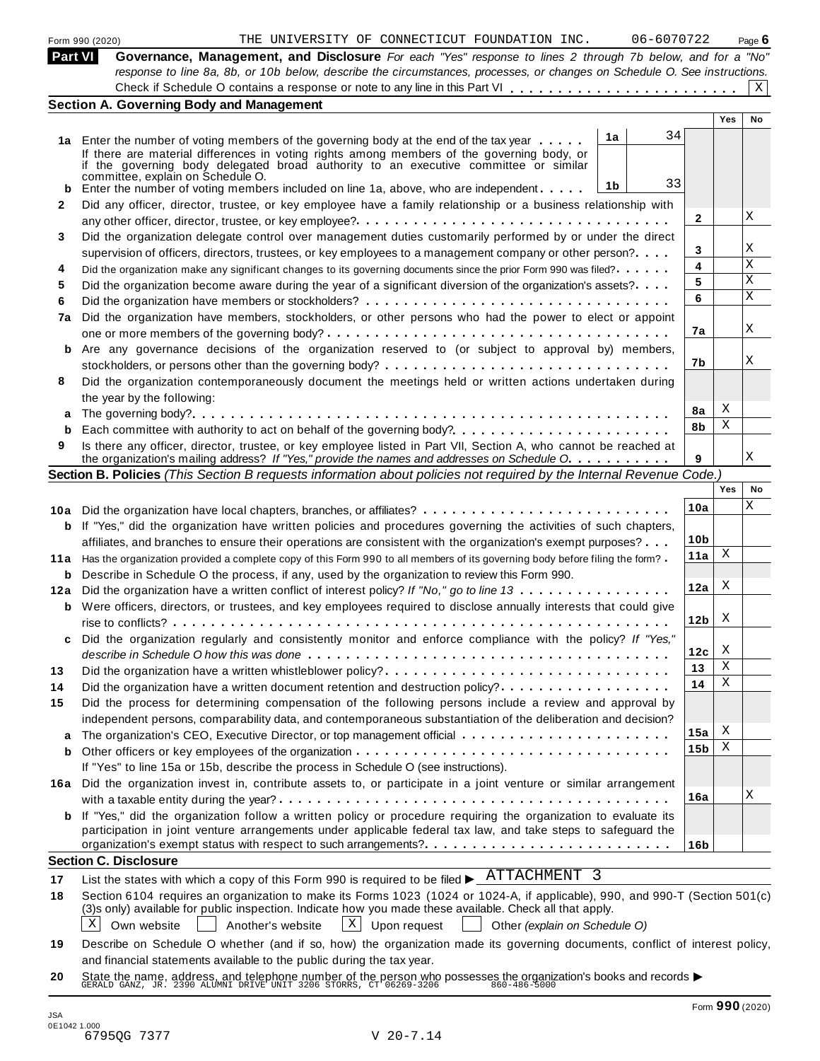Form 990 (2020) THE UNIVERSITY OF CONNECTICUT FOUNDATION INC. 06-6070722 Page 6

## Part VI Governance, Management, and Disclosure

*For each "Yes" response to lines 2 through 7b below, and for a "No" response to line 8a, 8b, or 10b below, describe the circumstances, processes, or changes on Schedule O. See instructions.*

Check if Schedule O contains a response or note to any line in this Part VI . . . . . . . . . . . . . . . . . . . . . . . . X

### Section A. Governing Body and Management

| | | | | Yes | No |
|---|---|---|---|---|---|
| **1a** | Enter the number of voting members of the governing body at the end of the tax year . . . . . | 1a | 34 | | |
| | If there are material differences in voting rights among members of the governing body, or if the governing body delegated broad authority to an executive committee or similar committee, explain on Schedule O. | | | | |
| **b** | Enter the number of voting members included on line 1a, above, who are independent . . . . . | 1b | 33 | | |
| **2** | Did any officer, director, trustee, or key employee have a family relationship or a business relationship with any other officer, director, trustee, or key employee? . . . . . | 2 | | | X |
| **3** | Did the organization delegate control over management duties customarily performed by or under the direct supervision of officers, directors, trustees, or key employees to a management company or other person? . . . . | 3 | | | X |
| **4** | Did the organization make any significant changes to its governing documents since the prior Form 990 was filed? . . . . . | 4 | | | X |
| **5** | Did the organization become aware during the year of a significant diversion of the organization's assets? . . . . | 5 | | | X |
| **6** | Did the organization have members or stockholders? . . . . . | 6 | | | X |
| **7a** | Did the organization have members, stockholders, or other persons who had the power to elect or appoint one or more members of the governing body? . . . . . | 7a | | | X |
| **b** | Are any governance decisions of the organization reserved to (or subject to approval by) members, stockholders, or persons other than the governing body? . . . . . | 7b | | | X |
| **8** | Did the organization contemporaneously document the meetings held or written actions undertaken during the year by the following: | | | | |
| **a** | The governing body? . . . . . | 8a | | X | |
| **b** | Each committee with authority to act on behalf of the governing body? . . . . . | 8b | | X | |
| **9** | Is there any officer, director, trustee, or key employee listed in Part VII, Section A, who cannot be reached at the organization's mailing address? *If "Yes," provide the names and addresses on Schedule O* . . . . . | 9 | | | X |

### Section B. Policies *(This Section B requests information about policies not required by the Internal Revenue Code.)*

| | | | Yes | No |
|---|---|---|---|---|
| **10a** | Did the organization have local chapters, branches, or affiliates? . . . . . | 10a | | X |
| **b** | If "Yes," did the organization have written policies and procedures governing the activities of such chapters, affiliates, and branches to ensure their operations are consistent with the organization's exempt purposes? . . . | 10b | | |
| **11a** | Has the organization provided a complete copy of this Form 990 to all members of its governing body before filing the form? . | 11a | X | |
| **b** | Describe in Schedule O the process, if any, used by the organization to review this Form 990. | | | |
| **12a** | Did the organization have a written conflict of interest policy? *If "No," go to line 13* . . . . . | 12a | X | |
| **b** | Were officers, directors, or trustees, and key employees required to disclose annually interests that could give rise to conflicts? . . . . . | 12b | X | |
| **c** | Did the organization regularly and consistently monitor and enforce compliance with the policy? *If "Yes," describe in Schedule O how this was done* . . . . . | 12c | X | |
| **13** | Did the organization have a written whistleblower policy? . . . . . | 13 | X | |
| **14** | Did the organization have a written document retention and destruction policy? . . . . . | 14 | X | |
| **15** | Did the process for determining compensation of the following persons include a review and approval by independent persons, comparability data, and contemporaneous substantiation of the deliberation and decision? | | | |
| **a** | The organization's CEO, Executive Director, or top management official . . . . . | 15a | X | |
| **b** | Other officers or key employees of the organization . . . . . | 15b | X | |
| | If "Yes" to line 15a or 15b, describe the process in Schedule O (see instructions). | | | |
| **16a** | Did the organization invest in, contribute assets to, or participate in a joint venture or similar arrangement with a taxable entity during the year? . . . . . | 16a | | X |
| **b** | If "Yes," did the organization follow a written policy or procedure requiring the organization to evaluate its participation in joint venture arrangements under applicable federal tax law, and take steps to safeguard the organization's exempt status with respect to such arrangements? . . . . . | 16b | | |

### Section C. Disclosure

**17** List the states with which a copy of this Form 990 is required to be filed ▶ ATTACHMENT 3

**18** Section 6104 requires an organization to make its Forms 1023 (1024 or 1024-A, if applicable), 990, and 990-T (Section 501(c)(3)s only) available for public inspection. Indicate how you made these available. Check all that apply.

[X] Own website [ ] Another's website [X] Upon request [ ] Other *(explain on Schedule O)*

**19** Describe on Schedule O whether (and if so, how) the organization made its governing documents, conflict of interest policy, and financial statements available to the public during the tax year.

**20** State the name, address, and telephone number of the person who possesses the organization's books and records ▶
GERALD GANZ, JR. 2390 ALUMNI DRIVE UNIT 3206 STORRS, CT 06269-3206 860-486-5000

Form **990** (2020)

JSA 0E1042 1.000
6795QG 7377 V 20-7.14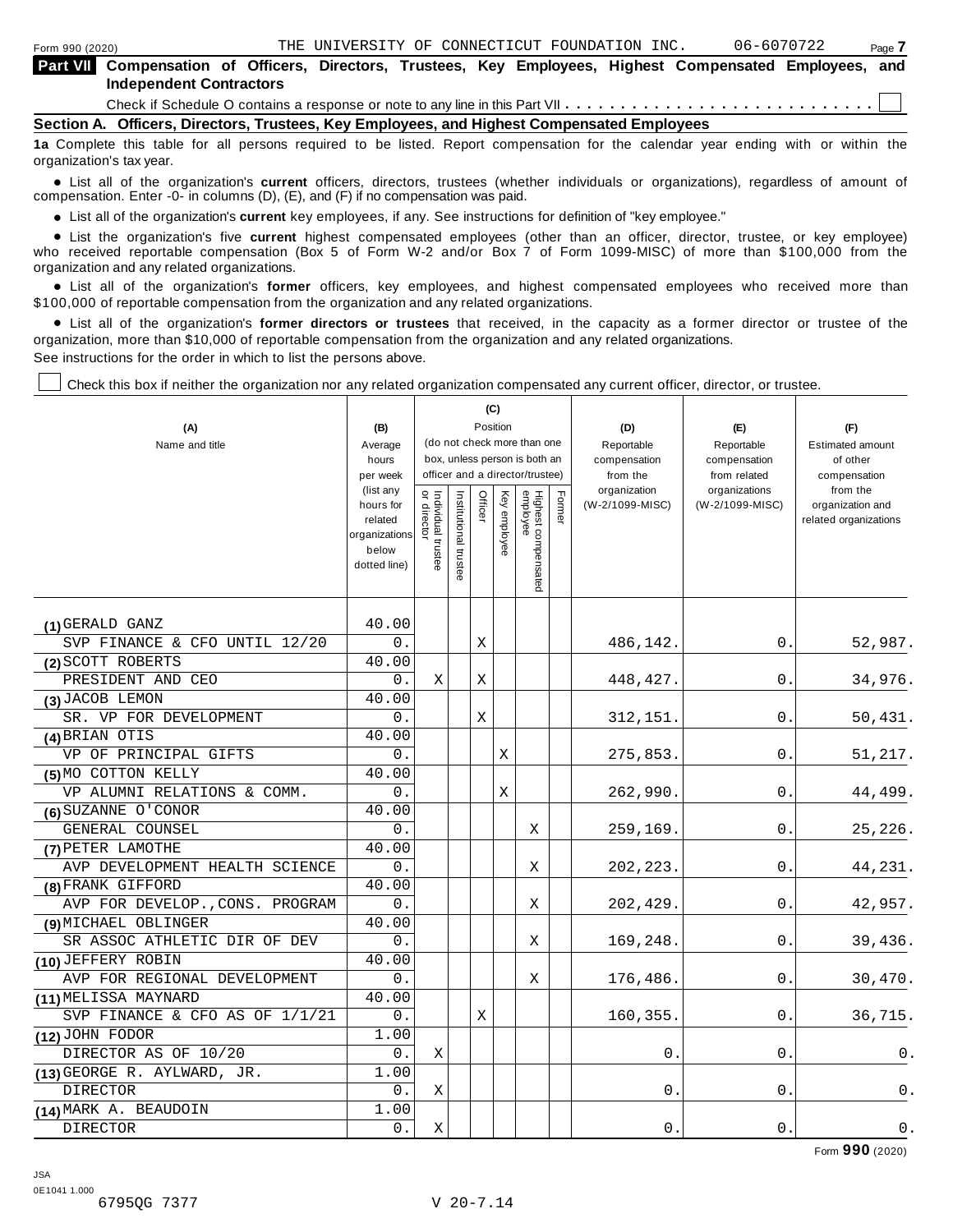Form 990 (2020) THE UNIVERSITY OF CONNECTICUT FOUNDATION INC. 06-6070722

## Part VII Compensation of Officers, Directors, Trustees, Key Employees, Highest Compensated Employees, and Independent Contractors

Check if Schedule O contains a response or note to any line in this Part VII . . . . . . . . . . . . . . . . . . . . . . . . . . . ☐

### Section A. Officers, Directors, Trustees, Key Employees, and Highest Compensated Employees

**1a** Complete this table for all persons required to be listed. Report compensation for the calendar year ending with or within the organization's tax year.

- List all of the organization's **current** officers, directors, trustees (whether individuals or organizations), regardless of amount of compensation. Enter -0- in columns (D), (E), and (F) if no compensation was paid.
- List all of the organization's **current** key employees, if any. See instructions for definition of "key employee."
- List the organization's five **current** highest compensated employees (other than an officer, director, trustee, or key employee) who received reportable compensation (Box 5 of Form W-2 and/or Box 7 of Form 1099-MISC) of more than $100,000 from the organization and any related organizations.
- List all of the organization's **former** officers, key employees, and highest compensated employees who received more than $100,000 of reportable compensation from the organization and any related organizations.
- List all of the organization's **former directors or trustees** that received, in the capacity as a former director or trustee of the organization, more than $10,000 of reportable compensation from the organization and any related organizations.

See instructions for the order in which to list the persons above.

☐ Check this box if neither the organization nor any related organization compensated any current officer, director, or trustee.

| (A) Name and title | (B) Average hours per week (list any hours for related organizations below dotted line) | (C) Position: Individual trustee or director | Institutional trustee | Officer | Key employee | Highest compensated employee | Former | (D) Reportable compensation from the organization (W-2/1099-MISC) | (E) Reportable compensation from related organizations (W-2/1099-MISC) | (F) Estimated amount of other compensation from the organization and related organizations |
|---|---|---|---|---|---|---|---|---|---|---|
| (1) GERALD GANZ<br>SVP FINANCE & CFO UNTIL 12/20 | 40.00<br>0. | | | X | | | | 486,142. | 0. | 52,987. |
| (2) SCOTT ROBERTS<br>PRESIDENT AND CEO | 40.00<br>0. | X | | X | | | | 448,427. | 0. | 34,976. |
| (3) JACOB LEMON<br>SR. VP FOR DEVELOPMENT | 40.00<br>0. | | | X | | | | 312,151. | 0. | 50,431. |
| (4) BRIAN OTIS<br>VP OF PRINCIPAL GIFTS | 40.00<br>0. | | | | X | | | 275,853. | 0. | 51,217. |
| (5) MO COTTON KELLY<br>VP ALUMNI RELATIONS & COMM. | 40.00<br>0. | | | | X | | | 262,990. | 0. | 44,499. |
| (6) SUZANNE O'CONOR<br>GENERAL COUNSEL | 40.00<br>0. | | | | | X | | 259,169. | 0. | 25,226. |
| (7) PETER LAMOTHE<br>AVP DEVELOPMENT HEALTH SCIENCE | 40.00<br>0. | | | | | X | | 202,223. | 0. | 44,231. |
| (8) FRANK GIFFORD<br>AVP FOR DEVELOP.,CONS. PROGRAM | 40.00<br>0. | | | | | X | | 202,429. | 0. | 42,957. |
| (9) MICHAEL OBLINGER<br>SR ASSOC ATHLETIC DIR OF DEV | 40.00<br>0. | | | | | X | | 169,248. | 0. | 39,436. |
| (10) JEFFERY ROBIN<br>AVP FOR REGIONAL DEVELOPMENT | 40.00<br>0. | | | | | X | | 176,486. | 0. | 30,470. |
| (11) MELISSA MAYNARD<br>SVP FINANCE & CFO AS OF 1/1/21 | 40.00<br>0. | | | X | | | | 160,355. | 0. | 36,715. |
| (12) JOHN FODOR<br>DIRECTOR AS OF 10/20 | 1.00<br>0. | X | | | | | | 0. | 0. | 0. |
| (13) GEORGE R. AYLWARD, JR.<br>DIRECTOR | 1.00<br>0. | X | | | | | | 0. | 0. | 0. |
| (14) MARK A. BEAUDOIN<br>DIRECTOR | 1.00<br>0. | X | | | | | | 0. | 0. | 0. |

Form **990** (2020)

JSA
0E1041 1.000
6795QG 7377 V 20-7.14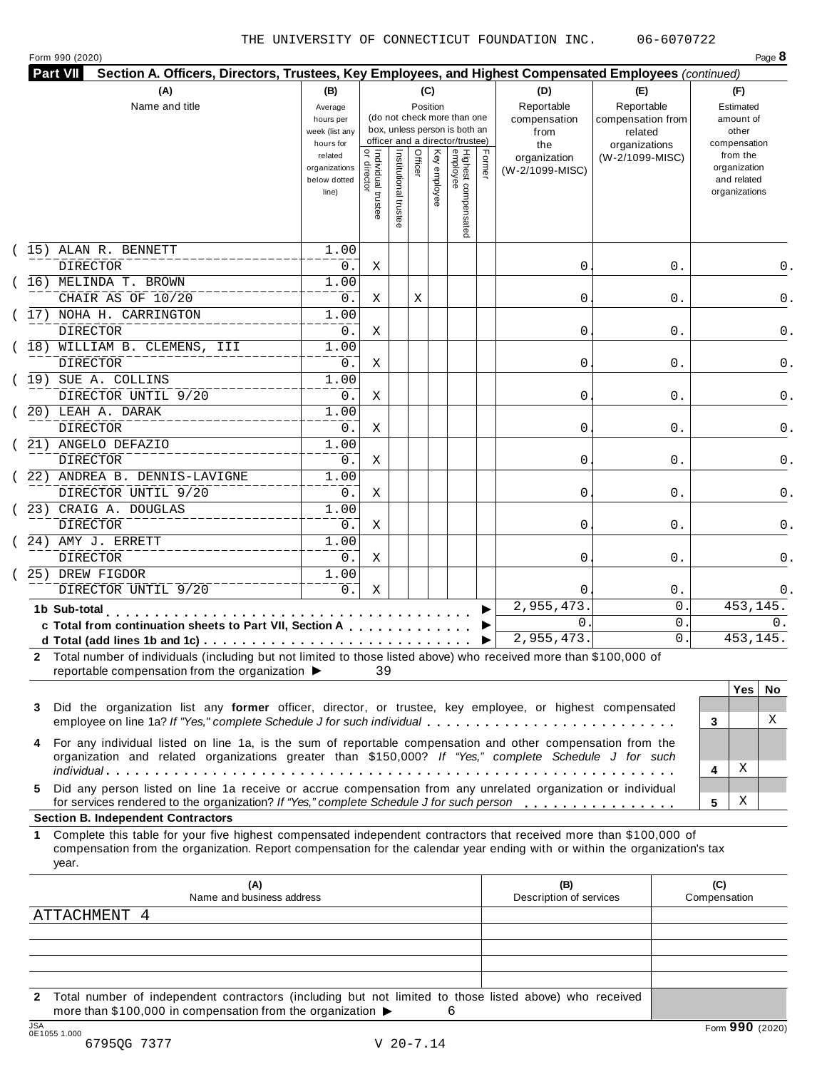THE UNIVERSITY OF CONNECTICUT FOUNDATION INC. 06-6070722

Form 990 (2020) Page **8**

**Part VII Section A. Officers, Directors, Trustees, Key Employees, and Highest Compensated Employees** *(continued)*

| (A) Name and title | (B) Average hours per week (list any hours for related organizations below dotted line) | (C) Individual trustee or director | Institutional trustee | Officer | Key employee | Highest compensated employee | Former | (D) Reportable compensation from the organization (W-2/1099-MISC) | (E) Reportable compensation from related organizations (W-2/1099-MISC) | (F) Estimated amount of other compensation from the organization and related organizations |
|---|---|---|---|---|---|---|---|---|---|---|
| (15) ALAN R. BENNETT<br>DIRECTOR | 1.00<br>0. | X | | | | | | 0. | 0. | 0. |
| (16) MELINDA T. BROWN<br>CHAIR AS OF 10/20 | 1.00<br>0. | X | | X | | | | 0. | 0. | 0. |
| (17) NOHA H. CARRINGTON<br>DIRECTOR | 1.00<br>0. | X | | | | | | 0. | 0. | 0. |
| (18) WILLIAM B. CLEMENS, III<br>DIRECTOR | 1.00<br>0. | X | | | | | | 0. | 0. | 0. |
| (19) SUE A. COLLINS<br>DIRECTOR UNTIL 9/20 | 1.00<br>0. | X | | | | | | 0. | 0. | 0. |
| (20) LEAH A. DARAK<br>DIRECTOR | 1.00<br>0. | X | | | | | | 0. | 0. | 0. |
| (21) ANGELO DEFAZIO<br>DIRECTOR | 1.00<br>0. | X | | | | | | 0. | 0. | 0. |
| (22) ANDREA B. DENNIS-LAVIGNE<br>DIRECTOR UNTIL 9/20 | 1.00<br>0. | X | | | | | | 0. | 0. | 0. |
| (23) CRAIG A. DOUGLAS<br>DIRECTOR | 1.00<br>0. | X | | | | | | 0. | 0. | 0. |
| (24) AMY J. ERRETT<br>DIRECTOR | 1.00<br>0. | X | | | | | | 0. | 0. | 0. |
| (25) DREW FIGDOR<br>DIRECTOR UNTIL 9/20 | 1.00<br>0. | X | | | | | | 0. | 0. | 0. |
| **1b Sub-total** | | | | | | | | 2,955,473. | 0. | 453,145. |
| **c Total from continuation sheets to Part VII, Section A** | | | | | | | | 0. | 0. | 0. |
| **d Total (add lines 1b and 1c)** | | | | | | | | 2,955,473. | 0. | 453,145. |

**2** Total number of individuals (including but not limited to those listed above) who received more than $100,000 of reportable compensation from the organization ▶ 39

| | | Yes | No |
|---|---|---|---|
| **3** Did the organization list any **former** officer, director, or trustee, key employee, or highest compensated employee on line 1a? *If "Yes," complete Schedule J for such individual* | 3 | | X |
| **4** For any individual listed on line 1a, is the sum of reportable compensation and other compensation from the organization and related organizations greater than $150,000? *If "Yes," complete Schedule J for such individual* | 4 | X | |
| **5** Did any person listed on line 1a receive or accrue compensation from any unrelated organization or individual for services rendered to the organization? *If "Yes," complete Schedule J for such person* | 5 | X | |

**Section B. Independent Contractors**

**1** Complete this table for your five highest compensated independent contractors that received more than $100,000 of compensation from the organization. Report compensation for the calendar year ending with or within the organization's tax year.

| (A) Name and business address | (B) Description of services | (C) Compensation |
|---|---|---|
| ATTACHMENT 4 | | |
| | | |
| | | |
| | | |
| | | |

**2** Total number of independent contractors (including but not limited to those listed above) who received more than $100,000 in compensation from the organization ▶ 6

Form **990** (2020)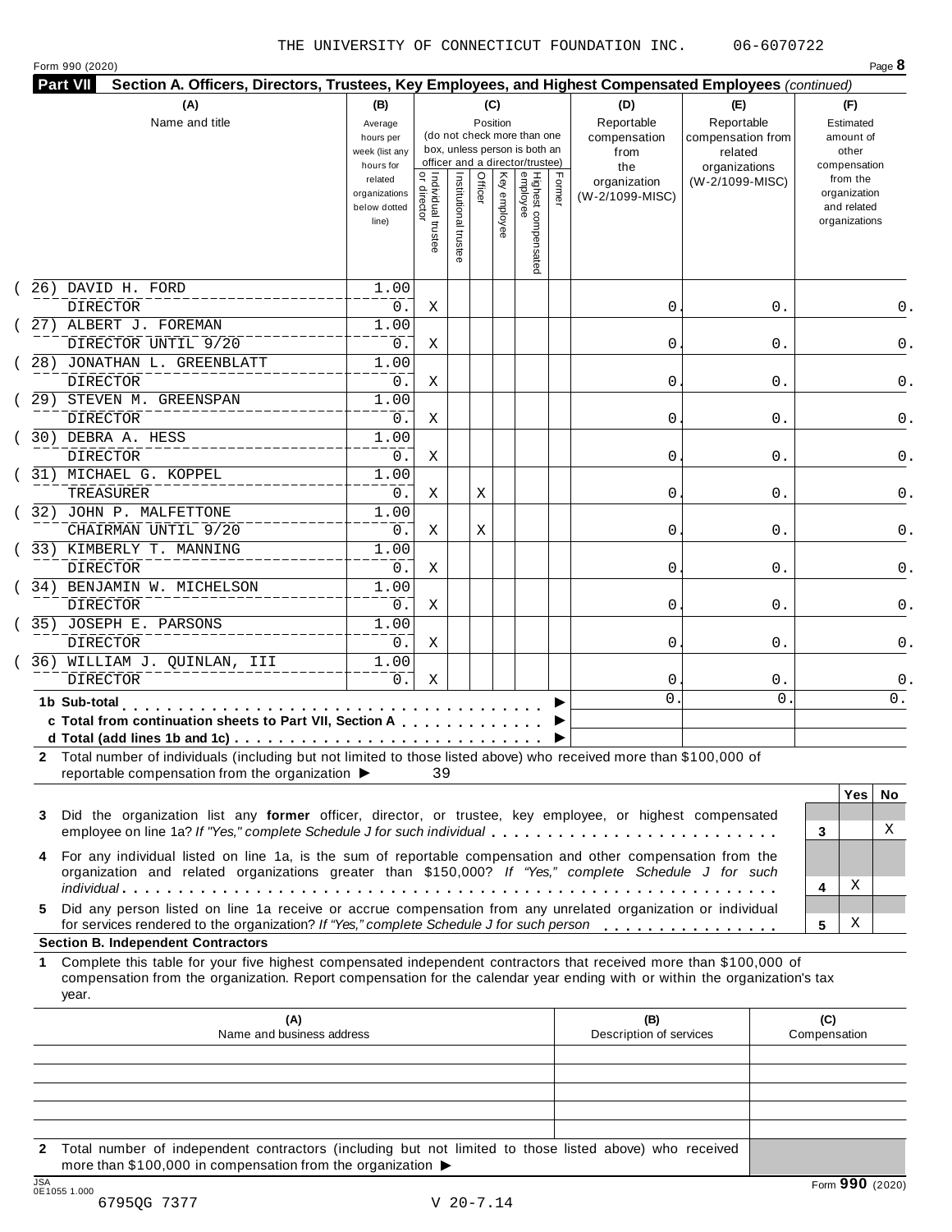THE UNIVERSITY OF CONNECTICUT FOUNDATION INC. 06-6070722

Form 990 (2020)

**Part VII Section A. Officers, Directors, Trustees, Key Employees, and Highest Compensated Employees** *(continued)*

| (A) Name and title | (B) Average hours per week (list any hours for related organizations below dotted line) | (C) Position: Individual trustee or director | Institutional trustee | Officer | Key employee | Highest compensated employee | Former | (D) Reportable compensation from the organization (W-2/1099-MISC) | (E) Reportable compensation from related organizations (W-2/1099-MISC) | (F) Estimated amount of other compensation from the organization and related organizations |
|---|---|---|---|---|---|---|---|---|---|---|
| (26) DAVID H. FORD<br>DIRECTOR | 1.00<br>0. | X | | | | | | 0. | 0. | 0. |
| (27) ALBERT J. FOREMAN<br>DIRECTOR UNTIL 9/20 | 1.00<br>0. | X | | | | | | 0. | 0. | 0. |
| (28) JONATHAN L. GREENBLATT<br>DIRECTOR | 1.00<br>0. | X | | | | | | 0. | 0. | 0. |
| (29) STEVEN M. GREENSPAN<br>DIRECTOR | 1.00<br>0. | X | | | | | | 0. | 0. | 0. |
| (30) DEBRA A. HESS<br>DIRECTOR | 1.00<br>0. | X | | | | | | 0. | 0. | 0. |
| (31) MICHAEL G. KOPPEL<br>TREASURER | 1.00<br>0. | X | | X | | | | 0. | 0. | 0. |
| (32) JOHN P. MALFETTONE<br>CHAIRMAN UNTIL 9/20 | 1.00<br>0. | X | | X | | | | 0. | 0. | 0. |
| (33) KIMBERLY T. MANNING<br>DIRECTOR | 1.00<br>0. | X | | | | | | 0. | 0. | 0. |
| (34) BENJAMIN W. MICHELSON<br>DIRECTOR | 1.00<br>0. | X | | | | | | 0. | 0. | 0. |
| (35) JOSEPH E. PARSONS<br>DIRECTOR | 1.00<br>0. | X | | | | | | 0. | 0. | 0. |
| (36) WILLIAM J. QUINLAN, III<br>DIRECTOR | 1.00<br>0. | X | | | | | | 0. | 0. | 0. |
| **1b Sub-total** | | | | | | | | 0. | 0. | 0. |
| **c Total from continuation sheets to Part VII, Section A** | | | | | | | | | | |
| **d Total (add lines 1b and 1c)** | | | | | | | | | | |

**2** Total number of individuals (including but not limited to those listed above) who received more than $100,000 of reportable compensation from the organization ▶ 39

| | | Yes | No |
|---|---|---|---|
| **3** Did the organization list any **former** officer, director, or trustee, key employee, or highest compensated employee on line 1a? *If "Yes," complete Schedule J for such individual* | 3 | | X |
| **4** For any individual listed on line 1a, is the sum of reportable compensation and other compensation from the organization and related organizations greater than $150,000? *If "Yes," complete Schedule J for such individual* | 4 | X | |
| **5** Did any person listed on line 1a receive or accrue compensation from any unrelated organization or individual for services rendered to the organization? *If "Yes," complete Schedule J for such person* | 5 | X | |

**Section B. Independent Contractors**

**1** Complete this table for your five highest compensated independent contractors that received more than $100,000 of compensation from the organization. Report compensation for the calendar year ending with or within the organization's tax year.

| (A) Name and business address | (B) Description of services | (C) Compensation |
|---|---|---|
| | | |
| | | |
| | | |
| | | |
| | | |

**2** Total number of independent contractors (including but not limited to those listed above) who received more than $100,000 in compensation from the organization ▶

Form **990** (2020)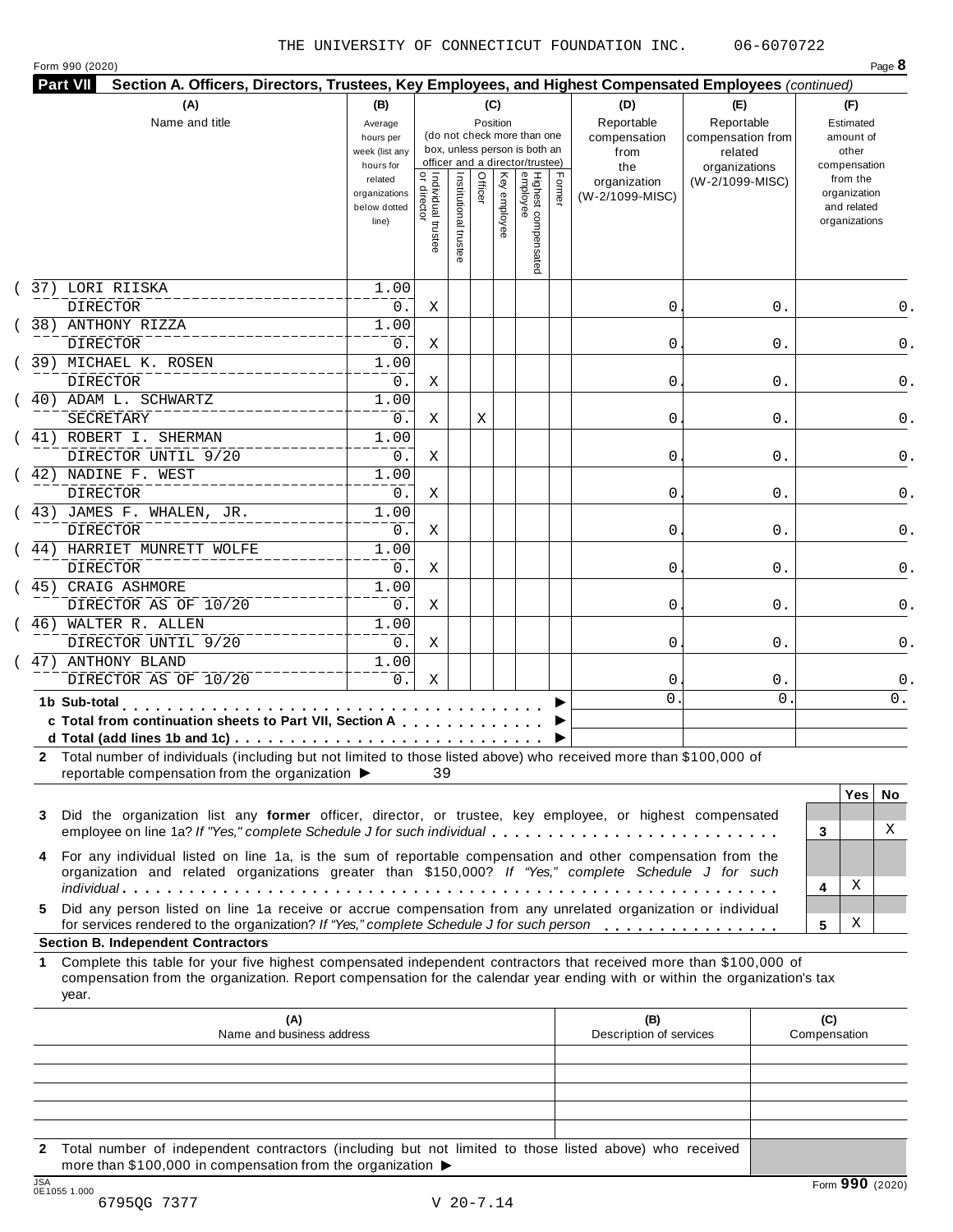THE UNIVERSITY OF CONNECTICUT FOUNDATION INC. 06-6070722

Form 990 (2020) Page **8**

**Part VII Section A. Officers, Directors, Trustees, Key Employees, and Highest Compensated Employees** *(continued)*

| (A) Name and title | (B) Average hours per week (list any hours for related organizations below dotted line) | (C) Position: Individual trustee or director | Institutional trustee | Officer | Key employee | Highest compensated employee | Former | (D) Reportable compensation from the organization (W-2/1099-MISC) | (E) Reportable compensation from related organizations (W-2/1099-MISC) | (F) Estimated amount of other compensation from the organization and related organizations |
|---|---|---|---|---|---|---|---|---|---|---|
| (37) LORI RIISKA<br>DIRECTOR | 1.00<br>0. | X | | | | | | 0. | 0. | 0. |
| (38) ANTHONY RIZZA<br>DIRECTOR | 1.00<br>0. | X | | | | | | 0. | 0. | 0. |
| (39) MICHAEL K. ROSEN<br>DIRECTOR | 1.00<br>0. | X | | | | | | 0. | 0. | 0. |
| (40) ADAM L. SCHWARTZ<br>SECRETARY | 1.00<br>0. | X | | X | | | | 0. | 0. | 0. |
| (41) ROBERT I. SHERMAN<br>DIRECTOR UNTIL 9/20 | 1.00<br>0. | X | | | | | | 0. | 0. | 0. |
| (42) NADINE F. WEST<br>DIRECTOR | 1.00<br>0. | X | | | | | | 0. | 0. | 0. |
| (43) JAMES F. WHALEN, JR.<br>DIRECTOR | 1.00<br>0. | X | | | | | | 0. | 0. | 0. |
| (44) HARRIET MUNRETT WOLFE<br>DIRECTOR | 1.00<br>0. | X | | | | | | 0. | 0. | 0. |
| (45) CRAIG ASHMORE<br>DIRECTOR AS OF 10/20 | 1.00<br>0. | X | | | | | | 0. | 0. | 0. |
| (46) WALTER R. ALLEN<br>DIRECTOR UNTIL 9/20 | 1.00<br>0. | X | | | | | | 0. | 0. | 0. |
| (47) ANTHONY BLAND<br>DIRECTOR AS OF 10/20 | 1.00<br>0. | X | | | | | | 0. | 0. | 0. |
| **1b Sub-total** ▶ | | | | | | | | 0. | 0. | 0. |
| **c Total from continuation sheets to Part VII, Section A** ▶ | | | | | | | | | | |
| **d Total (add lines 1b and 1c)** ▶ | | | | | | | | | | |

**2** Total number of individuals (including but not limited to those listed above) who received more than $100,000 of reportable compensation from the organization ▶ 39

| | | Yes | No |
|---|---|---|---|
| **3** Did the organization list any **former** officer, director, or trustee, key employee, or highest compensated employee on line 1a? *If "Yes," complete Schedule J for such individual* | 3 | | X |
| **4** For any individual listed on line 1a, is the sum of reportable compensation and other compensation from the organization and related organizations greater than $150,000? *If "Yes," complete Schedule J for such individual* | 4 | X | |
| **5** Did any person listed on line 1a receive or accrue compensation from any unrelated organization or individual for services rendered to the organization? *If "Yes," complete Schedule J for such person* | 5 | X | |

**Section B. Independent Contractors**

**1** Complete this table for your five highest compensated independent contractors that received more than $100,000 of compensation from the organization. Report compensation for the calendar year ending with or within the organization's tax year.

| (A) Name and business address | (B) Description of services | (C) Compensation |
|---|---|---|
| | | |
| | | |
| | | |
| | | |
| | | |

**2** Total number of independent contractors (including but not limited to those listed above) who received more than $100,000 in compensation from the organization ▶

Form **990** (2020)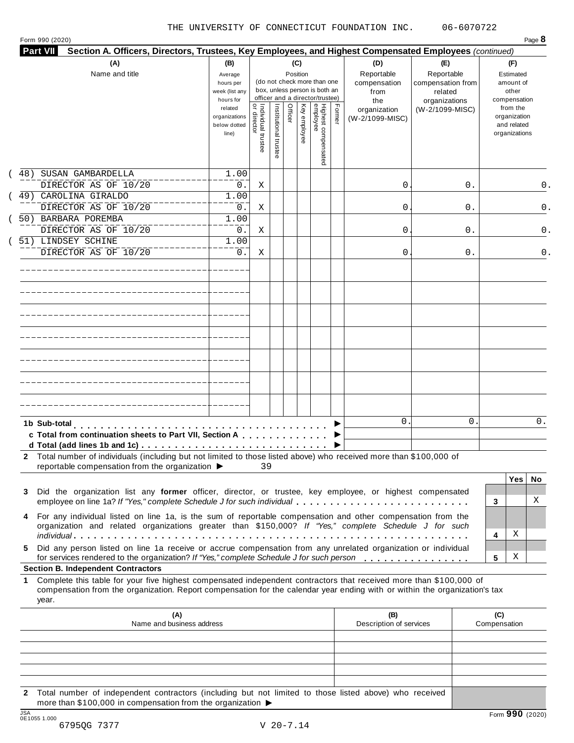THE UNIVERSITY OF CONNECTICUT FOUNDATION INC. 06-6070722

Form 990 (2020) Page **8**

**Part VII** **Section A. Officers, Directors, Trustees, Key Employees, and Highest Compensated Employees** *(continued)*

| (A) Name and title | (B) Average hours per week (list any hours for related organizations below dotted line) | (C) Position: Individual trustee or director | Institutional trustee | Officer | Key employee | Highest compensated employee | Former | (D) Reportable compensation from the organization (W-2/1099-MISC) | (E) Reportable compensation from related organizations (W-2/1099-MISC) | (F) Estimated amount of other compensation from the organization and related organizations |
|---|---|---|---|---|---|---|---|---|---|---|
| (48) SUSAN GAMBARDELLA<br>DIRECTOR AS OF 10/20 | 1.00<br>0. | X | | | | | | 0. | 0. | 0. |
| (49) CAROLINA GIRALDO<br>DIRECTOR AS OF 10/20 | 1.00<br>0. | X | | | | | | 0. | 0. | 0. |
| (50) BARBARA POREMBA<br>DIRECTOR AS OF 10/20 | 1.00<br>0. | X | | | | | | 0. | 0. | 0. |
| (51) LINDSEY SCHINE<br>DIRECTOR AS OF 10/20 | 1.00<br>0. | X | | | | | | 0. | 0. | 0. |

| | (D) | (E) | (F) |
|---|---|---|---|
| **1b Sub-total** ▶ | 0. | 0. | 0. |
| **c Total from continuation sheets to Part VII, Section A** ▶ | | | |
| **d Total (add lines 1b and 1c)** ▶ | | | |

**2** Total number of individuals (including but not limited to those listed above) who received more than $100,000 of reportable compensation from the organization ▶ 39

| | | Yes | No |
|---|---|---|---|
| **3** Did the organization list any **former** officer, director, or trustee, key employee, or highest compensated employee on line 1a? *If "Yes," complete Schedule J for such individual* | 3 | | X |
| **4** For any individual listed on line 1a, is the sum of reportable compensation and other compensation from the organization and related organizations greater than $150,000? *If "Yes," complete Schedule J for such individual* | 4 | X | |
| **5** Did any person listed on line 1a receive or accrue compensation from any unrelated organization or individual for services rendered to the organization? *If "Yes," complete Schedule J for such person* | 5 | X | |

**Section B. Independent Contractors**

**1** Complete this table for your five highest compensated independent contractors that received more than $100,000 of compensation from the organization. Report compensation for the calendar year ending with or within the organization's tax year.

| (A) Name and business address | (B) Description of services | (C) Compensation |
|---|---|---|
| | | |
| | | |
| | | |
| | | |
| | | |

**2** Total number of independent contractors (including but not limited to those listed above) who received more than $100,000 in compensation from the organization ▶

Form **990** (2020)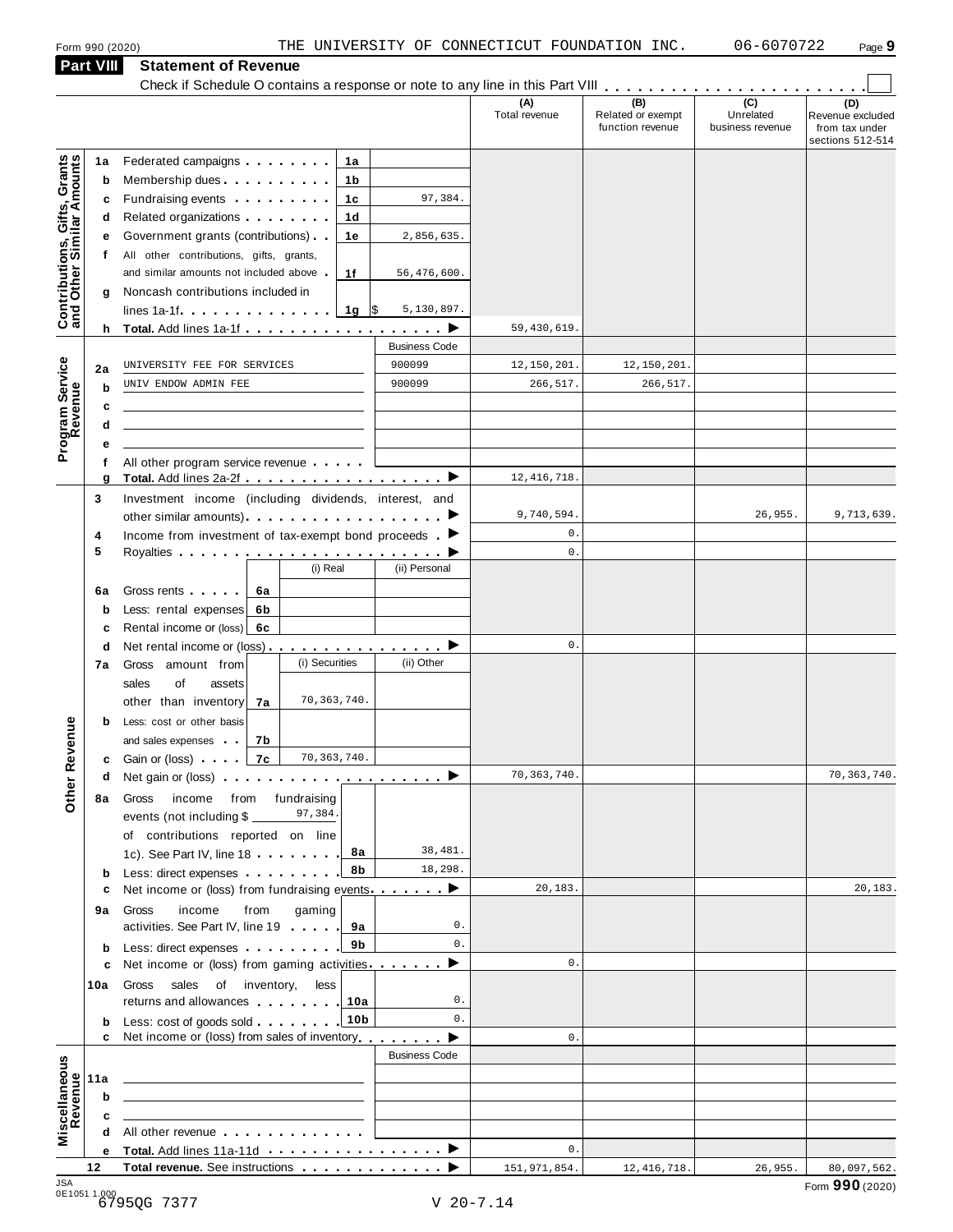Form 990 (2020) THE UNIVERSITY OF CONNECTICUT FOUNDATION INC. 06-6070722

## Part VIII Statement of Revenue

Check if Schedule O contains a response or note to any line in this Part VIII . . . . . . . . . . . . . . . . . . . . . . . ☐

| | | | | (A) Total revenue | (B) Related or exempt function revenue | (C) Unrelated business revenue | (D) Revenue excluded from tax under sections 512-514 |
|---|---|---|---|---|---|---|---|
| **Contributions, Gifts, Grants and Other Similar Amounts** | 1a | Federated campaigns . . . 1a | | | | | |
| | b | Membership dues . . . 1b | | | | | |
| | c | Fundraising events . . . 1c | 97,384. | | | | |
| | d | Related organizations . . . 1d | | | | | |
| | e | Government grants (contributions) . . 1e | 2,856,635. | | | | |
| | f | All other contributions, gifts, grants, and similar amounts not included above . 1f | 56,476,600. | | | | |
| | g | Noncash contributions included in lines 1a-1f . . . 1g | $ 5,130,897. | | | | |
| | h | **Total.** Add lines 1a-1f . . . ▶ | | 59,430,619. | | | |
| **Program Service Revenue** | | | Business Code | | | | |
| | 2a | UNIVERSITY FEE FOR SERVICES | 900099 | 12,150,201. | 12,150,201. | | |
| | b | UNIV ENDOW ADMIN FEE | 900099 | 266,517. | 266,517. | | |
| | c | | | | | | |
| | d | | | | | | |
| | e | | | | | | |
| | f | All other program service revenue . . . | | | | | |
| | g | **Total.** Add lines 2a-2f . . . ▶ | | 12,416,718. | | | |
| **Other Revenue** | 3 | Investment income (including dividends, interest, and other similar amounts) . . . ▶ | | 9,740,594. | | 26,955. | 9,713,639. |
| | 4 | Income from investment of tax-exempt bond proceeds . ▶ | | 0. | | | |
| | 5 | Royalties . . . ▶ | | 0. | | | |
| | | | (i) Real / (ii) Personal | | | | |
| | 6a | Gross rents . . . 6a | | | | | |
| | b | Less: rental expenses 6b | | | | | |
| | c | Rental income or (loss) 6c | | | | | |
| | d | Net rental income or (loss) . . . ▶ | | 0. | | | |
| | | | (i) Securities / (ii) Other | | | | |
| | 7a | Gross amount from sales of assets other than inventory 7a | (i) 70,363,740. | | | | |
| | b | Less: cost or other basis and sales expenses . . 7b | | | | | |
| | c | Gain or (loss) . . . 7c | (i) 70,363,740. | | | | |
| | d | Net gain or (loss) . . . ▶ | | 70,363,740. | | | 70,363,740. |
| | 8a | Gross income from fundraising events (not including $ 97,384. of contributions reported on line 1c). See Part IV, line 18 . . . 8a | 38,481. | | | | |
| | b | Less: direct expenses . . . 8b | 18,298. | | | | |
| | c | Net income or (loss) from fundraising events . . . ▶ | | 20,183. | | | 20,183. |
| | 9a | Gross income from gaming activities. See Part IV, line 19 . . . 9a | 0. | | | | |
| | b | Less: direct expenses . . . 9b | 0. | | | | |
| | c | Net income or (loss) from gaming activities . . . ▶ | | 0. | | | |
| | 10a | Gross sales of inventory, less returns and allowances . . . 10a | 0. | | | | |
| | b | Less: cost of goods sold . . . 10b | 0. | | | | |
| | c | Net income or (loss) from sales of inventory . . . ▶ | | 0. | | | |
| **Miscellaneous Revenue** | | | Business Code | | | | |
| | 11a | | | | | | |
| | b | | | | | | |
| | c | | | | | | |
| | d | All other revenue . . . | | | | | |
| | e | **Total.** Add lines 11a-11d . . . ▶ | | 0. | | | |
| | 12 | **Total revenue.** See instructions . . . ▶ | | 151,971,854. | 12,416,718. | 26,955. | 80,097,562. |

JSA 0E1051 1.000 6795QG 7377 V 20-7.14 Form **990** (2020)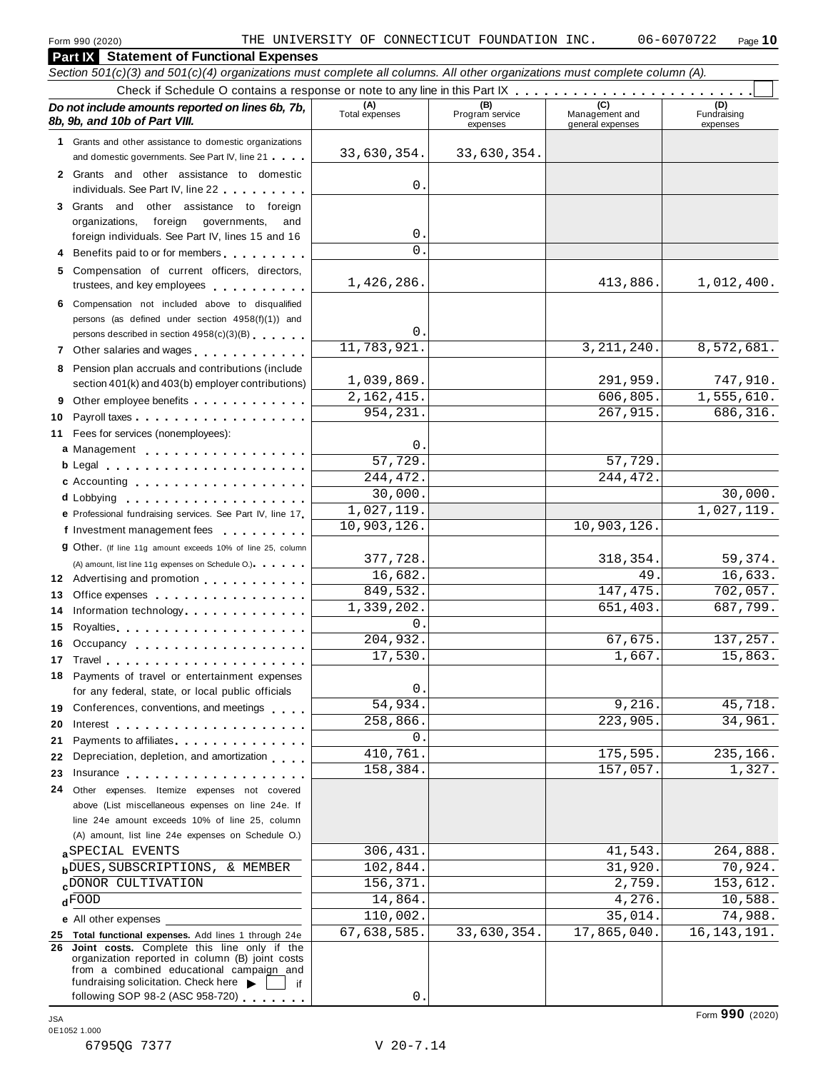Form 990 (2020) THE UNIVERSITY OF CONNECTICUT FOUNDATION INC. 06-6070722

## Part IX Statement of Functional Expenses

*Section 501(c)(3) and 501(c)(4) organizations must complete all columns. All other organizations must complete column (A).*

Check if Schedule O contains a response or note to any line in this Part IX . . . . . . . . . . . . . . . . . . . . . . . . ☐

| *Do not include amounts reported on lines 6b, 7b, 8b, 9b, and 10b of Part VIII.* | (A) Total expenses | (B) Program service expenses | (C) Management and general expenses | (D) Fundraising expenses |
|---|---|---|---|---|
| **1** Grants and other assistance to domestic organizations and domestic governments. See Part IV, line 21 | 33,630,354. | 33,630,354. | | |
| **2** Grants and other assistance to domestic individuals. See Part IV, line 22 | 0. | | | |
| **3** Grants and other assistance to foreign organizations, foreign governments, and foreign individuals. See Part IV, lines 15 and 16 | 0. | | | |
| **4** Benefits paid to or for members | 0. | | | |
| **5** Compensation of current officers, directors, trustees, and key employees | 1,426,286. | | 413,886. | 1,012,400. |
| **6** Compensation not included above to disqualified persons (as defined under section 4958(f)(1)) and persons described in section 4958(c)(3)(B) | 0. | | | |
| **7** Other salaries and wages | 11,783,921. | | 3,211,240. | 8,572,681. |
| **8** Pension plan accruals and contributions (include section 401(k) and 403(b) employer contributions) | 1,039,869. | | 291,959. | 747,910. |
| **9** Other employee benefits | 2,162,415. | | 606,805. | 1,555,610. |
| **10** Payroll taxes | 954,231. | | 267,915. | 686,316. |
| **11** Fees for services (nonemployees): | | | | |
| **a** Management | 0. | | | |
| **b** Legal | 57,729. | | 57,729. | |
| **c** Accounting | 244,472. | | 244,472. | |
| **d** Lobbying | 30,000. | | | 30,000. |
| **e** Professional fundraising services. See Part IV, line 17 | 1,027,119. | | | 1,027,119. |
| **f** Investment management fees | 10,903,126. | | 10,903,126. | |
| **g** Other. (If line 11g amount exceeds 10% of line 25, column (A) amount, list line 11g expenses on Schedule O.) | 377,728. | | 318,354. | 59,374. |
| **12** Advertising and promotion | 16,682. | | 49. | 16,633. |
| **13** Office expenses | 849,532. | | 147,475. | 702,057. |
| **14** Information technology | 1,339,202. | | 651,403. | 687,799. |
| **15** Royalties | 0. | | | |
| **16** Occupancy | 204,932. | | 67,675. | 137,257. |
| **17** Travel | 17,530. | | 1,667. | 15,863. |
| **18** Payments of travel or entertainment expenses for any federal, state, or local public officials | 0. | | | |
| **19** Conferences, conventions, and meetings | 54,934. | | 9,216. | 45,718. |
| **20** Interest | 258,866. | | 223,905. | 34,961. |
| **21** Payments to affiliates | 0. | | | |
| **22** Depreciation, depletion, and amortization | 410,761. | | 175,595. | 235,166. |
| **23** Insurance | 158,384. | | 157,057. | 1,327. |
| **24** Other expenses. Itemize expenses not covered above (List miscellaneous expenses on line 24e. If line 24e amount exceeds 10% of line 25, column (A) amount, list line 24e expenses on Schedule O.) | | | | |
| **a** SPECIAL EVENTS | 306,431. | | 41,543. | 264,888. |
| **b** DUES,SUBSCRIPTIONS, & MEMBER | 102,844. | | 31,920. | 70,924. |
| **c** DONOR CULTIVATION | 156,371. | | 2,759. | 153,612. |
| **d** FOOD | 14,864. | | 4,276. | 10,588. |
| **e** All other expenses | 110,002. | | 35,014. | 74,988. |
| **25 Total functional expenses.** Add lines 1 through 24e | 67,638,585. | 33,630,354. | 17,865,040. | 16,143,191. |
| **26 Joint costs.** Complete this line only if the organization reported in column (B) joint costs from a combined educational campaign and fundraising solicitation. Check here ▶ ☐ if following SOP 98-2 (ASC 958-720) | 0. | | | |

Form **990** (2020)

JSA 0E1052 1.000

6795QG 7377 V 20-7.14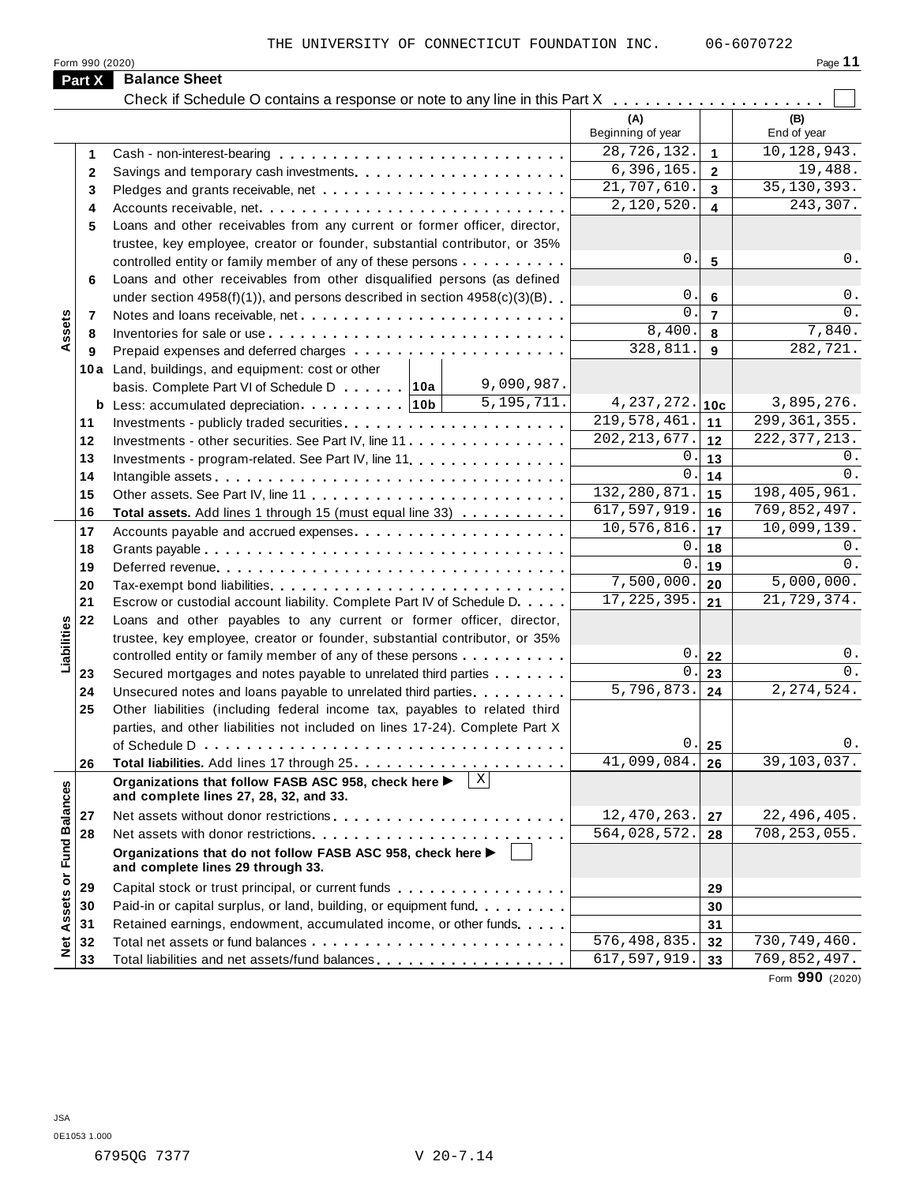THE UNIVERSITY OF CONNECTICUT FOUNDATION INC. 06-6070722

Form 990 (2020)

## Part X Balance Sheet

Check if Schedule O contains a response or note to any line in this Part X . . . . . . . . . . . . . . . . . . . . ☐

| Section | Line | Description | (A) Beginning of year | | (B) End of year |
|---|---|---|---|---|---|
| Assets | 1 | Cash - non-interest-bearing | 28,726,132. | 1 | 10,128,943. |
| | 2 | Savings and temporary cash investments | 6,396,165. | 2 | 19,488. |
| | 3 | Pledges and grants receivable, net | 21,707,610. | 3 | 35,130,393. |
| | 4 | Accounts receivable, net | 2,120,520. | 4 | 243,307. |
| | 5 | Loans and other receivables from any current or former officer, director, trustee, key employee, creator or founder, substantial contributor, or 35% controlled entity or family member of any of these persons | 0. | 5 | 0. |
| | 6 | Loans and other receivables from other disqualified persons (as defined under section 4958(f)(1)), and persons described in section 4958(c)(3)(B) | 0. | 6 | 0. |
| | 7 | Notes and loans receivable, net | 0. | 7 | 0. |
| | 8 | Inventories for sale or use | 8,400. | 8 | 7,840. |
| | 9 | Prepaid expenses and deferred charges | 328,811. | 9 | 282,721. |
| | 10a | Land, buildings, and equipment: cost or other basis. Complete Part VI of Schedule D . . . . . . 10a 9,090,987. | | | |
| | b | Less: accumulated depreciation . . . . . . . . . . 10b 5,195,711. | 4,237,272. | 10c | 3,895,276. |
| | 11 | Investments - publicly traded securities | 219,578,461. | 11 | 299,361,355. |
| | 12 | Investments - other securities. See Part IV, line 11 | 202,213,677. | 12 | 222,377,213. |
| | 13 | Investments - program-related. See Part IV, line 11 | 0. | 13 | 0. |
| | 14 | Intangible assets | 0. | 14 | 0. |
| | 15 | Other assets. See Part IV, line 11 | 132,280,871. | 15 | 198,405,961. |
| | 16 | **Total assets.** Add lines 1 through 15 (must equal line 33) | 617,597,919. | 16 | 769,852,497. |
| Liabilities | 17 | Accounts payable and accrued expenses | 10,576,816. | 17 | 10,099,139. |
| | 18 | Grants payable | 0. | 18 | 0. |
| | 19 | Deferred revenue | 0. | 19 | 0. |
| | 20 | Tax-exempt bond liabilities | 7,500,000. | 20 | 5,000,000. |
| | 21 | Escrow or custodial account liability. Complete Part IV of Schedule D | 17,225,395. | 21 | 21,729,374. |
| | 22 | Loans and other payables to any current or former officer, director, trustee, key employee, creator or founder, substantial contributor, or 35% controlled entity or family member of any of these persons | 0. | 22 | 0. |
| | 23 | Secured mortgages and notes payable to unrelated third parties | 0. | 23 | 0. |
| | 24 | Unsecured notes and loans payable to unrelated third parties | 5,796,873. | 24 | 2,274,524. |
| | 25 | Other liabilities (including federal income tax, payables to related third parties, and other liabilities not included on lines 17-24). Complete Part X of Schedule D | 0. | 25 | 0. |
| | 26 | **Total liabilities.** Add lines 17 through 25 | 41,099,084. | 26 | 39,103,037. |
| Net Assets or Fund Balances | | **Organizations that follow FASB ASC 958, check here ▶ ☒ and complete lines 27, 28, 32, and 33.** | | | |
| | 27 | Net assets without donor restrictions | 12,470,263. | 27 | 22,496,405. |
| | 28 | Net assets with donor restrictions | 564,028,572. | 28 | 708,253,055. |
| | | **Organizations that do not follow FASB ASC 958, check here ▶ ☐ and complete lines 29 through 33.** | | | |
| | 29 | Capital stock or trust principal, or current funds | | 29 | |
| | 30 | Paid-in or capital surplus, or land, building, or equipment fund | | 30 | |
| | 31 | Retained earnings, endowment, accumulated income, or other funds | | 31 | |
| | 32 | Total net assets or fund balances | 576,498,835. | 32 | 730,749,460. |
| | 33 | Total liabilities and net assets/fund balances | 617,597,919. | 33 | 769,852,497. |

Form **990** (2020)

JSA
0E1053 1.000
6795QG 7377 V 20-7.14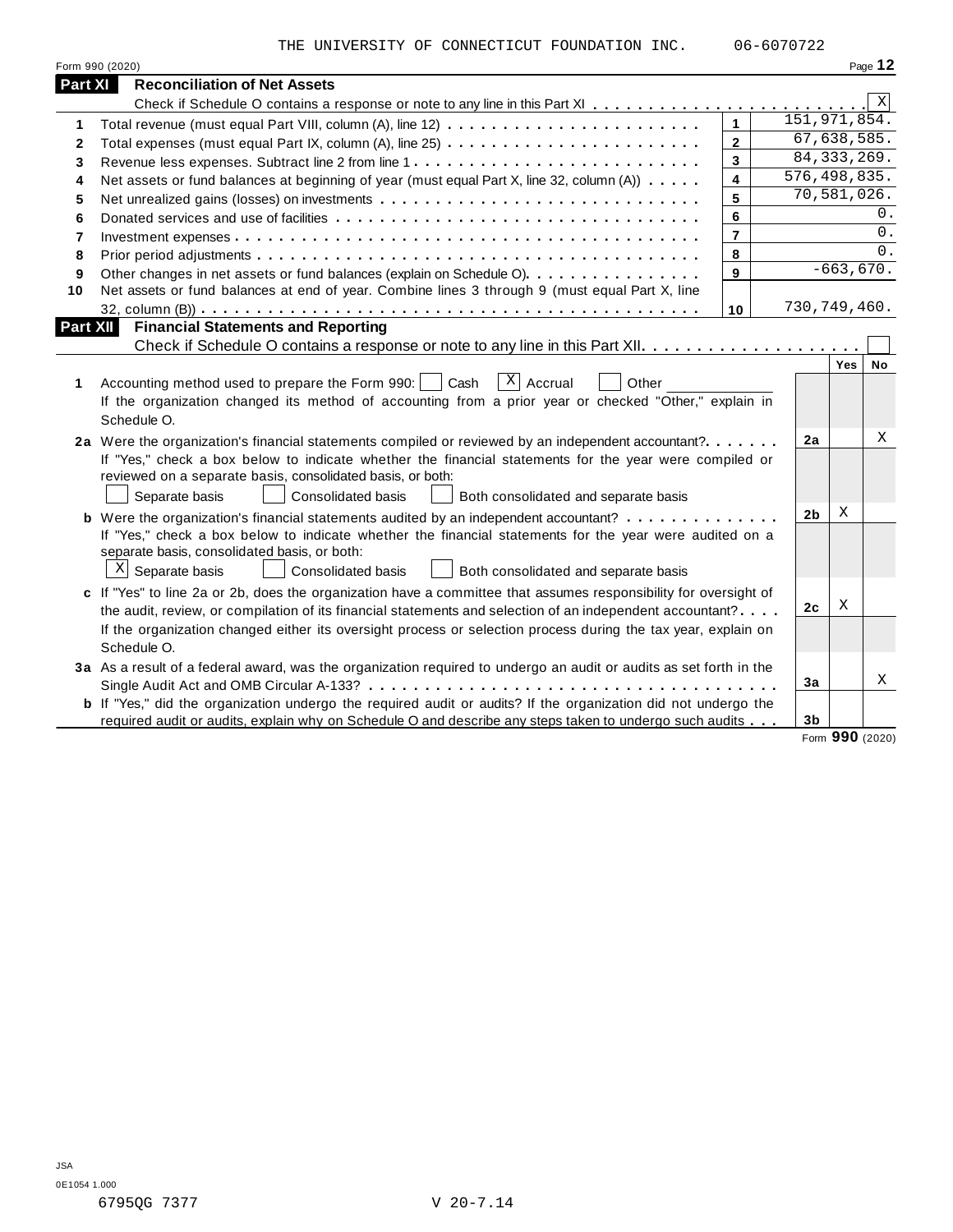THE UNIVERSITY OF CONNECTICUT FOUNDATION INC. 06-6070722

Form 990 (2020) Page **12**

## Part XI Reconciliation of Net Assets

Check if Schedule O contains a response or note to any line in this Part XI . . . . . . . . . . . . . . . . . . . . . . . . [X]

| | | | |
|---|---|---|---|
| 1 | Total revenue (must equal Part VIII, column (A), line 12) | 1 | 151,971,854. |
| 2 | Total expenses (must equal Part IX, column (A), line 25) | 2 | 67,638,585. |
| 3 | Revenue less expenses. Subtract line 2 from line 1 | 3 | 84,333,269. |
| 4 | Net assets or fund balances at beginning of year (must equal Part X, line 32, column (A)) | 4 | 576,498,835. |
| 5 | Net unrealized gains (losses) on investments | 5 | 70,581,026. |
| 6 | Donated services and use of facilities | 6 | 0. |
| 7 | Investment expenses | 7 | 0. |
| 8 | Prior period adjustments | 8 | 0. |
| 9 | Other changes in net assets or fund balances (explain on Schedule O) | 9 | -663,670. |
| 10 | Net assets or fund balances at end of year. Combine lines 3 through 9 (must equal Part X, line 32, column (B)) | 10 | 730,749,460. |

## Part XII Financial Statements and Reporting

Check if Schedule O contains a response or note to any line in this Part XII . . . . . . . . . . . . . . . . . . . . [ ]

| | | | Yes | No |
|---|---|---|---|---|
| 1 | Accounting method used to prepare the Form 990: [ ] Cash [X] Accrual [ ] Other ____________<br>If the organization changed its method of accounting from a prior year or checked "Other," explain in Schedule O. | | | |
| 2a | Were the organization's financial statements compiled or reviewed by an independent accountant?<br>If "Yes," check a box below to indicate whether the financial statements for the year were compiled or reviewed on a separate basis, consolidated basis, or both:<br>[ ] Separate basis [ ] Consolidated basis [ ] Both consolidated and separate basis | 2a | | X |
| b | Were the organization's financial statements audited by an independent accountant?<br>If "Yes," check a box below to indicate whether the financial statements for the year were audited on a separate basis, consolidated basis, or both:<br>[X] Separate basis [ ] Consolidated basis [ ] Both consolidated and separate basis | 2b | X | |
| c | If "Yes" to line 2a or 2b, does the organization have a committee that assumes responsibility for oversight of the audit, review, or compilation of its financial statements and selection of an independent accountant?<br>If the organization changed either its oversight process or selection process during the tax year, explain on Schedule O. | 2c | X | |
| 3a | As a result of a federal award, was the organization required to undergo an audit or audits as set forth in the Single Audit Act and OMB Circular A-133? | 3a | | X |
| b | If "Yes," did the organization undergo the required audit or audits? If the organization did not undergo the required audit or audits, explain why on Schedule O and describe any steps taken to undergo such audits | 3b | | |

Form **990** (2020)

JSA
0E1054 1.000
6795QG 7377 V 20-7.14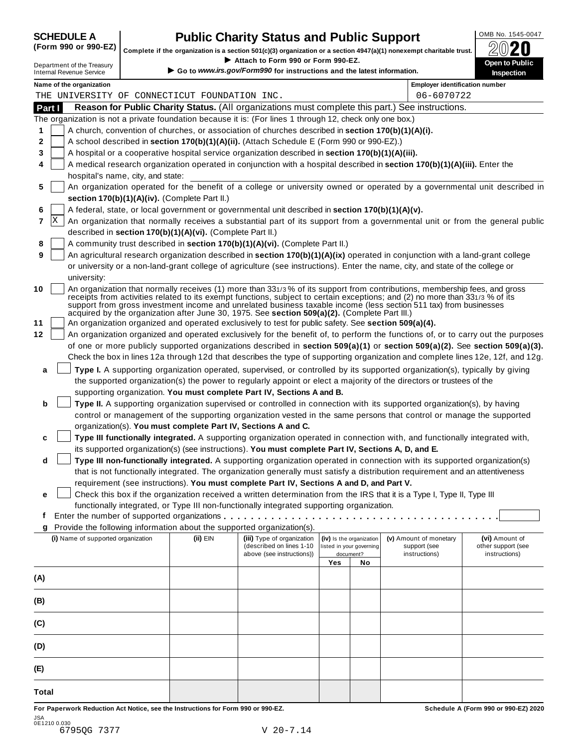**SCHEDULE A (Form 990 or 990-EZ)**

Department of the Treasury
Internal Revenue Service

# Public Charity Status and Public Support

**Complete if the organization is a section 501(c)(3) organization or a section 4947(a)(1) nonexempt charitable trust.**

▶ **Attach to Form 990 or Form 990-EZ.**

▶ **Go to *www.irs.gov/Form990* for instructions and the latest information.**

OMB No. 1545-0047

**2020**

**Open to Public Inspection**

**Name of the organization**
THE UNIVERSITY OF CONNECTICUT FOUNDATION INC.

**Employer identification number**
06-6070722

## Part I — Reason for Public Charity Status. (All organizations must complete this part.) See instructions.

The organization is not a private foundation because it is: (For lines 1 through 12, check only one box.)

1. [ ] A church, convention of churches, or association of churches described in **section 170(b)(1)(A)(i).**
2. [ ] A school described in **section 170(b)(1)(A)(ii).** (Attach Schedule E (Form 990 or 990-EZ).)
3. [ ] A hospital or a cooperative hospital service organization described in **section 170(b)(1)(A)(iii).**
4. [ ] A medical research organization operated in conjunction with a hospital described in **section 170(b)(1)(A)(iii).** Enter the hospital's name, city, and state: ______
5. [ ] An organization operated for the benefit of a college or university owned or operated by a governmental unit described in **section 170(b)(1)(A)(iv).** (Complete Part II.)
6. [ ] A federal, state, or local government or governmental unit described in **section 170(b)(1)(A)(v).**
7. [X] An organization that normally receives a substantial part of its support from a governmental unit or from the general public described in **section 170(b)(1)(A)(vi).** (Complete Part II.)
8. [ ] A community trust described in **section 170(b)(1)(A)(vi).** (Complete Part II.)
9. [ ] An agricultural research organization described in **section 170(b)(1)(A)(ix)** operated in conjunction with a land-grant college or university or a non-land-grant college of agriculture (see instructions). Enter the name, city, and state of the college or university: ______
10. [ ] An organization that normally receives (1) more than 33 1/3 % of its support from contributions, membership fees, and gross receipts from activities related to its exempt functions, subject to certain exceptions; and (2) no more than 33 1/3 % of its support from gross investment income and unrelated business taxable income (less section 511 tax) from businesses acquired by the organization after June 30, 1975. See **section 509(a)(2).** (Complete Part III.)
11. [ ] An organization organized and operated exclusively to test for public safety. See **section 509(a)(4).**
12. [ ] An organization organized and operated exclusively for the benefit of, to perform the functions of, or to carry out the purposes of one or more publicly supported organizations described in **section 509(a)(1)** or **section 509(a)(2).** See **section 509(a)(3).** Check the box in lines 12a through 12d that describes the type of supporting organization and complete lines 12e, 12f, and 12g.
   - **a** [ ] **Type I.** A supporting organization operated, supervised, or controlled by its supported organization(s), typically by giving the supported organization(s) the power to regularly appoint or elect a majority of the directors or trustees of the supporting organization. **You must complete Part IV, Sections A and B.**
   - **b** [ ] **Type II.** A supporting organization supervised or controlled in connection with its supported organization(s), by having control or management of the supporting organization vested in the same persons that control or manage the supported organization(s). **You must complete Part IV, Sections A and C.**
   - **c** [ ] **Type III functionally integrated.** A supporting organization operated in connection with, and functionally integrated with, its supported organization(s) (see instructions). **You must complete Part IV, Sections A, D, and E.**
   - **d** [ ] **Type III non-functionally integrated.** A supporting organization operated in connection with its supported organization(s) that is not functionally integrated. The organization generally must satisfy a distribution requirement and an attentiveness requirement (see instructions). **You must complete Part IV, Sections A and D, and Part V.**
   - **e** [ ] Check this box if the organization received a written determination from the IRS that it is a Type I, Type II, Type III functionally integrated, or Type III non-functionally integrated supporting organization.
   - **f** Enter the number of supported organizations . . . . . . ______
   - **g** Provide the following information about the supported organization(s).

| (i) Name of supported organization | (ii) EIN | (iii) Type of organization (described on lines 1-10 above (see instructions)) | (iv) Is the organization listed in your governing document? Yes | No | (v) Amount of monetary support (see instructions) | (vi) Amount of other support (see instructions) |
|---|---|---|---|---|---|---|
| (A) | | | | | | |
| (B) | | | | | | |
| (C) | | | | | | |
| (D) | | | | | | |
| (E) | | | | | | |
| Total | | | | | | |

**For Paperwork Reduction Act Notice, see the Instructions for Form 990 or 990-EZ.** **Schedule A (Form 990 or 990-EZ) 2020**

JSA
0E1210 0.030
6795QG 7377 V 20-7.14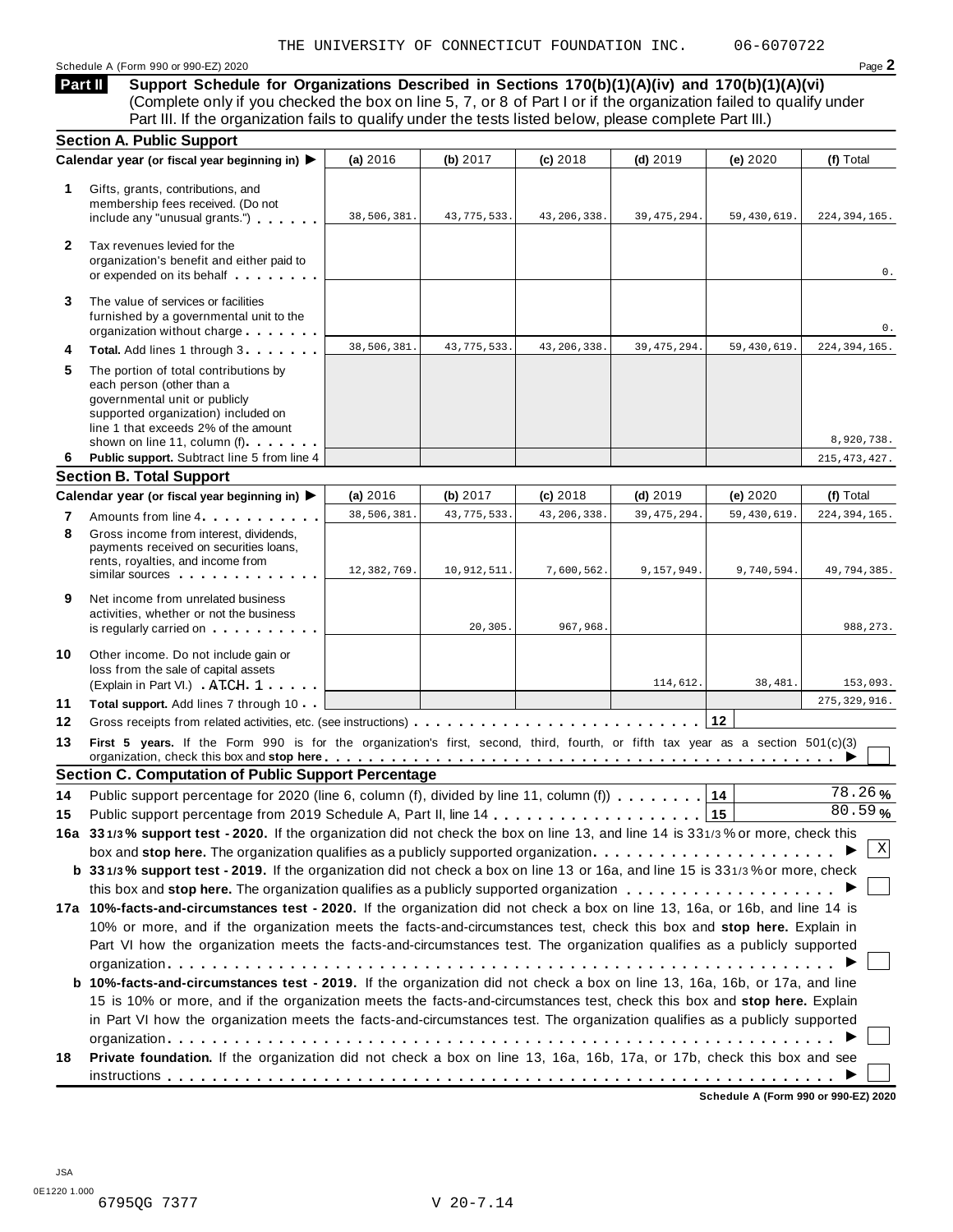THE UNIVERSITY OF CONNECTICUT FOUNDATION INC. 06-6070722

Schedule A (Form 990 or 990-EZ) 2020

**Part II** **Support Schedule for Organizations Described in Sections 170(b)(1)(A)(iv) and 170(b)(1)(A)(vi)** (Complete only if you checked the box on line 5, 7, or 8 of Part I or if the organization failed to qualify under Part III. If the organization fails to qualify under the tests listed below, please complete Part III.)

## Section A. Public Support

| | Calendar year (or fiscal year beginning in) ▶ | (a) 2016 | (b) 2017 | (c) 2018 | (d) 2019 | (e) 2020 | (f) Total |
|---|---|---|---|---|---|---|---|
| 1 | Gifts, grants, contributions, and membership fees received. (Do not include any "unusual grants.") | 38,506,381. | 43,775,533. | 43,206,338. | 39,475,294. | 59,430,619. | 224,394,165. |
| 2 | Tax revenues levied for the organization's benefit and either paid to or expended on its behalf | | | | | | 0. |
| 3 | The value of services or facilities furnished by a governmental unit to the organization without charge | | | | | | 0. |
| 4 | **Total.** Add lines 1 through 3 | 38,506,381. | 43,775,533. | 43,206,338. | 39,475,294. | 59,430,619. | 224,394,165. |
| 5 | The portion of total contributions by each person (other than a governmental unit or publicly supported organization) included on line 1 that exceeds 2% of the amount shown on line 11, column (f) | | | | | | 8,920,738. |
| 6 | **Public support.** Subtract line 5 from line 4 | | | | | | 215,473,427. |

## Section B. Total Support

| | Calendar year (or fiscal year beginning in) ▶ | (a) 2016 | (b) 2017 | (c) 2018 | (d) 2019 | (e) 2020 | (f) Total |
|---|---|---|---|---|---|---|---|
| 7 | Amounts from line 4 | 38,506,381. | 43,775,533. | 43,206,338. | 39,475,294. | 59,430,619. | 224,394,165. |
| 8 | Gross income from interest, dividends, payments received on securities loans, rents, royalties, and income from similar sources | 12,382,769. | 10,912,511. | 7,600,562. | 9,157,949. | 9,740,594. | 49,794,385. |
| 9 | Net income from unrelated business activities, whether or not the business is regularly carried on | | 20,305. | 967,968. | | | 988,273. |
| 10 | Other income. Do not include gain or loss from the sale of capital assets (Explain in Part VI.) ATCH 1 | | | | 114,612. | 38,481. | 153,093. |
| 11 | **Total support.** Add lines 7 through 10 | | | | | | 275,329,916. |
| 12 | Gross receipts from related activities, etc. (see instructions) | | | | | 12 | |

**13** **First 5 years.** If the Form 990 is for the organization's first, second, third, fourth, or fifth tax year as a section 501(c)(3) organization, check this box and **stop here** ▶ ☐

## Section C. Computation of Public Support Percentage

**14** Public support percentage for 2020 (line 6, column (f), divided by line 11, column (f)) **14** 78.26 %

**15** Public support percentage from 2019 Schedule A, Part II, line 14 **15** 80.59 %

**16a** **33 1/3 % support test - 2020.** If the organization did not check the box on line 13, and line 14 is 33 1/3 % or more, check this box and **stop here.** The organization qualifies as a publicly supported organization ▶ ☒

**b** **33 1/3 % support test - 2019.** If the organization did not check a box on line 13 or 16a, and line 15 is 33 1/3 % or more, check this box and **stop here.** The organization qualifies as a publicly supported organization ▶ ☐

**17a** **10%-facts-and-circumstances test - 2020.** If the organization did not check a box on line 13, 16a, or 16b, and line 14 is 10% or more, and if the organization meets the facts-and-circumstances test, check this box and **stop here.** Explain in Part VI how the organization meets the facts-and-circumstances test. The organization qualifies as a publicly supported organization ▶ ☐

**b** **10%-facts-and-circumstances test - 2019.** If the organization did not check a box on line 13, 16a, 16b, or 17a, and line 15 is 10% or more, and if the organization meets the facts-and-circumstances test, check this box and **stop here.** Explain in Part VI how the organization meets the facts-and-circumstances test. The organization qualifies as a publicly supported organization ▶ ☐

**18** **Private foundation.** If the organization did not check a box on line 13, 16a, 16b, 17a, or 17b, check this box and see instructions ▶ ☐

Schedule A (Form 990 or 990-EZ) 2020

JSA
0E1220 1.000
6795QG 7377 V 20-7.14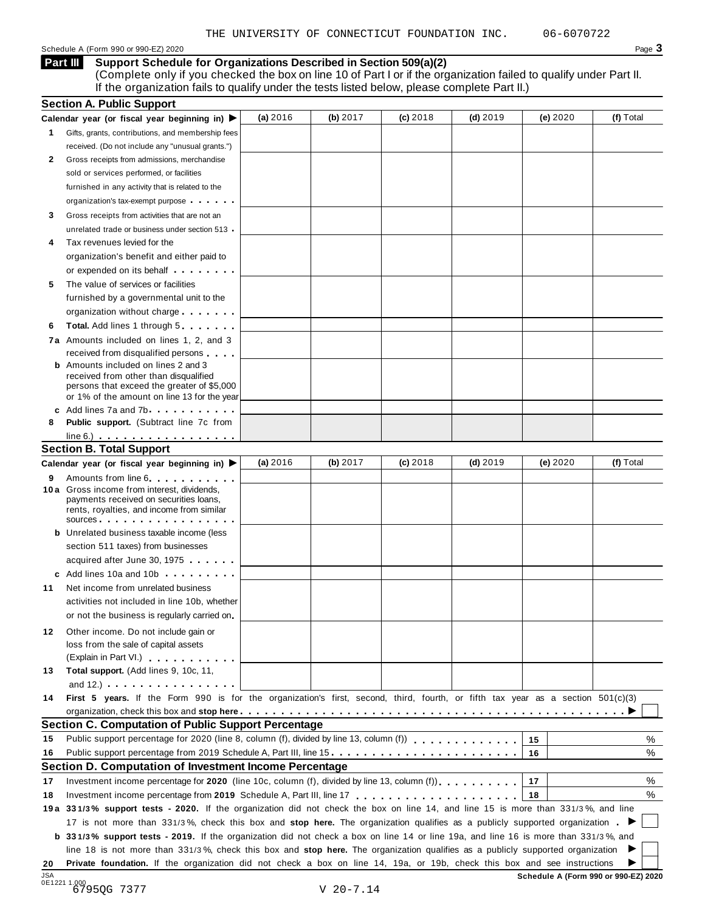THE UNIVERSITY OF CONNECTICUT FOUNDATION INC. 06-6070722

Schedule A (Form 990 or 990-EZ) 2020 Page **3**

## Part III Support Schedule for Organizations Described in Section 509(a)(2)

(Complete only if you checked the box on line 10 of Part I or if the organization failed to qualify under Part II. If the organization fails to qualify under the tests listed below, please complete Part II.)

### Section A. Public Support

| Calendar year (or fiscal year beginning in) ▶ | (a) 2016 | (b) 2017 | (c) 2018 | (d) 2019 | (e) 2020 | (f) Total |
|---|---|---|---|---|---|---|
| **1** Gifts, grants, contributions, and membership fees received. (Do not include any "unusual grants.") | | | | | | |
| **2** Gross receipts from admissions, merchandise sold or services performed, or facilities furnished in any activity that is related to the organization's tax-exempt purpose | | | | | | |
| **3** Gross receipts from activities that are not an unrelated trade or business under section 513 | | | | | | |
| **4** Tax revenues levied for the organization's benefit and either paid to or expended on its behalf | | | | | | |
| **5** The value of services or facilities furnished by a governmental unit to the organization without charge | | | | | | |
| **6** **Total.** Add lines 1 through 5 | | | | | | |
| **7a** Amounts included on lines 1, 2, and 3 received from disqualified persons | | | | | | |
| **b** Amounts included on lines 2 and 3 received from other than disqualified persons that exceed the greater of $5,000 or 1% of the amount on line 13 for the year | | | | | | |
| **c** Add lines 7a and 7b | | | | | | |
| **8** **Public support.** (Subtract line 7c from line 6.) | | | | | | |

### Section B. Total Support

| Calendar year (or fiscal year beginning in) ▶ | (a) 2016 | (b) 2017 | (c) 2018 | (d) 2019 | (e) 2020 | (f) Total |
|---|---|---|---|---|---|---|
| **9** Amounts from line 6 | | | | | | |
| **10a** Gross income from interest, dividends, payments received on securities loans, rents, royalties, and income from similar sources | | | | | | |
| **b** Unrelated business taxable income (less section 511 taxes) from businesses acquired after June 30, 1975 | | | | | | |
| **c** Add lines 10a and 10b | | | | | | |
| **11** Net income from unrelated business activities not included in line 10b, whether or not the business is regularly carried on | | | | | | |
| **12** Other income. Do not include gain or loss from the sale of capital assets (Explain in Part VI.) | | | | | | |
| **13** **Total support.** (Add lines 9, 10c, 11, and 12.) | | | | | | |

**14** **First 5 years.** If the Form 990 is for the organization's first, second, third, fourth, or fifth tax year as a section 501(c)(3) organization, check this box and **stop here** ▶ ☐

### Section C. Computation of Public Support Percentage

| | | | |
|---|---|---|---|
| **15** | Public support percentage for 2020 (line 8, column (f), divided by line 13, column (f)) | **15** | % |
| **16** | Public support percentage from 2019 Schedule A, Part III, line 15 | **16** | % |

### Section D. Computation of Investment Income Percentage

| | | | |
|---|---|---|---|
| **17** | Investment income percentage for **2020** (line 10c, column (f), divided by line 13, column (f)) | **17** | % |
| **18** | Investment income percentage from **2019** Schedule A, Part III, line 17 | **18** | % |

**19a** **33 1/3% support tests - 2020.** If the organization did not check the box on line 14, and line 15 is more than 33 1/3%, and line 17 is not more than 33 1/3%, check this box and **stop here.** The organization qualifies as a publicly supported organization ▶ ☐

**b** **33 1/3% support tests - 2019.** If the organization did not check a box on line 14 or line 19a, and line 16 is more than 33 1/3%, and line 18 is not more than 33 1/3%, check this box and **stop here.** The organization qualifies as a publicly supported organization ▶ ☐

**20** **Private foundation.** If the organization did not check a box on line 14, 19a, or 19b, check this box and see instructions ▶ ☐

**Schedule A (Form 990 or 990-EZ) 2020**

JSA 0E1221 1.000
6795QG 7377 V 20-7.14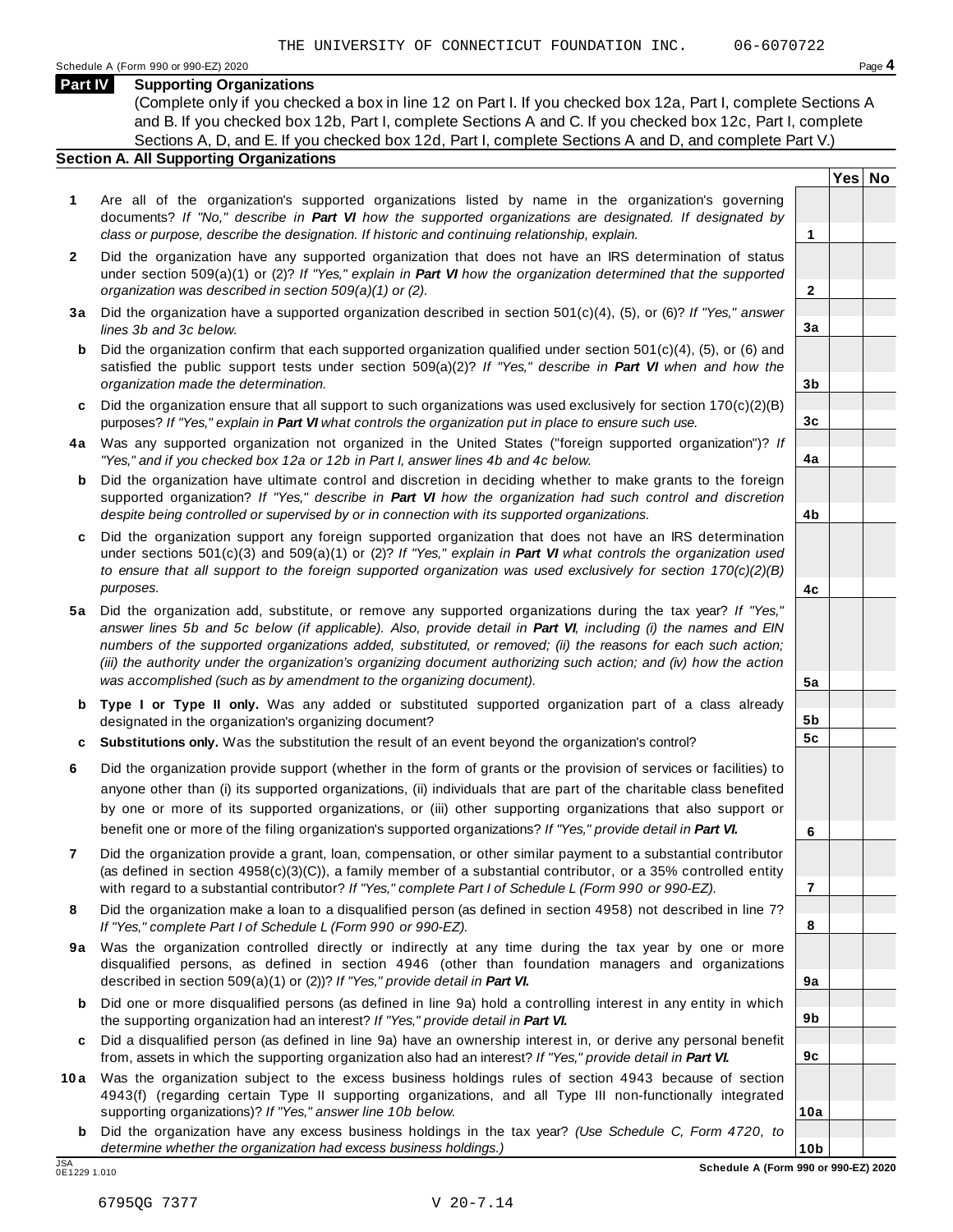THE UNIVERSITY OF CONNECTICUT FOUNDATION INC. 06-6070722

Schedule A (Form 990 or 990-EZ) 2020

## Part IV Supporting Organizations

(Complete only if you checked a box in line 12 on Part I. If you checked box 12a, Part I, complete Sections A and B. If you checked box 12b, Part I, complete Sections A and C. If you checked box 12c, Part I, complete Sections A, D, and E. If you checked box 12d, Part I, complete Sections A and D, and complete Part V.)

### Section A. All Supporting Organizations

| | | Line | Yes | No |
|---|---|---|---|---|
| **1** | Are all of the organization's supported organizations listed by name in the organization's governing documents? *If "No," describe in **Part VI** how the supported organizations are designated. If designated by class or purpose, describe the designation. If historic and continuing relationship, explain.* | 1 | | |
| **2** | Did the organization have any supported organization that does not have an IRS determination of status under section 509(a)(1) or (2)? *If "Yes," explain in **Part VI** how the organization determined that the supported organization was described in section 509(a)(1) or (2).* | 2 | | |
| **3a** | Did the organization have a supported organization described in section 501(c)(4), (5), or (6)? *If "Yes," answer lines 3b and 3c below.* | 3a | | |
| **b** | Did the organization confirm that each supported organization qualified under section 501(c)(4), (5), or (6) and satisfied the public support tests under section 509(a)(2)? *If "Yes," describe in **Part VI** when and how the organization made the determination.* | 3b | | |
| **c** | Did the organization ensure that all support to such organizations was used exclusively for section 170(c)(2)(B) purposes? *If "Yes," explain in **Part VI** what controls the organization put in place to ensure such use.* | 3c | | |
| **4a** | Was any supported organization not organized in the United States ("foreign supported organization")? *If "Yes," and if you checked box 12a or 12b in Part I, answer lines 4b and 4c below.* | 4a | | |
| **b** | Did the organization have ultimate control and discretion in deciding whether to make grants to the foreign supported organization? *If "Yes," describe in **Part VI** how the organization had such control and discretion despite being controlled or supervised by or in connection with its supported organizations.* | 4b | | |
| **c** | Did the organization support any foreign supported organization that does not have an IRS determination under sections 501(c)(3) and 509(a)(1) or (2)? *If "Yes," explain in **Part VI** what controls the organization used to ensure that all support to the foreign supported organization was used exclusively for section 170(c)(2)(B) purposes.* | 4c | | |
| **5a** | Did the organization add, substitute, or remove any supported organizations during the tax year? *If "Yes," answer lines 5b and 5c below (if applicable). Also, provide detail in **Part VI**, including (i) the names and EIN numbers of the supported organizations added, substituted, or removed; (ii) the reasons for each such action; (iii) the authority under the organization's organizing document authorizing such action; and (iv) how the action was accomplished (such as by amendment to the organizing document).* | 5a | | |
| **b** | **Type I or Type II only.** Was any added or substituted supported organization part of a class already designated in the organization's organizing document? | 5b | | |
| **c** | **Substitutions only.** Was the substitution the result of an event beyond the organization's control? | 5c | | |
| **6** | Did the organization provide support (whether in the form of grants or the provision of services or facilities) to anyone other than (i) its supported organizations, (ii) individuals that are part of the charitable class benefited by one or more of its supported organizations, or (iii) other supporting organizations that also support or benefit one or more of the filing organization's supported organizations? *If "Yes," provide detail in **Part VI.*** | 6 | | |
| **7** | Did the organization provide a grant, loan, compensation, or other similar payment to a substantial contributor (as defined in section 4958(c)(3)(C)), a family member of a substantial contributor, or a 35% controlled entity with regard to a substantial contributor? *If "Yes," complete Part I of Schedule L (Form 990 or 990-EZ).* | 7 | | |
| **8** | Did the organization make a loan to a disqualified person (as defined in section 4958) not described in line 7? *If "Yes," complete Part I of Schedule L (Form 990 or 990-EZ).* | 8 | | |
| **9a** | Was the organization controlled directly or indirectly at any time during the tax year by one or more disqualified persons, as defined in section 4946 (other than foundation managers and organizations described in section 509(a)(1) or (2))? *If "Yes," provide detail in **Part VI.*** | 9a | | |
| **b** | Did one or more disqualified persons (as defined in line 9a) hold a controlling interest in any entity in which the supporting organization had an interest? *If "Yes," provide detail in **Part VI.*** | 9b | | |
| **c** | Did a disqualified person (as defined in line 9a) have an ownership interest in, or derive any personal benefit from, assets in which the supporting organization also had an interest? *If "Yes," provide detail in **Part VI.*** | 9c | | |
| **10a** | Was the organization subject to the excess business holdings rules of section 4943 because of section 4943(f) (regarding certain Type II supporting organizations, and all Type III non-functionally integrated supporting organizations)? *If "Yes," answer line 10b below.* | 10a | | |
| **b** | Did the organization have any excess business holdings in the tax year? *(Use Schedule C, Form 4720, to determine whether the organization had excess business holdings.)* | 10b | | |

JSA 0E1229 1.010

Schedule A (Form 990 or 990-EZ) 2020

6795QG 7377 V 20-7.14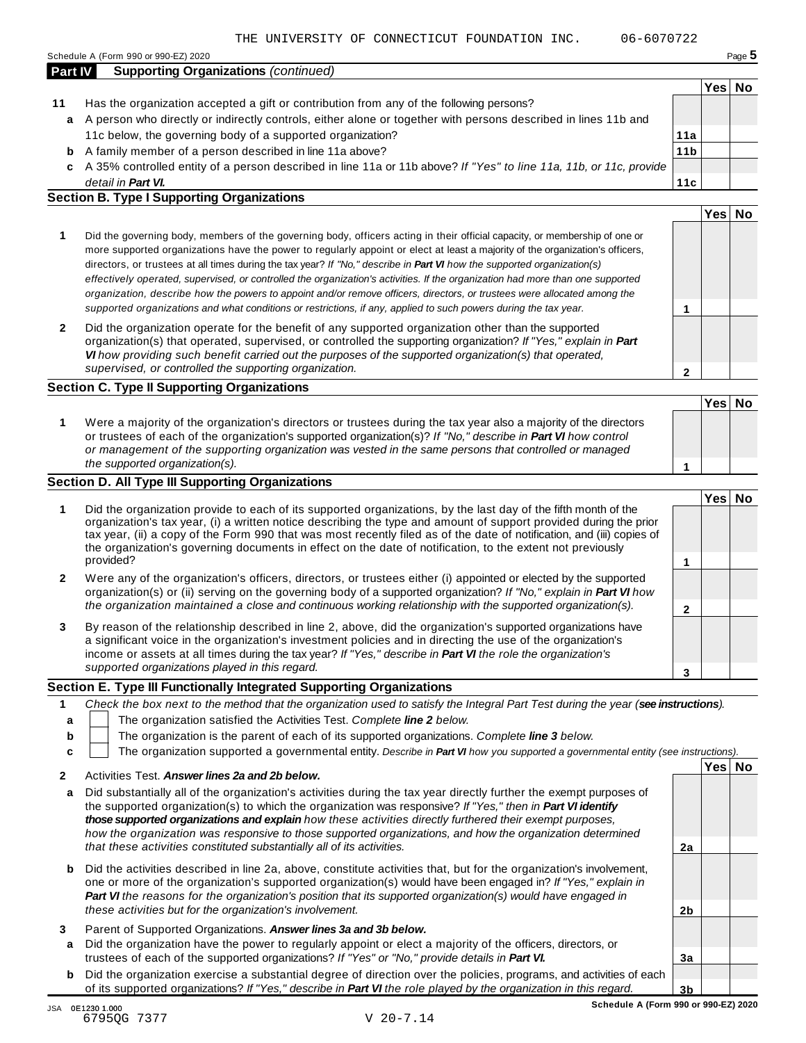THE UNIVERSITY OF CONNECTICUT FOUNDATION INC. 06-6070722

Schedule A (Form 990 or 990-EZ) 2020

## Part IV Supporting Organizations *(continued)*

| | | | Yes | No |
|---|---|---|---|---|
| **11** | Has the organization accepted a gift or contribution from any of the following persons? | | | |
| **a** | A person who directly or indirectly controls, either alone or together with persons described in lines 11b and 11c below, the governing body of a supported organization? | **11a** | | |
| **b** | A family member of a person described in line 11a above? | **11b** | | |
| **c** | A 35% controlled entity of a person described in line 11a or 11b above? *If "Yes" to line 11a, 11b, or 11c, provide detail in **Part VI.*** | **11c** | | |

### Section B. Type I Supporting Organizations

| | | | Yes | No |
|---|---|---|---|---|
| **1** | Did the governing body, members of the governing body, officers acting in their official capacity, or membership of one or more supported organizations have the power to regularly appoint or elect at least a majority of the organization's officers, directors, or trustees at all times during the tax year? *If "No," describe in **Part VI** how the supported organization(s) effectively operated, supervised, or controlled the organization's activities. If the organization had more than one supported organization, describe how the powers to appoint and/or remove officers, directors, or trustees were allocated among the supported organizations and what conditions or restrictions, if any, applied to such powers during the tax year.* | **1** | | |
| **2** | Did the organization operate for the benefit of any supported organization other than the supported organization(s) that operated, supervised, or controlled the supporting organization? *If "Yes," explain in **Part VI** how providing such benefit carried out the purposes of the supported organization(s) that operated, supervised, or controlled the supporting organization.* | **2** | | |

### Section C. Type II Supporting Organizations

| | | | Yes | No |
|---|---|---|---|---|
| **1** | Were a majority of the organization's directors or trustees during the tax year also a majority of the directors or trustees of each of the organization's supported organization(s)? *If "No," describe in **Part VI** how control or management of the supporting organization was vested in the same persons that controlled or managed the supported organization(s).* | **1** | | |

### Section D. All Type III Supporting Organizations

| | | | Yes | No |
|---|---|---|---|---|
| **1** | Did the organization provide to each of its supported organizations, by the last day of the fifth month of the organization's tax year, (i) a written notice describing the type and amount of support provided during the prior tax year, (ii) a copy of the Form 990 that was most recently filed as of the date of notification, and (iii) copies of the organization's governing documents in effect on the date of notification, to the extent not previously provided? | **1** | | |
| **2** | Were any of the organization's officers, directors, or trustees either (i) appointed or elected by the supported organization(s) or (ii) serving on the governing body of a supported organization? *If "No," explain in **Part VI** how the organization maintained a close and continuous working relationship with the supported organization(s).* | **2** | | |
| **3** | By reason of the relationship described in line 2, above, did the organization's supported organizations have a significant voice in the organization's investment policies and in directing the use of the organization's income or assets at all times during the tax year? *If "Yes," describe in **Part VI** the role the organization's supported organizations played in this regard.* | **3** | | |

### Section E. Type III Functionally Integrated Supporting Organizations

**1** *Check the box next to the method that the organization used to satisfy the Integral Part Test during the year (**see instructions**).*

- **a** ☐ The organization satisfied the Activities Test. *Complete **line 2** below.*
- **b** ☐ The organization is the parent of each of its supported organizations. *Complete **line 3** below.*
- **c** ☐ The organization supported a governmental entity. *Describe in **Part VI** how you supported a governmental entity (see instructions).*

| | | | Yes | No |
|---|---|---|---|---|
| **2** | Activities Test. ***Answer lines 2a and 2b below.*** | | | |
| **a** | Did substantially all of the organization's activities during the tax year directly further the exempt purposes of the supported organization(s) to which the organization was responsive? *If "Yes," then in **Part VI identify those supported organizations and explain** how these activities directly furthered their exempt purposes, how the organization was responsive to those supported organizations, and how the organization determined that these activities constituted substantially all of its activities.* | **2a** | | |
| **b** | Did the activities described in line 2a, above, constitute activities that, but for the organization's involvement, one or more of the organization's supported organization(s) would have been engaged in? *If "Yes," explain in **Part VI** the reasons for the organization's position that its supported organization(s) would have engaged in these activities but for the organization's involvement.* | **2b** | | |
| **3** | Parent of Supported Organizations. ***Answer lines 3a and 3b below.*** | | | |
| **a** | Did the organization have the power to regularly appoint or elect a majority of the officers, directors, or trustees of each of the supported organizations? *If "Yes" or "No," provide details in **Part VI.*** | **3a** | | |
| **b** | Did the organization exercise a substantial degree of direction over the policies, programs, and activities of each of its supported organizations? *If "Yes," describe in **Part VI** the role played by the organization in this regard.* | **3b** | | |

JSA 0E1230 1.000
6795QG 7377 V 20-7.14

Schedule A (Form 990 or 990-EZ) 2020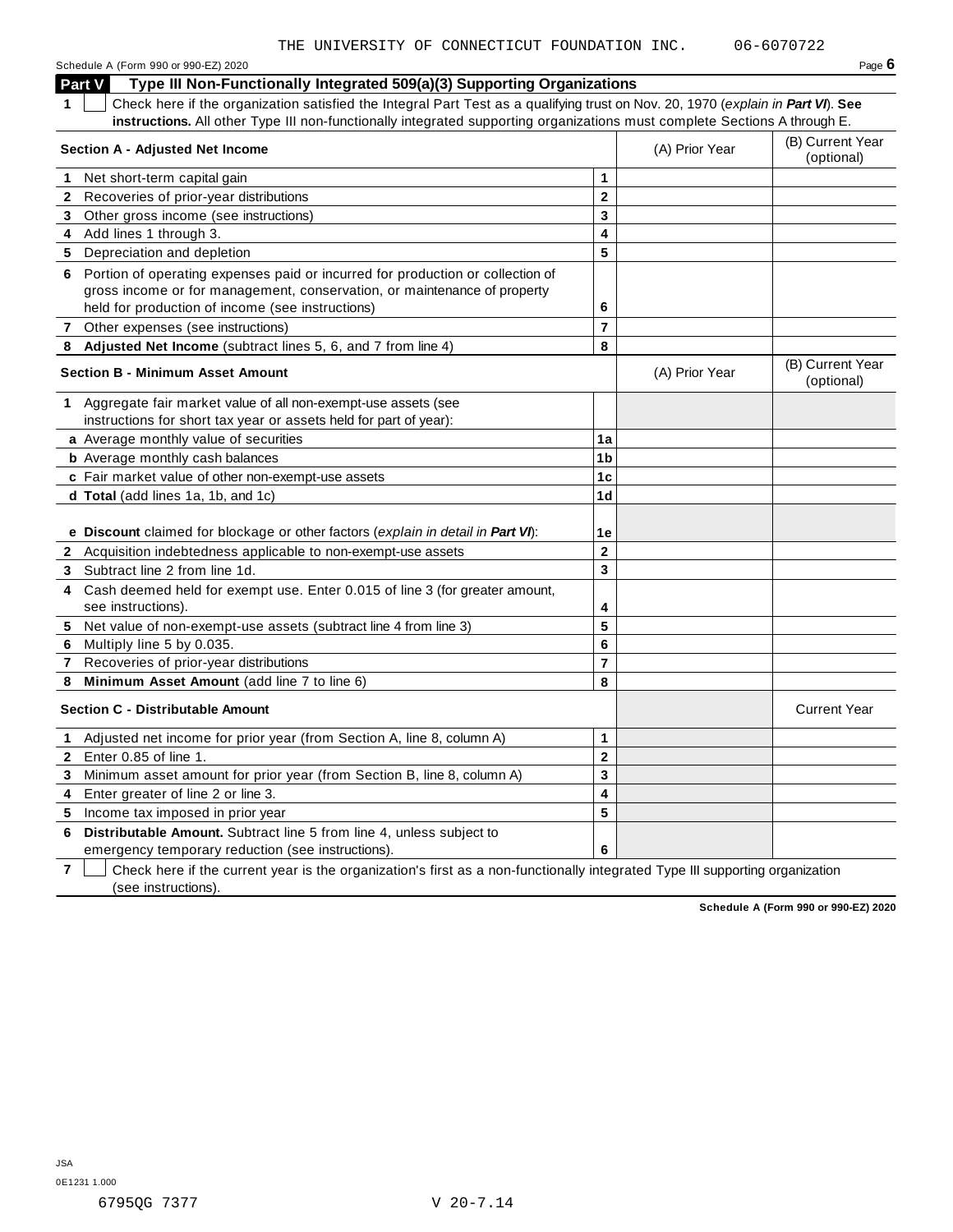THE UNIVERSITY OF CONNECTICUT FOUNDATION INC. 06-6070722

Schedule A (Form 990 or 990-EZ) 2020 Page 6

## Part V Type III Non-Functionally Integrated 509(a)(3) Supporting Organizations

1 ☐ Check here if the organization satisfied the Integral Part Test as a qualifying trust on Nov. 20, 1970 (*explain in **Part VI***). **See instructions.** All other Type III non-functionally integrated supporting organizations must complete Sections A through E.

| **Section A - Adjusted Net Income** | | (A) Prior Year | (B) Current Year (optional) |
|---|---|---|---|
| **1** Net short-term capital gain | **1** | | |
| **2** Recoveries of prior-year distributions | **2** | | |
| **3** Other gross income (see instructions) | **3** | | |
| **4** Add lines 1 through 3. | **4** | | |
| **5** Depreciation and depletion | **5** | | |
| **6** Portion of operating expenses paid or incurred for production or collection of gross income or for management, conservation, or maintenance of property held for production of income (see instructions) | **6** | | |
| **7** Other expenses (see instructions) | **7** | | |
| **8** **Adjusted Net Income** (subtract lines 5, 6, and 7 from line 4) | **8** | | |

| **Section B - Minimum Asset Amount** | | (A) Prior Year | (B) Current Year (optional) |
|---|---|---|---|
| **1** Aggregate fair market value of all non-exempt-use assets (see instructions for short tax year or assets held for part of year): | | | |
| **a** Average monthly value of securities | **1a** | | |
| **b** Average monthly cash balances | **1b** | | |
| **c** Fair market value of other non-exempt-use assets | **1c** | | |
| **d** **Total** (add lines 1a, 1b, and 1c) | **1d** | | |
| **e** **Discount** claimed for blockage or other factors (*explain in detail in **Part VI***): | **1e** | | |
| **2** Acquisition indebtedness applicable to non-exempt-use assets | **2** | | |
| **3** Subtract line 2 from line 1d. | **3** | | |
| **4** Cash deemed held for exempt use. Enter 0.015 of line 3 (for greater amount, see instructions). | **4** | | |
| **5** Net value of non-exempt-use assets (subtract line 4 from line 3) | **5** | | |
| **6** Multiply line 5 by 0.035. | **6** | | |
| **7** Recoveries of prior-year distributions | **7** | | |
| **8** **Minimum Asset Amount** (add line 7 to line 6) | **8** | | |

| **Section C - Distributable Amount** | | | Current Year |
|---|---|---|---|
| **1** Adjusted net income for prior year (from Section A, line 8, column A) | **1** | | |
| **2** Enter 0.85 of line 1. | **2** | | |
| **3** Minimum asset amount for prior year (from Section B, line 8, column A) | **3** | | |
| **4** Enter greater of line 2 or line 3. | **4** | | |
| **5** Income tax imposed in prior year | **5** | | |
| **6** **Distributable Amount.** Subtract line 5 from line 4, unless subject to emergency temporary reduction (see instructions). | **6** | | |

7 ☐ Check here if the current year is the organization's first as a non-functionally integrated Type III supporting organization (see instructions).

**Schedule A (Form 990 or 990-EZ) 2020**

JSA
0E1231 1.000

6795QG 7377 V 20-7.14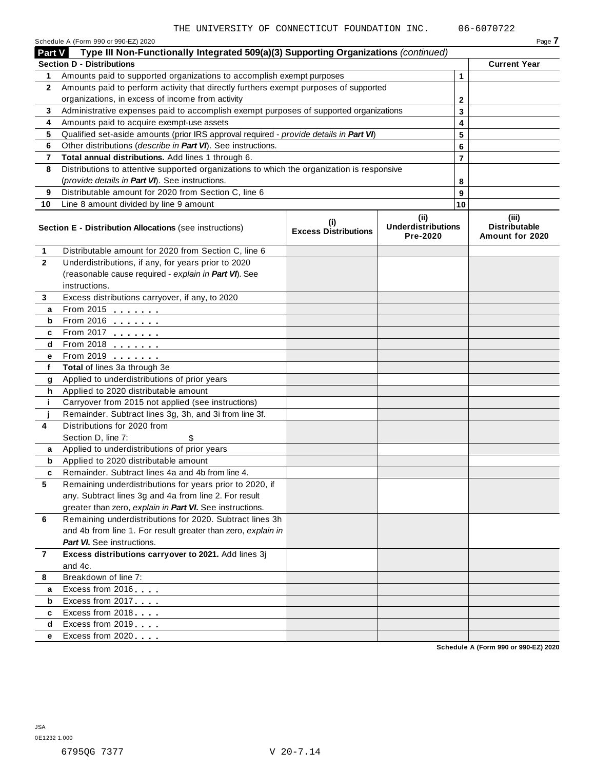THE UNIVERSITY OF CONNECTICUT FOUNDATION INC. 06-6070722

Schedule A (Form 990 or 990-EZ) 2020 Page 7

## Part V Type III Non-Functionally Integrated 509(a)(3) Supporting Organizations *(continued)*

| **Section D - Distributions** | | | **Current Year** |
|---|---|---|---|
| 1 | Amounts paid to supported organizations to accomplish exempt purposes | 1 | |
| 2 | Amounts paid to perform activity that directly furthers exempt purposes of supported organizations, in excess of income from activity | 2 | |
| 3 | Administrative expenses paid to accomplish exempt purposes of supported organizations | 3 | |
| 4 | Amounts paid to acquire exempt-use assets | 4 | |
| 5 | Qualified set-aside amounts (prior IRS approval required - *provide details in **Part VI***) | 5 | |
| 6 | Other distributions (*describe in **Part VI***). See instructions. | 6 | |
| 7 | **Total annual distributions.** Add lines 1 through 6. | 7 | |
| 8 | Distributions to attentive supported organizations to which the organization is responsive (*provide details in **Part VI***). See instructions. | 8 | |
| 9 | Distributable amount for 2020 from Section C, line 6 | 9 | |
| 10 | Line 8 amount divided by line 9 amount | 10 | |

| | **Section E - Distribution Allocations** (see instructions) | **(i) Excess Distributions** | **(ii) Underdistributions Pre-2020** | **(iii) Distributable Amount for 2020** |
|---|---|---|---|---|
| 1 | Distributable amount for 2020 from Section C, line 6 | | | |
| 2 | Underdistributions, if any, for years prior to 2020 (reasonable cause required - *explain in **Part VI***). See instructions. | | | |
| 3 | Excess distributions carryover, if any, to 2020 | | | |
| a | From 2015 | | | |
| b | From 2016 | | | |
| c | From 2017 | | | |
| d | From 2018 | | | |
| e | From 2019 | | | |
| f | **Total** of lines 3a through 3e | | | |
| g | Applied to underdistributions of prior years | | | |
| h | Applied to 2020 distributable amount | | | |
| i | Carryover from 2015 not applied (see instructions) | | | |
| j | Remainder. Subtract lines 3g, 3h, and 3i from line 3f. | | | |
| 4 | Distributions for 2020 from Section D, line 7: $ | | | |
| a | Applied to underdistributions of prior years | | | |
| b | Applied to 2020 distributable amount | | | |
| c | Remainder. Subtract lines 4a and 4b from line 4. | | | |
| 5 | Remaining underdistributions for years prior to 2020, if any. Subtract lines 3g and 4a from line 2. For result greater than zero, *explain in **Part VI***. See instructions. | | | |
| 6 | Remaining underdistributions for 2020. Subtract lines 3h and 4b from line 1. For result greater than zero, *explain in **Part VI***. See instructions. | | | |
| 7 | **Excess distributions carryover to 2021.** Add lines 3j and 4c. | | | |
| 8 | Breakdown of line 7: | | | |
| a | Excess from 2016 | | | |
| b | Excess from 2017 | | | |
| c | Excess from 2018 | | | |
| d | Excess from 2019 | | | |
| e | Excess from 2020 | | | |

Schedule A (Form 990 or 990-EZ) 2020

JSA
0E1232 1.000

6795QG 7377 V 20-7.14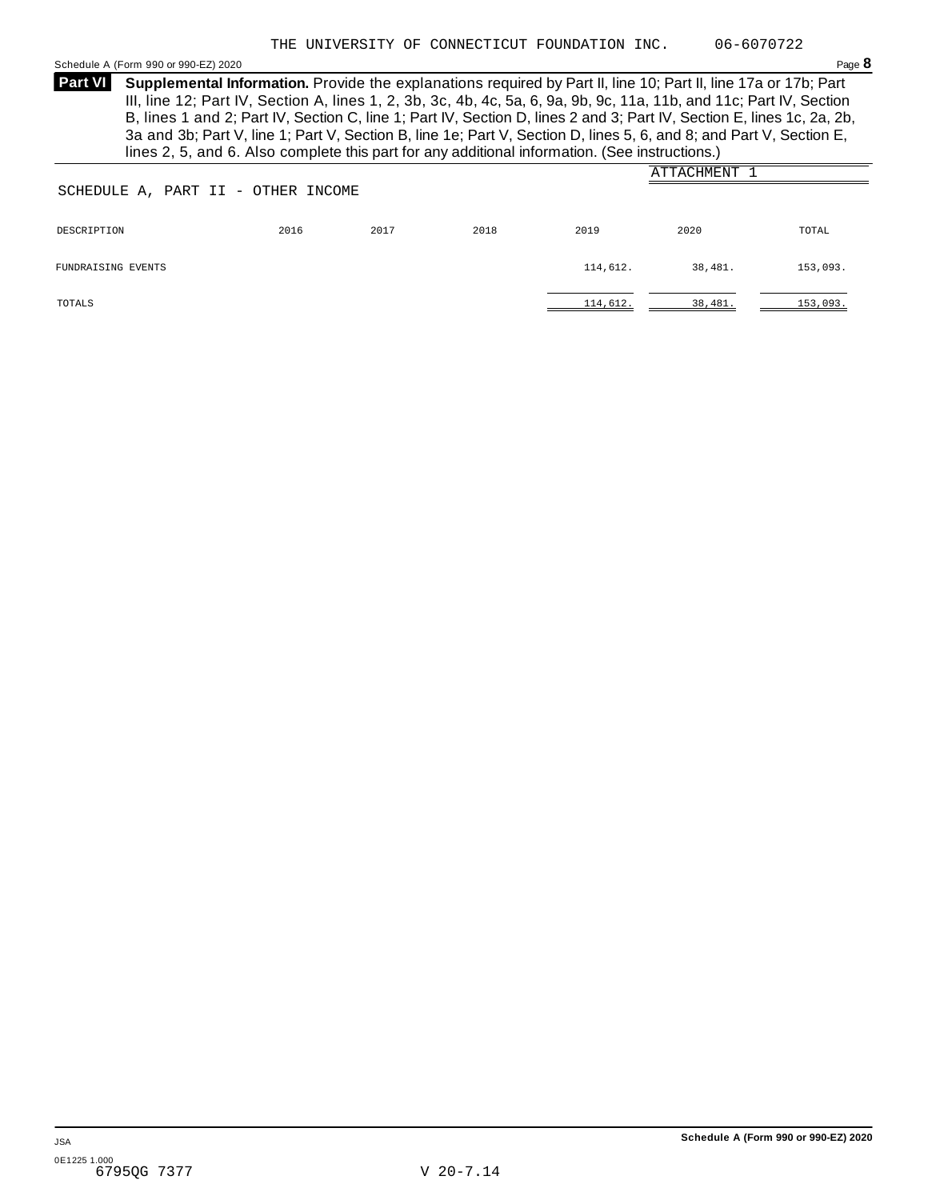THE UNIVERSITY OF CONNECTICUT FOUNDATION INC. 06-6070722

**Part VI** **Supplemental Information.** Provide the explanations required by Part II, line 10; Part II, line 17a or 17b; Part III, line 12; Part IV, Section A, lines 1, 2, 3b, 3c, 4b, 4c, 5a, 6, 9a, 9b, 9c, 11a, 11b, and 11c; Part IV, Section B, lines 1 and 2; Part IV, Section C, line 1; Part IV, Section D, lines 2 and 3; Part IV, Section E, lines 1c, 2a, 2b, 3a and 3b; Part V, line 1; Part V, Section B, line 1e; Part V, Section D, lines 5, 6, and 8; and Part V, Section E, lines 2, 5, and 6. Also complete this part for any additional information. (See instructions.)

ATTACHMENT 1

SCHEDULE A, PART II - OTHER INCOME

| DESCRIPTION | 2016 | 2017 | 2018 | 2019 | 2020 | TOTAL |
|---|---|---|---|---|---|---|
| FUNDRAISING EVENTS | | | | 114,612. | 38,481. | 153,093. |
| TOTALS | | | | 114,612. | 38,481. | 153,093. |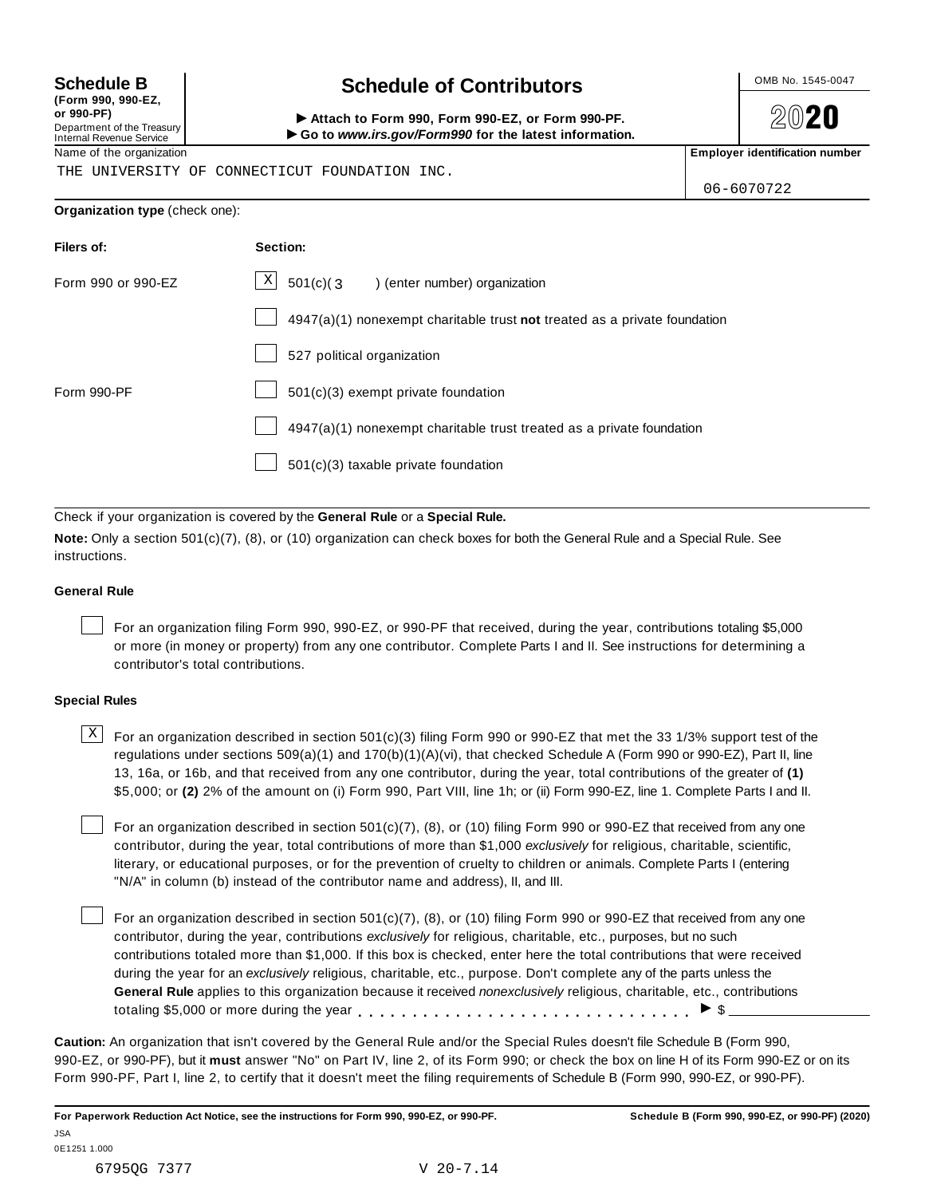**Schedule B**
**(Form 990, 990-EZ, or 990-PF)**
Department of the Treasury
Internal Revenue Service

# Schedule of Contributors

► **Attach to Form 990, Form 990-EZ, or Form 990-PF.**
► **Go to *www.irs.gov/Form990* for the latest information.**

OMB No. 1545-0047

**2020**

Name of the organization
THE UNIVERSITY OF CONNECTICUT FOUNDATION INC.

**Employer identification number**
06-6070722

**Organization type** (check one):

| **Filers of:** | **Section:** |
|---|---|
| Form 990 or 990-EZ | [X] 501(c)( 3 ) (enter number) organization |
| | [ ] 4947(a)(1) nonexempt charitable trust **not** treated as a private foundation |
| | [ ] 527 political organization |
| Form 990-PF | [ ] 501(c)(3) exempt private foundation |
| | [ ] 4947(a)(1) nonexempt charitable trust treated as a private foundation |
| | [ ] 501(c)(3) taxable private foundation |

Check if your organization is covered by the **General Rule** or a **Special Rule.**

**Note:** Only a section 501(c)(7), (8), or (10) organization can check boxes for both the General Rule and a Special Rule. See instructions.

**General Rule**

[ ] For an organization filing Form 990, 990-EZ, or 990-PF that received, during the year, contributions totaling $5,000 or more (in money or property) from any one contributor. Complete Parts I and II. See instructions for determining a contributor's total contributions.

**Special Rules**

[X] For an organization described in section 501(c)(3) filing Form 990 or 990-EZ that met the 33 1/3% support test of the regulations under sections 509(a)(1) and 170(b)(1)(A)(vi), that checked Schedule A (Form 990 or 990-EZ), Part II, line 13, 16a, or 16b, and that received from any one contributor, during the year, total contributions of the greater of **(1)** $5,000; or **(2)** 2% of the amount on (i) Form 990, Part VIII, line 1h; or (ii) Form 990-EZ, line 1. Complete Parts I and II.

[ ] For an organization described in section 501(c)(7), (8), or (10) filing Form 990 or 990-EZ that received from any one contributor, during the year, total contributions of more than $1,000 *exclusively* for religious, charitable, scientific, literary, or educational purposes, or for the prevention of cruelty to children or animals. Complete Parts I (entering "N/A" in column (b) instead of the contributor name and address), II, and III.

[ ] For an organization described in section 501(c)(7), (8), or (10) filing Form 990 or 990-EZ that received from any one contributor, during the year, contributions *exclusively* for religious, charitable, etc., purposes, but no such contributions totaled more than $1,000. If this box is checked, enter here the total contributions that were received during the year for an *exclusively* religious, charitable, etc., purpose. Don't complete any of the parts unless the **General Rule** applies to this organization because it received *nonexclusively* religious, charitable, etc., contributions totaling $5,000 or more during the year . . . . . . . . . . . . . . . . . . . . . . . . . . . . . ► $ ____________

**Caution:** An organization that isn't covered by the General Rule and/or the Special Rules doesn't file Schedule B (Form 990, 990-EZ, or 990-PF), but it **must** answer "No" on Part IV, line 2, of its Form 990; or check the box on line H of its Form 990-EZ or on its Form 990-PF, Part I, line 2, to certify that it doesn't meet the filing requirements of Schedule B (Form 990, 990-EZ, or 990-PF).

**For Paperwork Reduction Act Notice, see the instructions for Form 990, 990-EZ, or 990-PF.** **Schedule B (Form 990, 990-EZ, or 990-PF) (2020)**

JSA
0E1251 1.000
6795QG 7377 V 20-7.14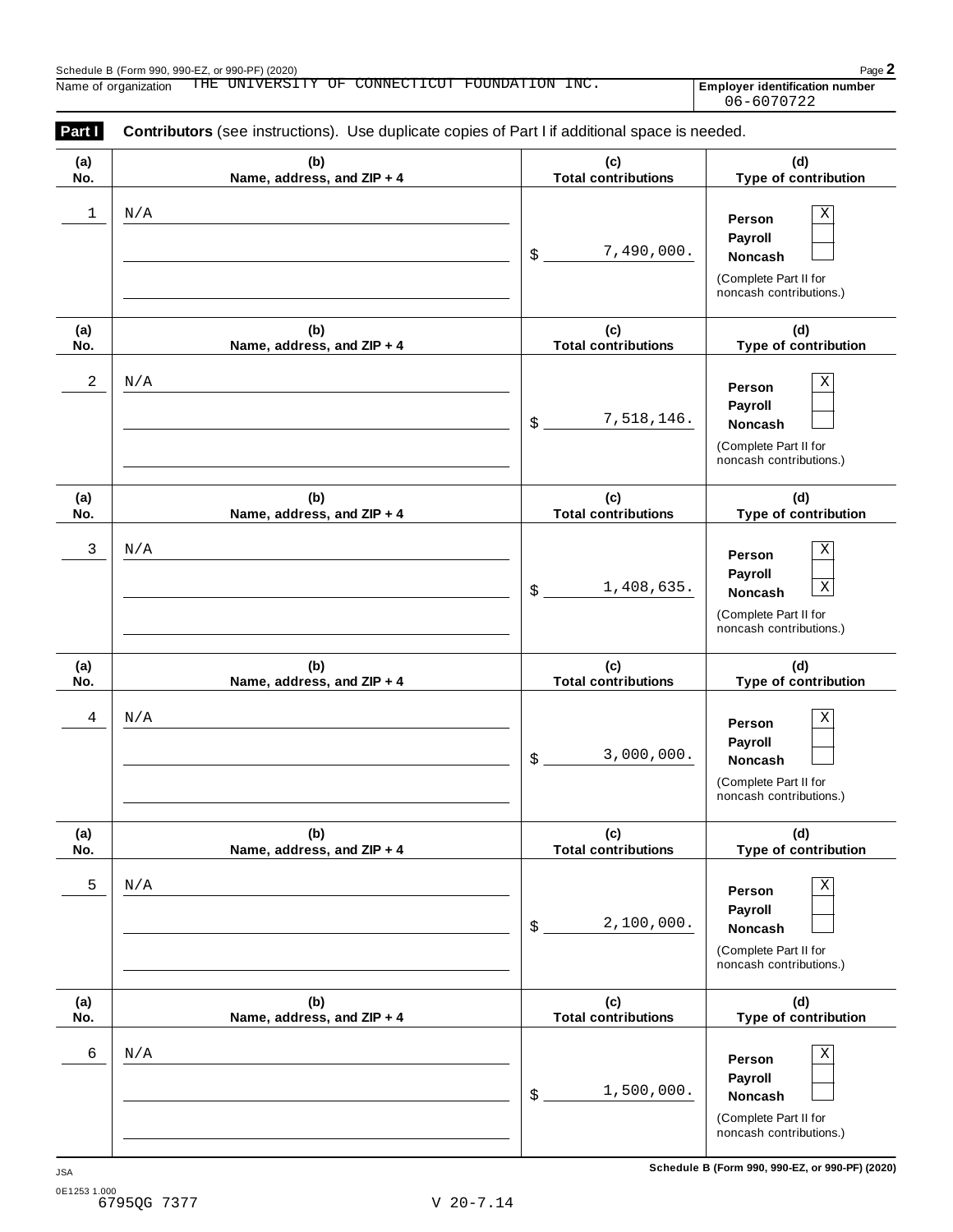Schedule B (Form 990, 990-EZ, or 990-PF) (2020)

Name of organization THE UNIVERSITY OF CONNECTICUT FOUNDATION INC.

**Employer identification number** 06-6070722

**Part I** **Contributors** (see instructions). Use duplicate copies of Part I if additional space is needed.

| (a) No. | (b) Name, address, and ZIP + 4 | (c) Total contributions | (d) Type of contribution |
|---|---|---|---|
| 1 | N/A | $ 7,490,000. | Person [X] Payroll [ ] Noncash [ ] (Complete Part II for noncash contributions.) |
| 2 | N/A | $ 7,518,146. | Person [X] Payroll [ ] Noncash [ ] (Complete Part II for noncash contributions.) |
| 3 | N/A | $ 1,408,635. | Person [X] Payroll [ ] Noncash [X] (Complete Part II for noncash contributions.) |
| 4 | N/A | $ 3,000,000. | Person [X] Payroll [ ] Noncash [ ] (Complete Part II for noncash contributions.) |
| 5 | N/A | $ 2,100,000. | Person [X] Payroll [ ] Noncash [ ] (Complete Part II for noncash contributions.) |
| 6 | N/A | $ 1,500,000. | Person [X] Payroll [ ] Noncash [ ] (Complete Part II for noncash contributions.) |

Schedule B (Form 990, 990-EZ, or 990-PF) (2020)

JSA
0E1253 1.000
6795QG 7377 V 20-7.14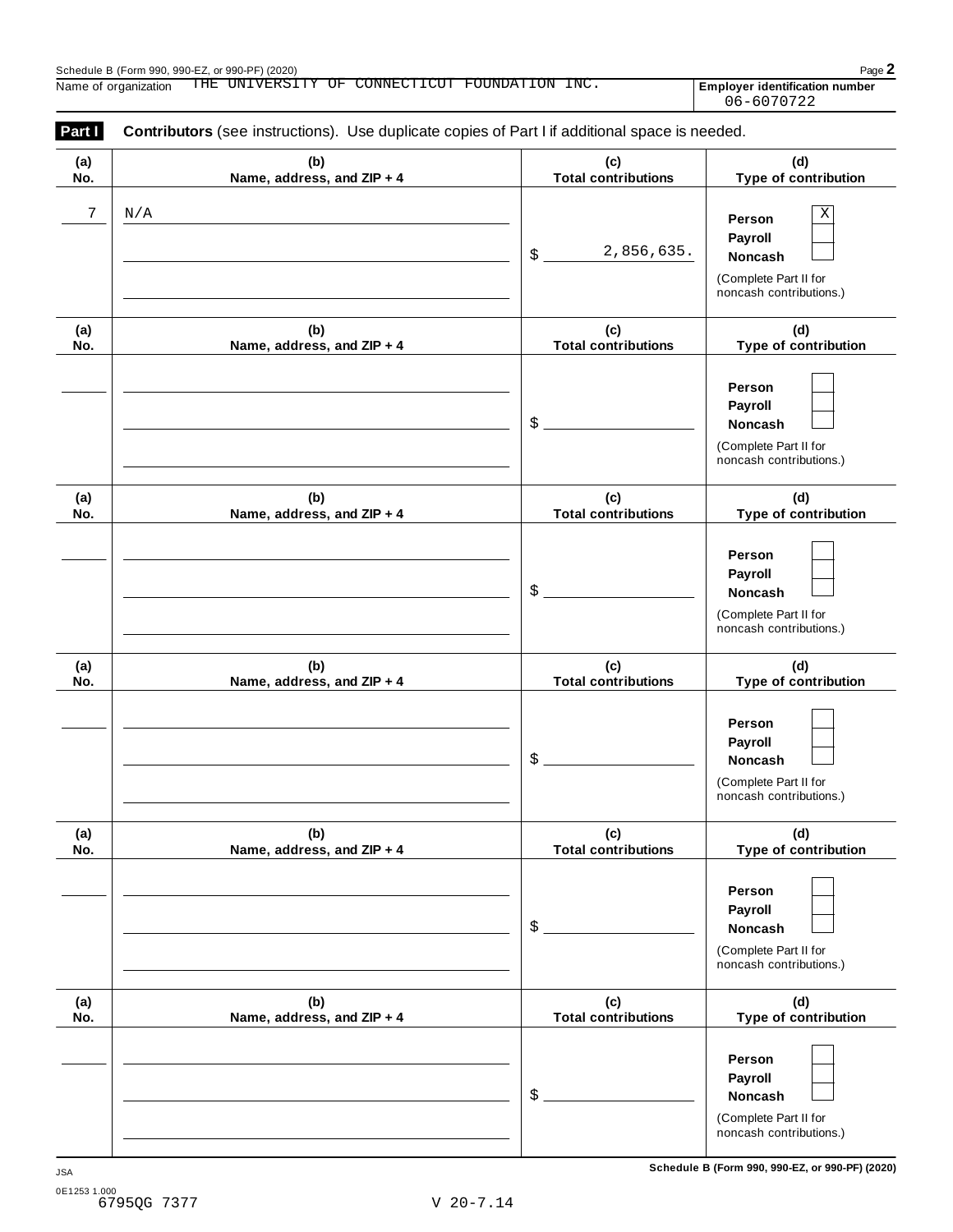Schedule B (Form 990, 990-EZ, or 990-PF) (2020)

Name of organization THE UNIVERSITY OF CONNECTICUT FOUNDATION INC.

**Employer identification number** 06-6070722

**Part I** **Contributors** (see instructions). Use duplicate copies of Part I if additional space is needed.

| (a) No. | (b) Name, address, and ZIP + 4 | (c) Total contributions | (d) Type of contribution |
|---|---|---|---|
| 7 | N/A | $ 2,856,635. | Person [X] Payroll [ ] Noncash [ ] (Complete Part II for noncash contributions.) |
| | | $ | Person [ ] Payroll [ ] Noncash [ ] (Complete Part II for noncash contributions.) |
| | | $ | Person [ ] Payroll [ ] Noncash [ ] (Complete Part II for noncash contributions.) |
| | | $ | Person [ ] Payroll [ ] Noncash [ ] (Complete Part II for noncash contributions.) |
| | | $ | Person [ ] Payroll [ ] Noncash [ ] (Complete Part II for noncash contributions.) |
| | | $ | Person [ ] Payroll [ ] Noncash [ ] (Complete Part II for noncash contributions.) |

JSA

0E1253 1.000
6795QG 7377 V 20-7.14

Schedule B (Form 990, 990-EZ, or 990-PF) (2020)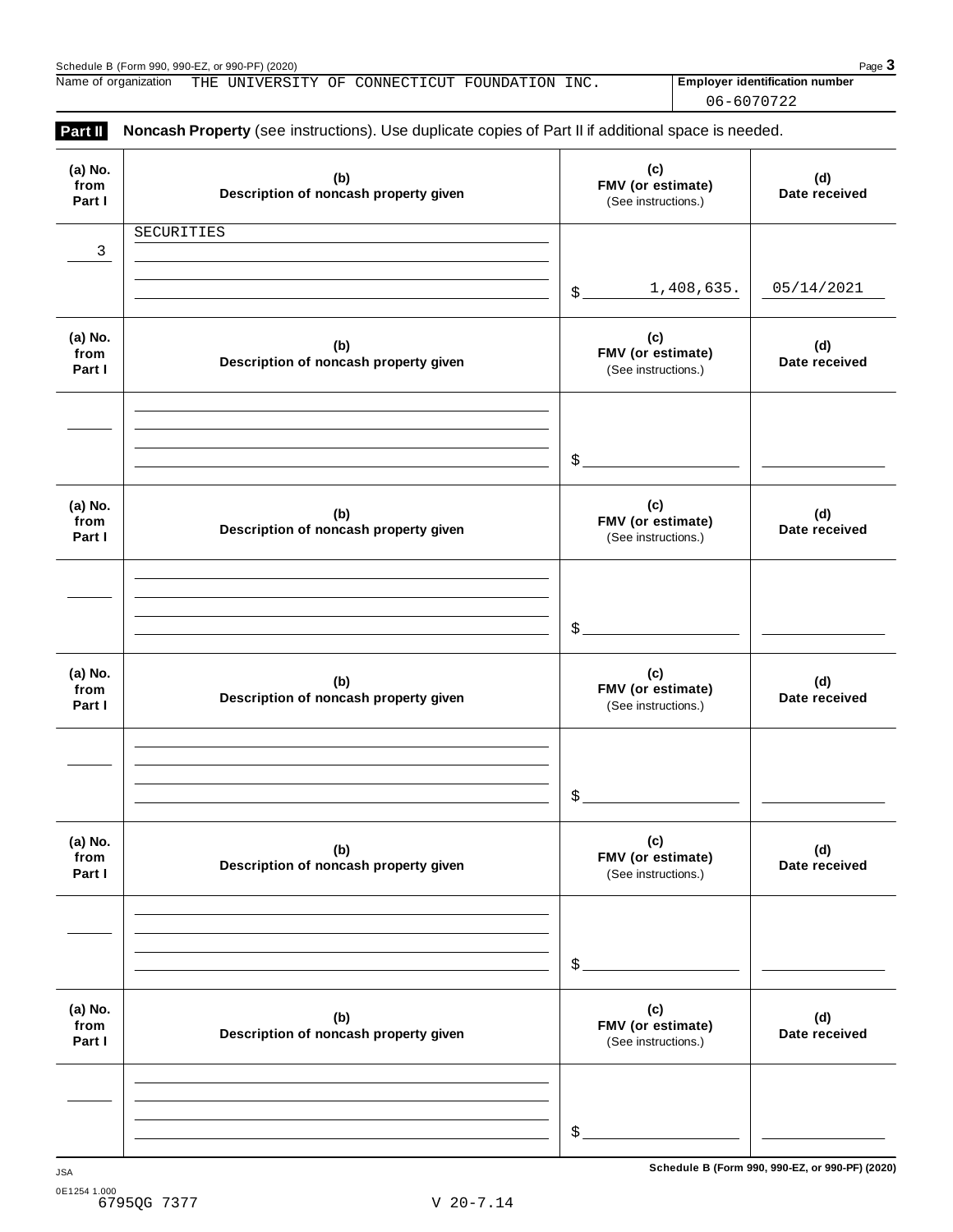Name of organization THE UNIVERSITY OF CONNECTICUT FOUNDATION INC.

**Employer identification number** 06-6070722

**Part II** **Noncash Property** (see instructions). Use duplicate copies of Part II if additional space is needed.

| (a) No. from Part I | (b) Description of noncash property given | (c) FMV (or estimate) (See instructions.) | (d) Date received |
|---|---|---|---|
| 3 | SECURITIES | $ 1,408,635. | 05/14/2021 |

| (a) No. from Part I | (b) Description of noncash property given | (c) FMV (or estimate) (See instructions.) | (d) Date received |
|---|---|---|---|
| | | $ | |

| (a) No. from Part I | (b) Description of noncash property given | (c) FMV (or estimate) (See instructions.) | (d) Date received |
|---|---|---|---|
| | | $ | |

| (a) No. from Part I | (b) Description of noncash property given | (c) FMV (or estimate) (See instructions.) | (d) Date received |
|---|---|---|---|
| | | $ | |

| (a) No. from Part I | (b) Description of noncash property given | (c) FMV (or estimate) (See instructions.) | (d) Date received |
|---|---|---|---|
| | | $ | |

| (a) No. from Part I | (b) Description of noncash property given | (c) FMV (or estimate) (See instructions.) | (d) Date received |
|---|---|---|---|
| | | $ | |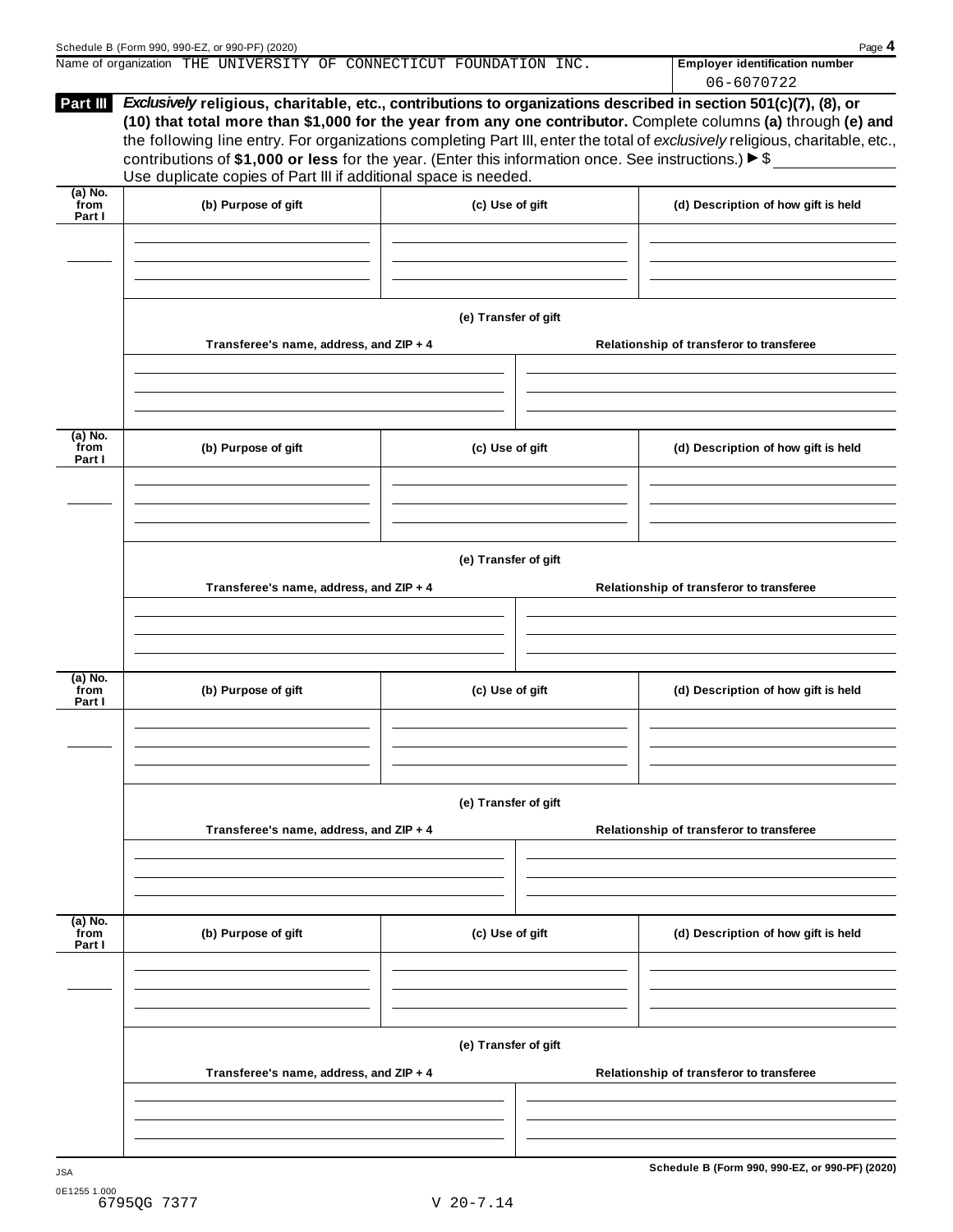Name of organization THE UNIVERSITY OF CONNECTICUT FOUNDATION INC.

**Employer identification number** 06-6070722

**Part III** ***Exclusively*** **religious, charitable, etc., contributions to organizations described in section 501(c)(7), (8), or (10) that total more than $1,000 for the year from any one contributor.** Complete columns **(a)** through **(e)** and the following line entry. For organizations completing Part III, enter the total of *exclusively* religious, charitable, etc., contributions of **$1,000 or less** for the year. (Enter this information once. See instructions.) ▶ $

Use duplicate copies of Part III if additional space is needed.

| (a) No. from Part I | (b) Purpose of gift | (c) Use of gift | (d) Description of how gift is held |
|---|---|---|---|
| | | | |

**(e) Transfer of gift**

| Transferee's name, address, and ZIP + 4 | Relationship of transferor to transferee |
|---|---|
| | |

| (a) No. from Part I | (b) Purpose of gift | (c) Use of gift | (d) Description of how gift is held |
|---|---|---|---|
| | | | |

**(e) Transfer of gift**

| Transferee's name, address, and ZIP + 4 | Relationship of transferor to transferee |
|---|---|
| | |

| (a) No. from Part I | (b) Purpose of gift | (c) Use of gift | (d) Description of how gift is held |
|---|---|---|---|
| | | | |

**(e) Transfer of gift**

| Transferee's name, address, and ZIP + 4 | Relationship of transferor to transferee |
|---|---|
| | |

| (a) No. from Part I | (b) Purpose of gift | (c) Use of gift | (d) Description of how gift is held |
|---|---|---|---|
| | | | |

**(e) Transfer of gift**

| Transferee's name, address, and ZIP + 4 | Relationship of transferor to transferee |
|---|---|
| | |

JSA

0E1255 1.000

6795QG 7377 V 20-7.14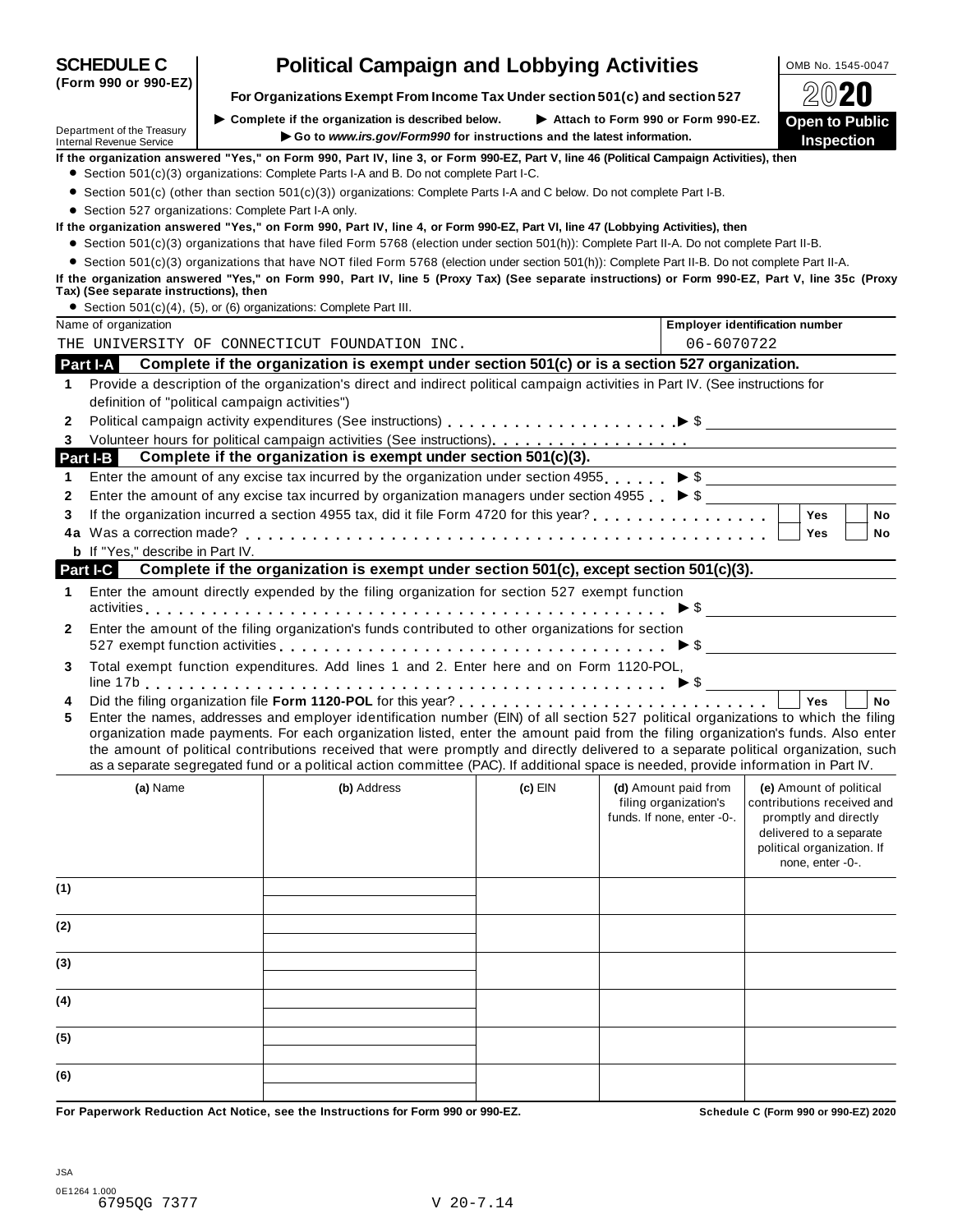# SCHEDULE C (Form 990 or 990-EZ)

# Political Campaign and Lobbying Activities

**For Organizations Exempt From Income Tax Under section 501(c) and section 527**

▶ Complete if the organization is described below. ▶ Attach to Form 990 or Form 990-EZ.

▶ Go to *www.irs.gov/Form990* for instructions and the latest information.

Department of the Treasury
Internal Revenue Service

OMB No. 1545-0047

2020

**Open to Public Inspection**

**If the organization answered "Yes," on Form 990, Part IV, line 3, or Form 990-EZ, Part V, line 46 (Political Campaign Activities), then**

- Section 501(c)(3) organizations: Complete Parts I-A and B. Do not complete Part I-C.
- Section 501(c) (other than section 501(c)(3)) organizations: Complete Parts I-A and C below. Do not complete Part I-B.
- Section 527 organizations: Complete Part I-A only.

**If the organization answered "Yes," on Form 990, Part IV, line 4, or Form 990-EZ, Part VI, line 47 (Lobbying Activities), then**

- Section 501(c)(3) organizations that have filed Form 5768 (election under section 501(h)): Complete Part II-A. Do not complete Part II-B.
- Section 501(c)(3) organizations that have NOT filed Form 5768 (election under section 501(h)): Complete Part II-B. Do not complete Part II-A.

**If the organization answered "Yes," on Form 990, Part IV, line 5 (Proxy Tax) (See separate instructions) or Form 990-EZ, Part V, line 35c (Proxy Tax) (See separate instructions), then**

- Section 501(c)(4), (5), or (6) organizations: Complete Part III.

| Name of organization | Employer identification number |
|---|---|
| THE UNIVERSITY OF CONNECTICUT FOUNDATION INC. | 06-6070722 |

## Part I-A Complete if the organization is exempt under section 501(c) or is a section 527 organization.

1. Provide a description of the organization's direct and indirect political campaign activities in Part IV. (See instructions for definition of "political campaign activities")
2. Political campaign activity expenditures (See instructions) ▶ $
3. Volunteer hours for political campaign activities (See instructions)

## Part I-B Complete if the organization is exempt under section 501(c)(3).

1. Enter the amount of any excise tax incurred by the organization under section 4955 ▶ $
2. Enter the amount of any excise tax incurred by organization managers under section 4955 ▶ $
3. If the organization incurred a section 4955 tax, did it file Form 4720 for this year? ☐ Yes ☐ No

4a Was a correction made? ☐ Yes ☐ No

**b** If "Yes," describe in Part IV.

## Part I-C Complete if the organization is exempt under section 501(c), except section 501(c)(3).

1. Enter the amount directly expended by the filing organization for section 527 exempt function activities ▶ $
2. Enter the amount of the filing organization's funds contributed to other organizations for section 527 exempt function activities ▶ $
3. Total exempt function expenditures. Add lines 1 and 2. Enter here and on Form 1120-POL, line 17b ▶ $
4. Did the filing organization file **Form 1120-POL** for this year? ☐ Yes ☐ No
5. Enter the names, addresses and employer identification number (EIN) of all section 527 political organizations to which the filing organization made payments. For each organization listed, enter the amount paid from the filing organization's funds. Also enter the amount of political contributions received that were promptly and directly delivered to a separate political organization, such as a separate segregated fund or a political action committee (PAC). If additional space is needed, provide information in Part IV.

| | (a) Name | (b) Address | (c) EIN | (d) Amount paid from filing organization's funds. If none, enter -0-. | (e) Amount of political contributions received and promptly and directly delivered to a separate political organization. If none, enter -0-. |
|---|---|---|---|---|---|
| (1) | | | | | |
| (2) | | | | | |
| (3) | | | | | |
| (4) | | | | | |
| (5) | | | | | |
| (6) | | | | | |

**For Paperwork Reduction Act Notice, see the Instructions for Form 990 or 990-EZ.** **Schedule C (Form 990 or 990-EZ) 2020**

JSA
0E1264 1.000
6795QG 7377 V 20-7.14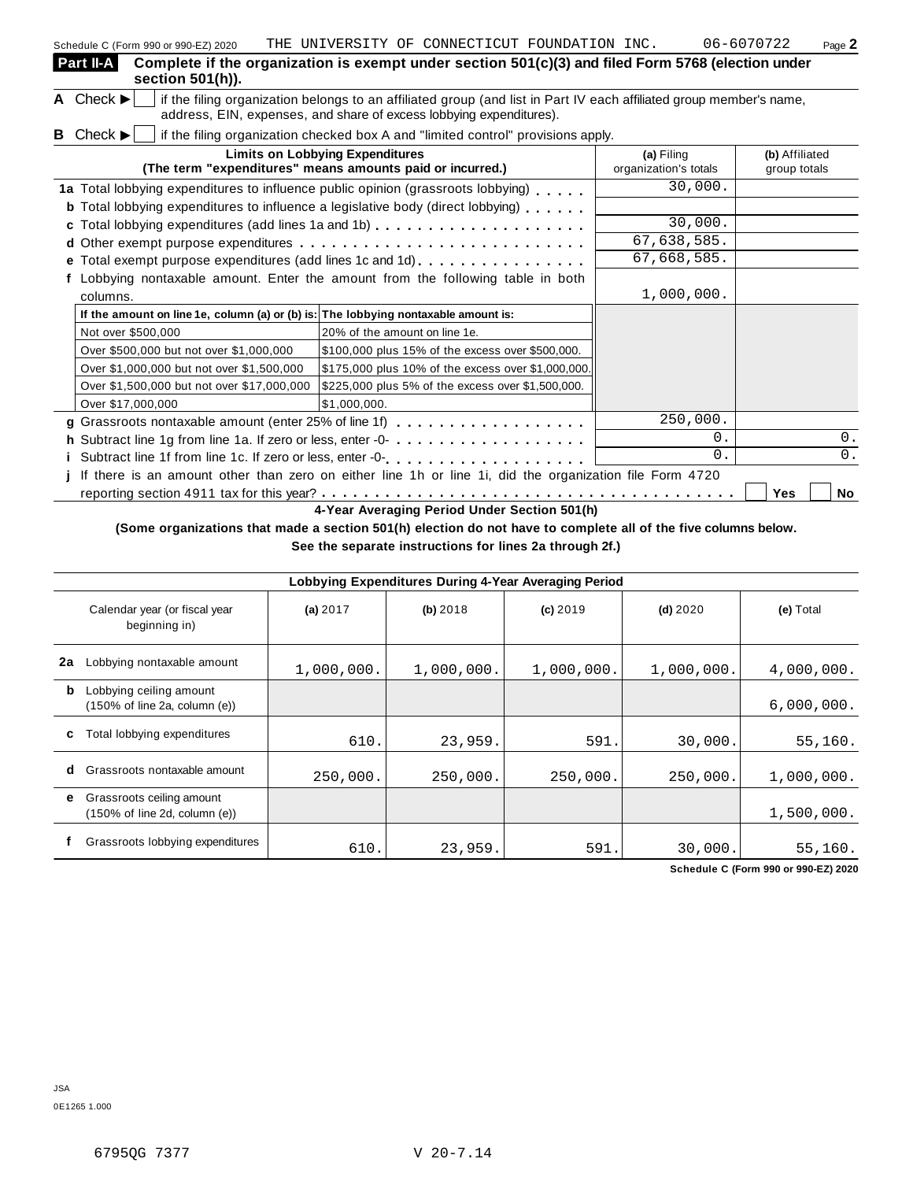Schedule C (Form 990 or 990-EZ) 2020 THE UNIVERSITY OF CONNECTICUT FOUNDATION INC. 06-6070722

## Part II-A Complete if the organization is exempt under section 501(c)(3) and filed Form 5768 (election under section 501(h)).

**A** Check ▶ ☐ if the filing organization belongs to an affiliated group (and list in Part IV each affiliated group member's name, address, EIN, expenses, and share of excess lobbying expenditures).

**B** Check ▶ ☐ if the filing organization checked box A and "limited control" provisions apply.

| Limits on Lobbying Expenditures (The term "expenditures" means amounts paid or incurred.) | (a) Filing organization's totals | (b) Affiliated group totals |
|---|---|---|
| **1a** Total lobbying expenditures to influence public opinion (grassroots lobbying) | 30,000. | |
| **b** Total lobbying expenditures to influence a legislative body (direct lobbying) | | |
| **c** Total lobbying expenditures (add lines 1a and 1b) | 30,000. | |
| **d** Other exempt purpose expenditures | 67,638,585. | |
| **e** Total exempt purpose expenditures (add lines 1c and 1d) | 67,668,585. | |
| **f** Lobbying nontaxable amount. Enter the amount from the following table in both columns. | 1,000,000. | |

| If the amount on line 1e, column (a) or (b) is: | The lobbying nontaxable amount is: |
|---|---|
| Not over $500,000 | 20% of the amount on line 1e. |
| Over $500,000 but not over $1,000,000 | $100,000 plus 15% of the excess over $500,000. |
| Over $1,000,000 but not over $1,500,000 | $175,000 plus 10% of the excess over $1,000,000. |
| Over $1,500,000 but not over $17,000,000 | $225,000 plus 5% of the excess over $1,500,000. |
| Over $17,000,000 | $1,000,000. |

| | (a) Filing organization's totals | (b) Affiliated group totals |
|---|---|---|
| **g** Grassroots nontaxable amount (enter 25% of line 1f) | 250,000. | |
| **h** Subtract line 1g from line 1a. If zero or less, enter -0- | 0. | 0. |
| **i** Subtract line 1f from line 1c. If zero or less, enter -0- | 0. | 0. |

**j** If there is an amount other than zero on either line 1h or line 1i, did the organization file Form 4720 reporting section 4911 tax for this year? ☐ Yes ☐ No

### 4-Year Averaging Period Under Section 501(h)

**(Some organizations that made a section 501(h) election do not have to complete all of the five columns below. See the separate instructions for lines 2a through 2f.)**

**Lobbying Expenditures During 4-Year Averaging Period**

| Calendar year (or fiscal year beginning in) | (a) 2017 | (b) 2018 | (c) 2019 | (d) 2020 | (e) Total |
|---|---|---|---|---|---|
| **2a** Lobbying nontaxable amount | 1,000,000. | 1,000,000. | 1,000,000. | 1,000,000. | 4,000,000. |
| **b** Lobbying ceiling amount (150% of line 2a, column (e)) | | | | | 6,000,000. |
| **c** Total lobbying expenditures | 610. | 23,959. | 591. | 30,000. | 55,160. |
| **d** Grassroots nontaxable amount | 250,000. | 250,000. | 250,000. | 250,000. | 1,000,000. |
| **e** Grassroots ceiling amount (150% of line 2d, column (e)) | | | | | 1,500,000. |
| **f** Grassroots lobbying expenditures | 610. | 23,959. | 591. | 30,000. | 55,160. |

Schedule C (Form 990 or 990-EZ) 2020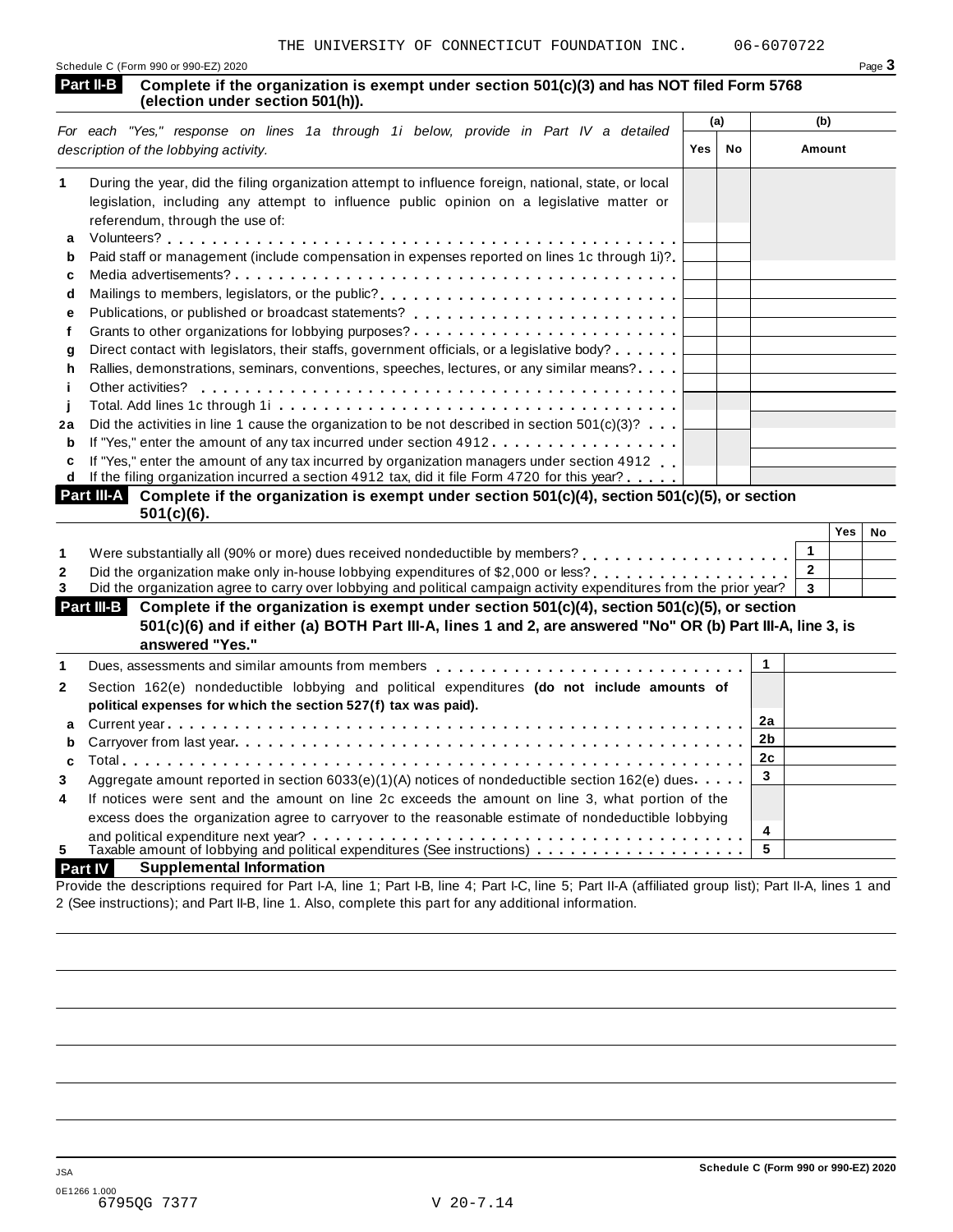THE UNIVERSITY OF CONNECTICUT FOUNDATION INC. 06-6070722

Schedule C (Form 990 or 990-EZ) 2020

**Part II-B** **Complete if the organization is exempt under section 501(c)(3) and has NOT filed Form 5768 (election under section 501(h)).**

| For each "Yes," response on lines 1a through 1i below, provide in Part IV a detailed description of the lobbying activity. | (a) Yes | (a) No | (b) Amount |
|---|---|---|---|
| **1** During the year, did the filing organization attempt to influence foreign, national, state, or local legislation, including any attempt to influence public opinion on a legislative matter or referendum, through the use of: | | | |
| **a** Volunteers? | | | |
| **b** Paid staff or management (include compensation in expenses reported on lines 1c through 1i)? | | | |
| **c** Media advertisements? | | | |
| **d** Mailings to members, legislators, or the public? | | | |
| **e** Publications, or published or broadcast statements? | | | |
| **f** Grants to other organizations for lobbying purposes? | | | |
| **g** Direct contact with legislators, their staffs, government officials, or a legislative body? | | | |
| **h** Rallies, demonstrations, seminars, conventions, speeches, lectures, or any similar means? | | | |
| **i** Other activities? | | | |
| **j** Total. Add lines 1c through 1i | | | |
| **2a** Did the activities in line 1 cause the organization to be not described in section 501(c)(3)? | | | |
| **b** If "Yes," enter the amount of any tax incurred under section 4912 | | | |
| **c** If "Yes," enter the amount of any tax incurred by organization managers under section 4912 | | | |
| **d** If the filing organization incurred a section 4912 tax, did it file Form 4720 for this year? | | | |

**Part III-A** **Complete if the organization is exempt under section 501(c)(4), section 501(c)(5), or section 501(c)(6).**

| | | Yes | No |
|---|---|---|---|
| **1** Were substantially all (90% or more) dues received nondeductible by members? | 1 | | |
| **2** Did the organization make only in-house lobbying expenditures of $2,000 or less? | 2 | | |
| **3** Did the organization agree to carry over lobbying and political campaign activity expenditures from the prior year? | 3 | | |

**Part III-B** **Complete if the organization is exempt under section 501(c)(4), section 501(c)(5), or section 501(c)(6) and if either (a) BOTH Part III-A, lines 1 and 2, are answered "No" OR (b) Part III-A, line 3, is answered "Yes."**

| | | |
|---|---|---|
| **1** Dues, assessments and similar amounts from members | 1 | |
| **2** Section 162(e) nondeductible lobbying and political expenditures **(do not include amounts of political expenses for which the section 527(f) tax was paid).** | | |
| **a** Current year | 2a | |
| **b** Carryover from last year | 2b | |
| **c** Total | 2c | |
| **3** Aggregate amount reported in section 6033(e)(1)(A) notices of nondeductible section 162(e) dues | 3 | |
| **4** If notices were sent and the amount on line 2c exceeds the amount on line 3, what portion of the excess does the organization agree to carryover to the reasonable estimate of nondeductible lobbying and political expenditure next year? | 4 | |
| **5** Taxable amount of lobbying and political expenditures (See instructions) | 5 | |

**Part IV** **Supplemental Information**

Provide the descriptions required for Part I-A, line 1; Part I-B, line 4; Part I-C, line 5; Part II-A (affiliated group list); Part II-A, lines 1 and 2 (See instructions); and Part II-B, line 1. Also, complete this part for any additional information.

Schedule C (Form 990 or 990-EZ) 2020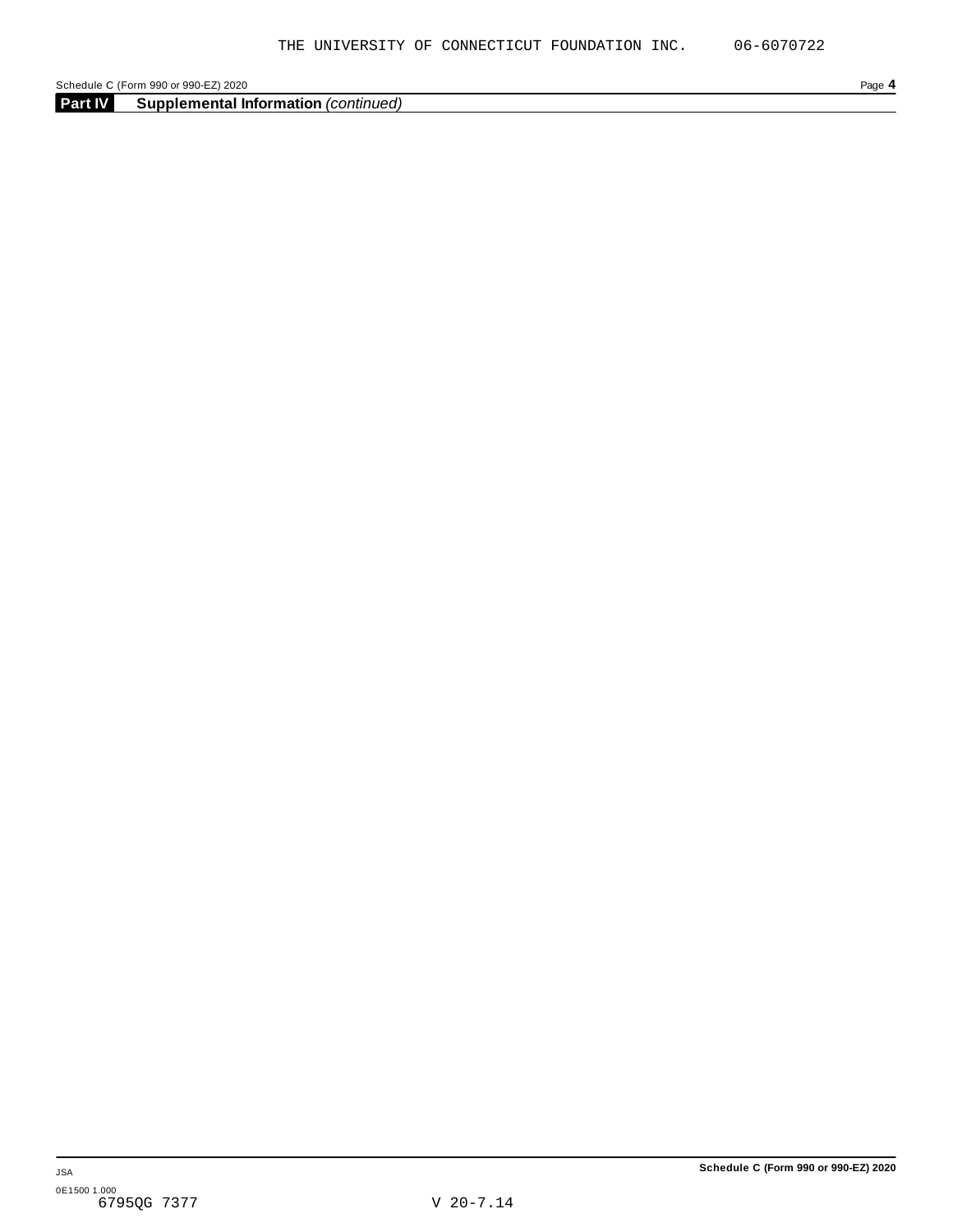THE UNIVERSITY OF CONNECTICUT FOUNDATION INC. 06-6070722

Schedule C (Form 990 or 990-EZ) 2020

## Part IV Supplemental Information *(continued)*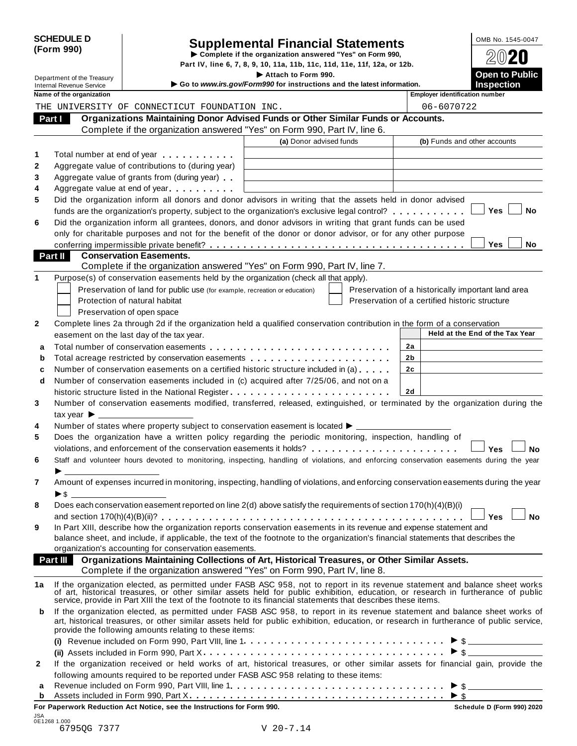**SCHEDULE D (Form 990)**

Department of the Treasury
Internal Revenue Service

# Supplemental Financial Statements

▶ Complete if the organization answered "Yes" on Form 990, Part IV, line 6, 7, 8, 9, 10, 11a, 11b, 11c, 11d, 11e, 11f, 12a, or 12b.
▶ Attach to Form 990.
▶ Go to www.irs.gov/Form990 for instructions and the latest information.

OMB No. 1545-0047
2020
**Open to Public Inspection**

| Name of the organization | Employer identification number |
|---|---|
| THE UNIVERSITY OF CONNECTICUT FOUNDATION INC. | 06-6070722 |

## Part I Organizations Maintaining Donor Advised Funds or Other Similar Funds or Accounts.

Complete if the organization answered "Yes" on Form 990, Part IV, line 6.

| | | (a) Donor advised funds | (b) Funds and other accounts |
|---|---|---|---|
| 1 | Total number at end of year | | |
| 2 | Aggregate value of contributions to (during year) | | |
| 3 | Aggregate value of grants from (during year) | | |
| 4 | Aggregate value at end of year | | |

5 Did the organization inform all donors and donor advisors in writing that the assets held in donor advised funds are the organization's property, subject to the organization's exclusive legal control? ☐ Yes ☐ No

6 Did the organization inform all grantees, donors, and donor advisors in writing that grant funds can be used only for charitable purposes and not for the benefit of the donor or donor advisor, or for any other purpose conferring impermissible private benefit? ☐ Yes ☐ No

## Part II Conservation Easements.

Complete if the organization answered "Yes" on Form 990, Part IV, line 7.

1 Purpose(s) of conservation easements held by the organization (check all that apply).

- ☐ Preservation of land for public use (for example, recreation or education)
- ☐ Protection of natural habitat
- ☐ Preservation of open space
- ☐ Preservation of a historically important land area
- ☐ Preservation of a certified historic structure

2 Complete lines 2a through 2d if the organization held a qualified conservation contribution in the form of a conservation easement on the last day of the tax year.

| | | | Held at the End of the Tax Year |
|---|---|---|---|
| a | Total number of conservation easements | 2a | |
| b | Total acreage restricted by conservation easements | 2b | |
| c | Number of conservation easements on a certified historic structure included in (a) | 2c | |
| d | Number of conservation easements included in (c) acquired after 7/25/06, and not on a historic structure listed in the National Register | 2d | |

3 Number of conservation easements modified, transferred, released, extinguished, or terminated by the organization during the tax year ▶

4 Number of states where property subject to conservation easement is located ▶

5 Does the organization have a written policy regarding the periodic monitoring, inspection, handling of violations, and enforcement of the conservation easements it holds? ☐ Yes ☐ No

6 Staff and volunteer hours devoted to monitoring, inspecting, handling of violations, and enforcing conservation easements during the year ▶

7 Amount of expenses incurred in monitoring, inspecting, handling of violations, and enforcing conservation easements during the year ▶ $

8 Does each conservation easement reported on line 2(d) above satisfy the requirements of section 170(h)(4)(B)(i) and section 170(h)(4)(B)(ii)? ☐ Yes ☐ No

9 In Part XIII, describe how the organization reports conservation easements in its revenue and expense statement and balance sheet, and include, if applicable, the text of the footnote to the organization's financial statements that describes the organization's accounting for conservation easements.

## Part III Organizations Maintaining Collections of Art, Historical Treasures, or Other Similar Assets.

Complete if the organization answered "Yes" on Form 990, Part IV, line 8.

1a If the organization elected, as permitted under FASB ASC 958, not to report in its revenue statement and balance sheet works of art, historical treasures, or other similar assets held for public exhibition, education, or research in furtherance of public service, provide in Part XIII the text of the footnote to its financial statements that describes these items.

b If the organization elected, as permitted under FASB ASC 958, to report in its revenue statement and balance sheet works of art, historical treasures, or other similar assets held for public exhibition, education, or research in furtherance of public service, provide the following amounts relating to these items:

(i) Revenue included on Form 990, Part VIII, line 1 ▶ $

(ii) Assets included in Form 990, Part X ▶ $

2 If the organization received or held works of art, historical treasures, or other similar assets for financial gain, provide the following amounts required to be reported under FASB ASC 958 relating to these items:

a Revenue included on Form 990, Part VIII, line 1 ▶ $

b Assets included in Form 990, Part X ▶ $

**For Paperwork Reduction Act Notice, see the Instructions for Form 990.** **Schedule D (Form 990) 2020**

JSA
0E1268 1.000
6795QG 7377 V 20-7.14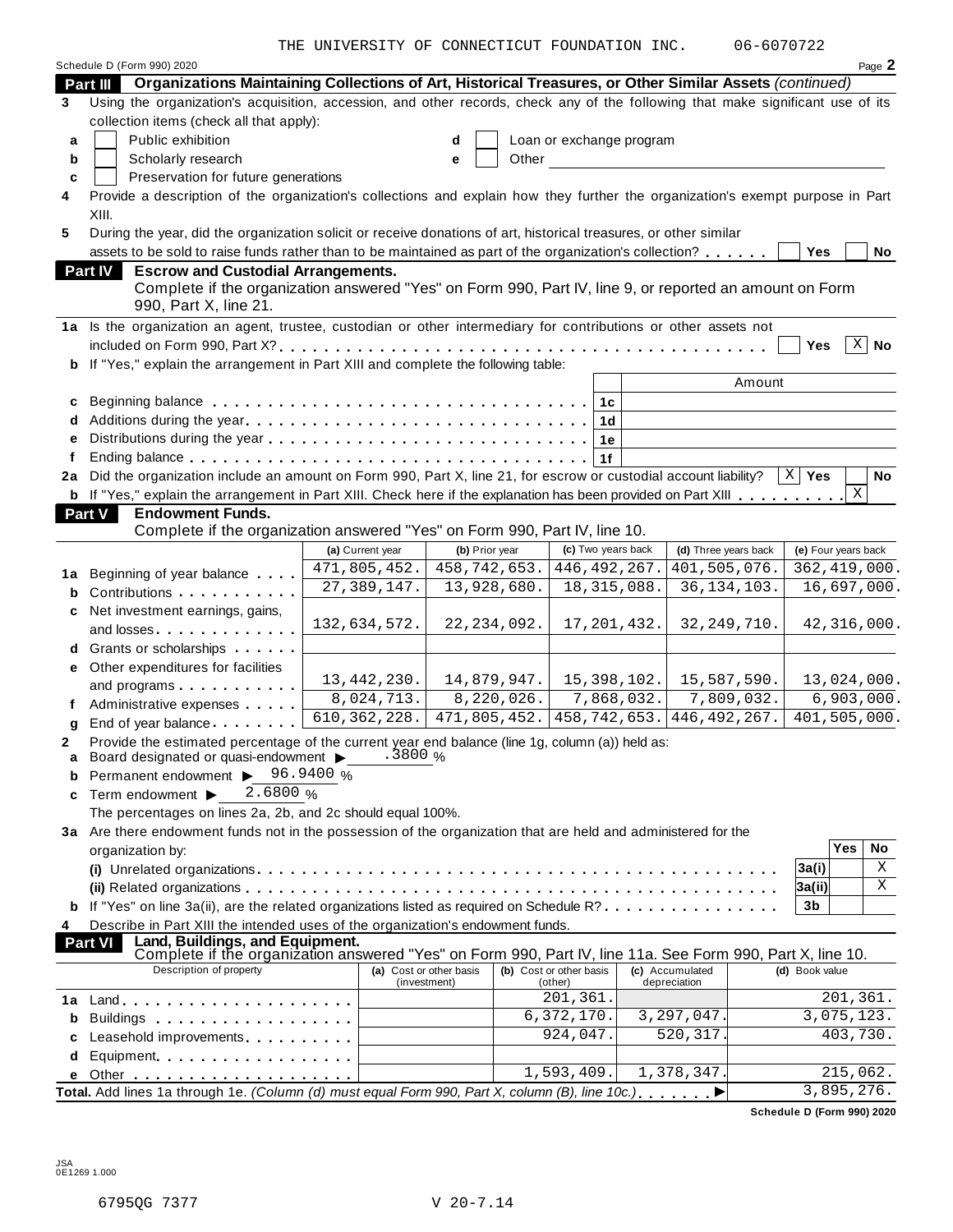THE UNIVERSITY OF CONNECTICUT FOUNDATION INC. 06-6070722

Schedule D (Form 990) 2020 Page **2**

## Part III Organizations Maintaining Collections of Art, Historical Treasures, or Other Similar Assets *(continued)*

**3** Using the organization's acquisition, accession, and other records, check any of the following that make significant use of its collection items (check all that apply):

- **a** ☐ Public exhibition
- **b** ☐ Scholarly research
- **c** ☐ Preservation for future generations
- **d** ☐ Loan or exchange program
- **e** ☐ Other

**4** Provide a description of the organization's collections and explain how they further the organization's exempt purpose in Part XIII.

**5** During the year, did the organization solicit or receive donations of art, historical treasures, or other similar assets to be sold to raise funds rather than to be maintained as part of the organization's collection? ☐ Yes ☐ No

## Part IV Escrow and Custodial Arrangements.

Complete if the organization answered "Yes" on Form 990, Part IV, line 9, or reported an amount on Form 990, Part X, line 21.

**1a** Is the organization an agent, trustee, custodian or other intermediary for contributions or other assets not included on Form 990, Part X? ☐ Yes ☒ No

**b** If "Yes," explain the arrangement in Part XIII and complete the following table:

| | | Amount |
|---|---|---|
| **c** Beginning balance | 1c | |
| **d** Additions during the year | 1d | |
| **e** Distributions during the year | 1e | |
| **f** Ending balance | 1f | |

**2a** Did the organization include an amount on Form 990, Part X, line 21, for escrow or custodial account liability? ☒ Yes ☐ No

**b** If "Yes," explain the arrangement in Part XIII. Check here if the explanation has been provided on Part XIII ☒

## Part V Endowment Funds.

Complete if the organization answered "Yes" on Form 990, Part IV, line 10.

| | (a) Current year | (b) Prior year | (c) Two years back | (d) Three years back | (e) Four years back |
|---|---|---|---|---|---|
| **1a** Beginning of year balance | 471,805,452. | 458,742,653. | 446,492,267. | 401,505,076. | 362,419,000. |
| **b** Contributions | 27,389,147. | 13,928,680. | 18,315,088. | 36,134,103. | 16,697,000. |
| **c** Net investment earnings, gains, and losses | 132,634,572. | 22,234,092. | 17,201,432. | 32,249,710. | 42,316,000. |
| **d** Grants or scholarships | | | | | |
| **e** Other expenditures for facilities and programs | 13,442,230. | 14,879,947. | 15,398,102. | 15,587,590. | 13,024,000. |
| **f** Administrative expenses | 8,024,713. | 8,220,026. | 7,868,032. | 7,809,032. | 6,903,000. |
| **g** End of year balance | 610,362,228. | 471,805,452. | 458,742,653. | 446,492,267. | 401,505,000. |

**2** Provide the estimated percentage of the current year end balance (line 1g, column (a)) held as:

- **a** Board designated or quasi-endowment ▶ .3800 %
- **b** Permanent endowment ▶ 96.9400 %
- **c** Term endowment ▶ 2.6800 %

The percentages on lines 2a, 2b, and 2c should equal 100%.

**3a** Are there endowment funds not in the possession of the organization that are held and administered for the organization by:

| | | Yes | No |
|---|---|---|---|
| **(i)** Unrelated organizations | 3a(i) | | X |
| **(ii)** Related organizations | 3a(ii) | | X |
| **b** If "Yes" on line 3a(ii), are the related organizations listed as required on Schedule R? | 3b | | |

**4** Describe in Part XIII the intended uses of the organization's endowment funds.

## Part VI Land, Buildings, and Equipment.

Complete if the organization answered "Yes" on Form 990, Part IV, line 11a. See Form 990, Part X, line 10.

| Description of property | (a) Cost or other basis (investment) | (b) Cost or other basis (other) | (c) Accumulated depreciation | (d) Book value |
|---|---|---|---|---|
| **1a** Land | | 201,361. | | 201,361. |
| **b** Buildings | | 6,372,170. | 3,297,047. | 3,075,123. |
| **c** Leasehold improvements | | 924,047. | 520,317. | 403,730. |
| **d** Equipment | | | | |
| **e** Other | | 1,593,409. | 1,378,347. | 215,062. |
| **Total.** Add lines 1a through 1e. *(Column (d) must equal Form 990, Part X, column (B), line 10c.)* | | | | 3,895,276. |

**Schedule D (Form 990) 2020**

JSA
0E1269 1.000

6795QG 7377 V 20-7.14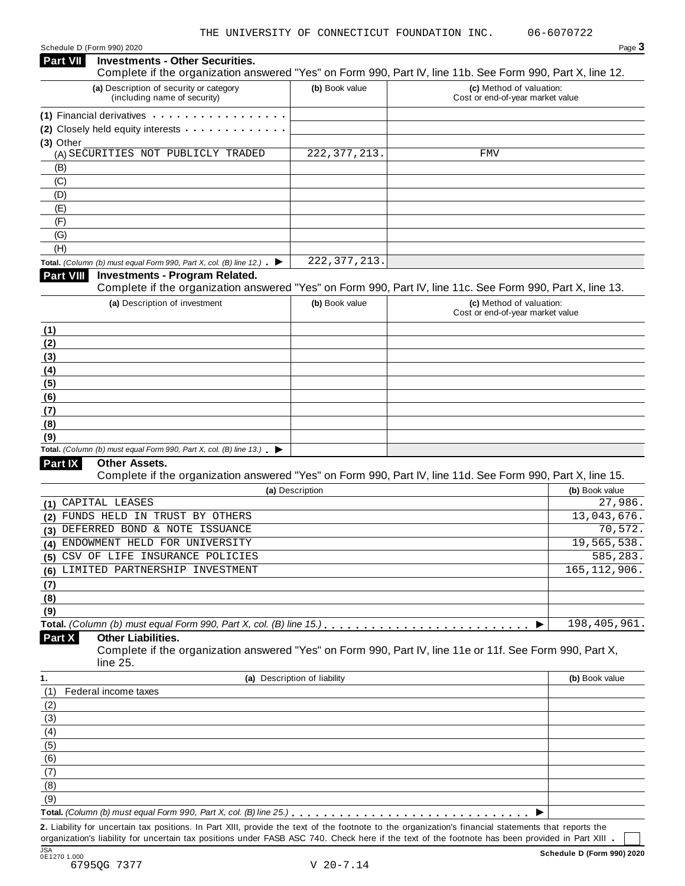THE UNIVERSITY OF CONNECTICUT FOUNDATION INC. 06-6070722

Schedule D (Form 990) 2020

## Part VII Investments - Other Securities.

Complete if the organization answered "Yes" on Form 990, Part IV, line 11b. See Form 990, Part X, line 12.

| (a) Description of security or category (including name of security) | (b) Book value | (c) Method of valuation: Cost or end-of-year market value |
|---|---|---|
| (1) Financial derivatives | | |
| (2) Closely held equity interests | | |
| (3) Other | | |
| (A) SECURITIES NOT PUBLICLY TRADED | 222,377,213. | FMV |
| (B) | | |
| (C) | | |
| (D) | | |
| (E) | | |
| (F) | | |
| (G) | | |
| (H) | | |
| **Total.** *(Column (b) must equal Form 990, Part X, col. (B) line 12.)* ▶ | 222,377,213. | |

## Part VIII Investments - Program Related.

Complete if the organization answered "Yes" on Form 990, Part IV, line 11c. See Form 990, Part X, line 13.

| (a) Description of investment | (b) Book value | (c) Method of valuation: Cost or end-of-year market value |
|---|---|---|
| (1) | | |
| (2) | | |
| (3) | | |
| (4) | | |
| (5) | | |
| (6) | | |
| (7) | | |
| (8) | | |
| (9) | | |
| **Total.** *(Column (b) must equal Form 990, Part X, col. (B) line 13.)* ▶ | | |

## Part IX Other Assets.

Complete if the organization answered "Yes" on Form 990, Part IV, line 11d. See Form 990, Part X, line 15.

| (a) Description | (b) Book value |
|---|---|
| (1) CAPITAL LEASES | 27,986. |
| (2) FUNDS HELD IN TRUST BY OTHERS | 13,043,676. |
| (3) DEFERRED BOND & NOTE ISSUANCE | 70,572. |
| (4) ENDOWMENT HELD FOR UNIVERSITY | 19,565,538. |
| (5) CSV OF LIFE INSURANCE POLICIES | 585,283. |
| (6) LIMITED PARTNERSHIP INVESTMENT | 165,112,906. |
| (7) | |
| (8) | |
| (9) | |
| **Total.** *(Column (b) must equal Form 990, Part X, col. (B) line 15.)* ▶ | 198,405,961. |

## Part X Other Liabilities.

Complete if the organization answered "Yes" on Form 990, Part IV, line 11e or 11f. See Form 990, Part X, line 25.

| 1. (a) Description of liability | (b) Book value |
|---|---|
| (1) Federal income taxes | |
| (2) | |
| (3) | |
| (4) | |
| (5) | |
| (6) | |
| (7) | |
| (8) | |
| (9) | |
| **Total.** *(Column (b) must equal Form 990, Part X, col. (B) line 25.)* ▶ | |

**2.** Liability for uncertain tax positions. In Part XIII, provide the text of the footnote to the organization's financial statements that reports the organization's liability for uncertain tax positions under FASB ASC 740. Check here if the text of the footnote has been provided in Part XIII . ☐

JSA 0E1270 1.000
6795QG 7377 V 20-7.14

**Schedule D (Form 990) 2020**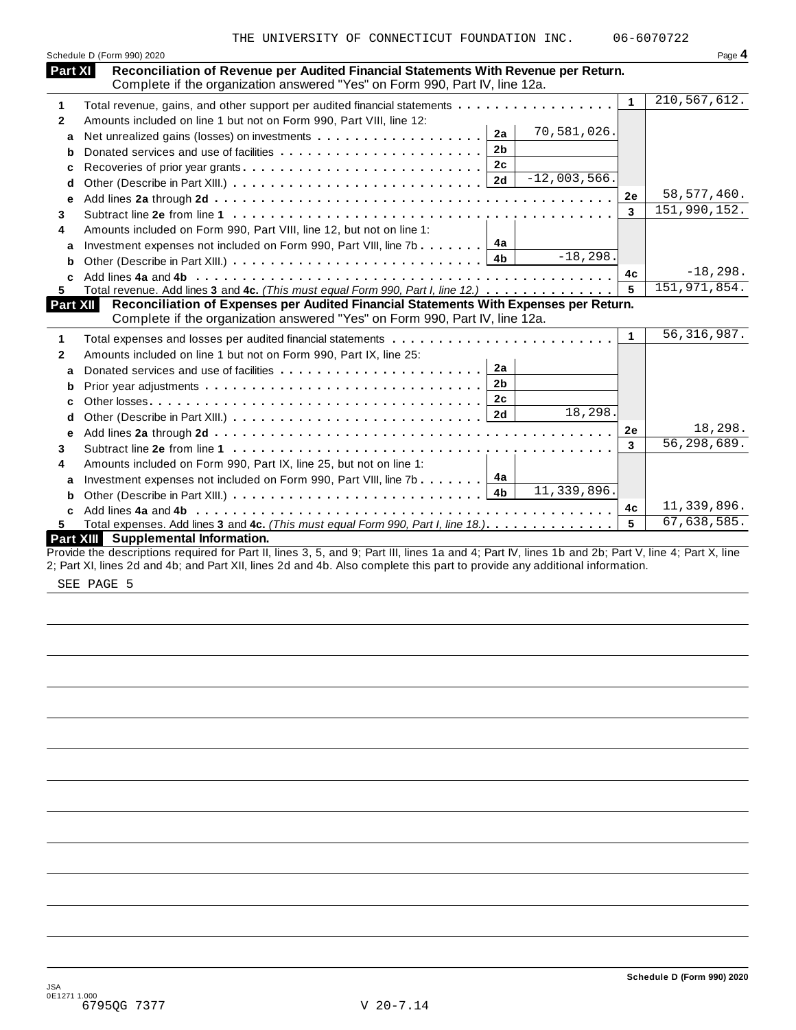THE UNIVERSITY OF CONNECTICUT FOUNDATION INC. 06-6070722

Schedule D (Form 990) 2020

## Part XI Reconciliation of Revenue per Audited Financial Statements With Revenue per Return.

Complete if the organization answered "Yes" on Form 990, Part IV, line 12a.

| | | | | | |
|---|---|---|---|---|---|
| 1 | Total revenue, gains, and other support per audited financial statements | | | 1 | 210,567,612. |
| 2 | Amounts included on line 1 but not on Form 990, Part VIII, line 12: | | | | |
| a | Net unrealized gains (losses) on investments | 2a | 70,581,026. | | |
| b | Donated services and use of facilities | 2b | | | |
| c | Recoveries of prior year grants | 2c | | | |
| d | Other (Describe in Part XIII.) | 2d | -12,003,566. | | |
| e | Add lines **2a** through **2d** | | | 2e | 58,577,460. |
| 3 | Subtract line **2e** from line **1** | | | 3 | 151,990,152. |
| 4 | Amounts included on Form 990, Part VIII, line 12, but not on line 1: | | | | |
| a | Investment expenses not included on Form 990, Part VIII, line 7b | 4a | | | |
| b | Other (Describe in Part XIII.) | 4b | -18,298. | | |
| c | Add lines **4a** and **4b** | | | 4c | -18,298. |
| 5 | Total revenue. Add lines **3** and **4c.** *(This must equal Form 990, Part I, line 12.)* | | | 5 | 151,971,854. |

## Part XII Reconciliation of Expenses per Audited Financial Statements With Expenses per Return.

Complete if the organization answered "Yes" on Form 990, Part IV, line 12a.

| | | | | | |
|---|---|---|---|---|---|
| 1 | Total expenses and losses per audited financial statements | | | 1 | 56,316,987. |
| 2 | Amounts included on line 1 but not on Form 990, Part IX, line 25: | | | | |
| a | Donated services and use of facilities | 2a | | | |
| b | Prior year adjustments | 2b | | | |
| c | Other losses | 2c | | | |
| d | Other (Describe in Part XIII.) | 2d | 18,298. | | |
| e | Add lines **2a** through **2d** | | | 2e | 18,298. |
| 3 | Subtract line **2e** from line **1** | | | 3 | 56,298,689. |
| 4 | Amounts included on Form 990, Part IX, line 25, but not on line 1: | | | | |
| a | Investment expenses not included on Form 990, Part VIII, line 7b | 4a | | | |
| b | Other (Describe in Part XIII.) | 4b | 11,339,896. | | |
| c | Add lines **4a** and **4b** | | | 4c | 11,339,896. |
| 5 | Total expenses. Add lines **3** and **4c.** *(This must equal Form 990, Part I, line 18.)* | | | 5 | 67,638,585. |

## Part XIII Supplemental Information.

Provide the descriptions required for Part II, lines 3, 5, and 9; Part III, lines 1a and 4; Part IV, lines 1b and 2b; Part V, line 4; Part X, line 2; Part XI, lines 2d and 4b; and Part XII, lines 2d and 4b. Also complete this part to provide any additional information.

SEE PAGE 5

Schedule D (Form 990) 2020

JSA
0E1271 1.000
6795QG 7377 V 20-7.14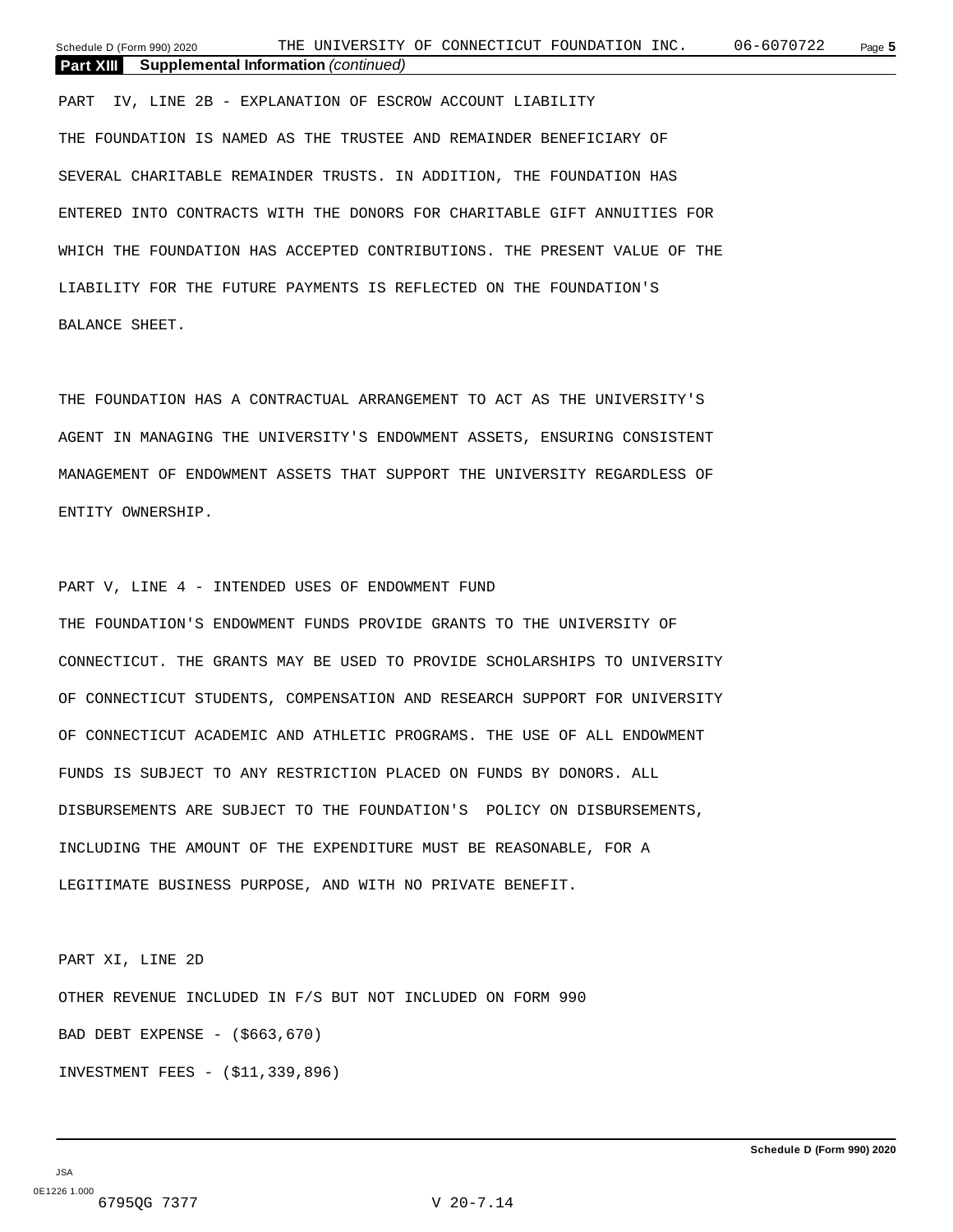**Part XIII Supplemental Information** *(continued)*

PART IV, LINE 2B - EXPLANATION OF ESCROW ACCOUNT LIABILITY

THE FOUNDATION IS NAMED AS THE TRUSTEE AND REMAINDER BENEFICIARY OF SEVERAL CHARITABLE REMAINDER TRUSTS. IN ADDITION, THE FOUNDATION HAS ENTERED INTO CONTRACTS WITH THE DONORS FOR CHARITABLE GIFT ANNUITIES FOR WHICH THE FOUNDATION HAS ACCEPTED CONTRIBUTIONS. THE PRESENT VALUE OF THE LIABILITY FOR THE FUTURE PAYMENTS IS REFLECTED ON THE FOUNDATION'S BALANCE SHEET.

THE FOUNDATION HAS A CONTRACTUAL ARRANGEMENT TO ACT AS THE UNIVERSITY'S AGENT IN MANAGING THE UNIVERSITY'S ENDOWMENT ASSETS, ENSURING CONSISTENT MANAGEMENT OF ENDOWMENT ASSETS THAT SUPPORT THE UNIVERSITY REGARDLESS OF ENTITY OWNERSHIP.

PART V, LINE 4 - INTENDED USES OF ENDOWMENT FUND

THE FOUNDATION'S ENDOWMENT FUNDS PROVIDE GRANTS TO THE UNIVERSITY OF CONNECTICUT. THE GRANTS MAY BE USED TO PROVIDE SCHOLARSHIPS TO UNIVERSITY OF CONNECTICUT STUDENTS, COMPENSATION AND RESEARCH SUPPORT FOR UNIVERSITY OF CONNECTICUT ACADEMIC AND ATHLETIC PROGRAMS. THE USE OF ALL ENDOWMENT FUNDS IS SUBJECT TO ANY RESTRICTION PLACED ON FUNDS BY DONORS. ALL DISBURSEMENTS ARE SUBJECT TO THE FOUNDATION'S POLICY ON DISBURSEMENTS, INCLUDING THE AMOUNT OF THE EXPENDITURE MUST BE REASONABLE, FOR A LEGITIMATE BUSINESS PURPOSE, AND WITH NO PRIVATE BENEFIT.

PART XI, LINE 2D

OTHER REVENUE INCLUDED IN F/S BUT NOT INCLUDED ON FORM 990

BAD DEBT EXPENSE - ($663,670)

INVESTMENT FEES - ($11,339,896)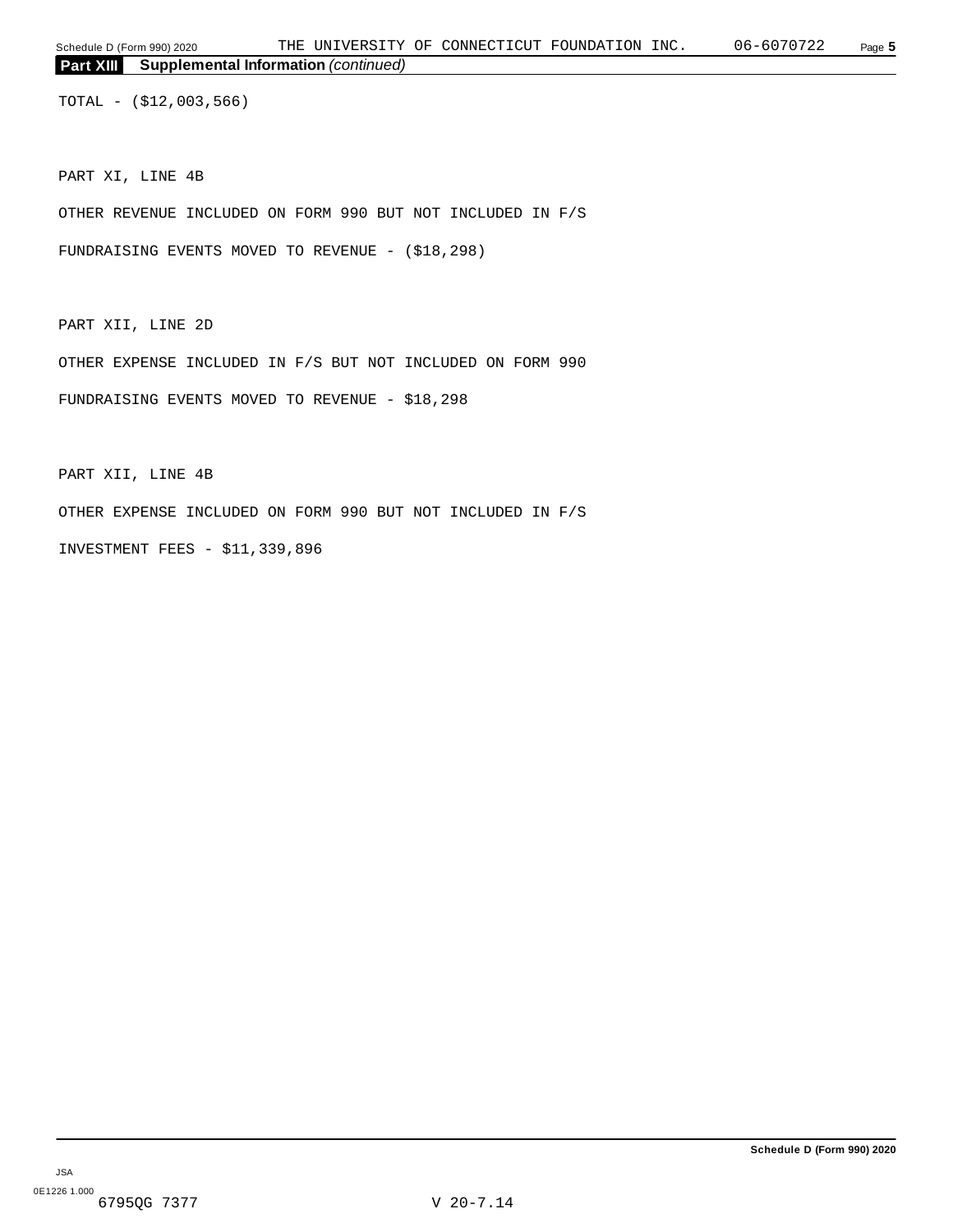## Part XIII Supplemental Information *(continued)*

TOTAL - ($12,003,566)

PART XI, LINE 4B

OTHER REVENUE INCLUDED ON FORM 990 BUT NOT INCLUDED IN F/S

FUNDRAISING EVENTS MOVED TO REVENUE - ($18,298)

PART XII, LINE 2D

OTHER EXPENSE INCLUDED IN F/S BUT NOT INCLUDED ON FORM 990

FUNDRAISING EVENTS MOVED TO REVENUE - $18,298

PART XII, LINE 4B

OTHER EXPENSE INCLUDED ON FORM 990 BUT NOT INCLUDED IN F/S

INVESTMENT FEES - $11,339,896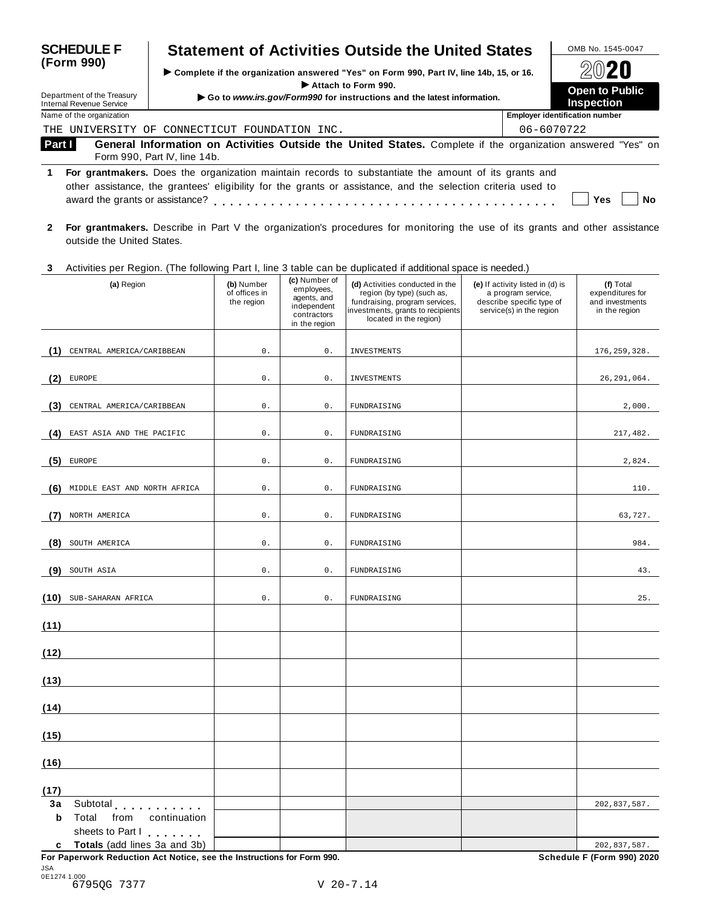# SCHEDULE F (Form 990)

## Statement of Activities Outside the United States

▶ Complete if the organization answered "Yes" on Form 990, Part IV, line 14b, 15, or 16.
▶ Attach to Form 990.
▶ Go to *www.irs.gov/Form990* for instructions and the latest information.

Department of the Treasury
Internal Revenue Service

OMB No. 1545-0047

2020

**Open to Public Inspection**

Name of the organization: THE UNIVERSITY OF CONNECTICUT FOUNDATION INC.

Employer identification number: 06-6070722

**Part I** **General Information on Activities Outside the United States.** Complete if the organization answered "Yes" on Form 990, Part IV, line 14b.

**1** **For grantmakers.** Does the organization maintain records to substantiate the amount of its grants and other assistance, the grantees' eligibility for the grants or assistance, and the selection criteria used to award the grants or assistance? . . . . . . . . . . . . . . . . Yes No

**2** **For grantmakers.** Describe in Part V the organization's procedures for monitoring the use of its grants and other assistance outside the United States.

**3** Activities per Region. (The following Part I, line 3 table can be duplicated if additional space is needed.)

| | (a) Region | (b) Number of offices in the region | (c) Number of employees, agents, and independent contractors in the region | (d) Activities conducted in the region (by type) (such as, fundraising, program services, investments, grants to recipients located in the region) | (e) If activity listed in (d) is a program service, describe specific type of service(s) in the region | (f) Total expenditures for and investments in the region |
|---|---|---|---|---|---|---|
| (1) | CENTRAL AMERICA/CARIBBEAN | 0. | 0. | INVESTMENTS | | 176,259,328. |
| (2) | EUROPE | 0. | 0. | INVESTMENTS | | 26,291,064. |
| (3) | CENTRAL AMERICA/CARIBBEAN | 0. | 0. | FUNDRAISING | | 2,000. |
| (4) | EAST ASIA AND THE PACIFIC | 0. | 0. | FUNDRAISING | | 217,482. |
| (5) | EUROPE | 0. | 0. | FUNDRAISING | | 2,824. |
| (6) | MIDDLE EAST AND NORTH AFRICA | 0. | 0. | FUNDRAISING | | 110. |
| (7) | NORTH AMERICA | 0. | 0. | FUNDRAISING | | 63,727. |
| (8) | SOUTH AMERICA | 0. | 0. | FUNDRAISING | | 984. |
| (9) | SOUTH ASIA | 0. | 0. | FUNDRAISING | | 43. |
| (10) | SUB-SAHARAN AFRICA | 0. | 0. | FUNDRAISING | | 25. |
| (11) | | | | | | |
| (12) | | | | | | |
| (13) | | | | | | |
| (14) | | | | | | |
| (15) | | | | | | |
| (16) | | | | | | |
| (17) | | | | | | |
| 3a | Subtotal | | | | | 202,837,587. |
| b | Total from continuation sheets to Part I | | | | | |
| c | **Totals** (add lines 3a and 3b) | | | | | 202,837,587. |

**For Paperwork Reduction Act Notice, see the Instructions for Form 990.** **Schedule F (Form 990) 2020**

JSA
0E1274 1.000
6795QG 7377 V 20-7.14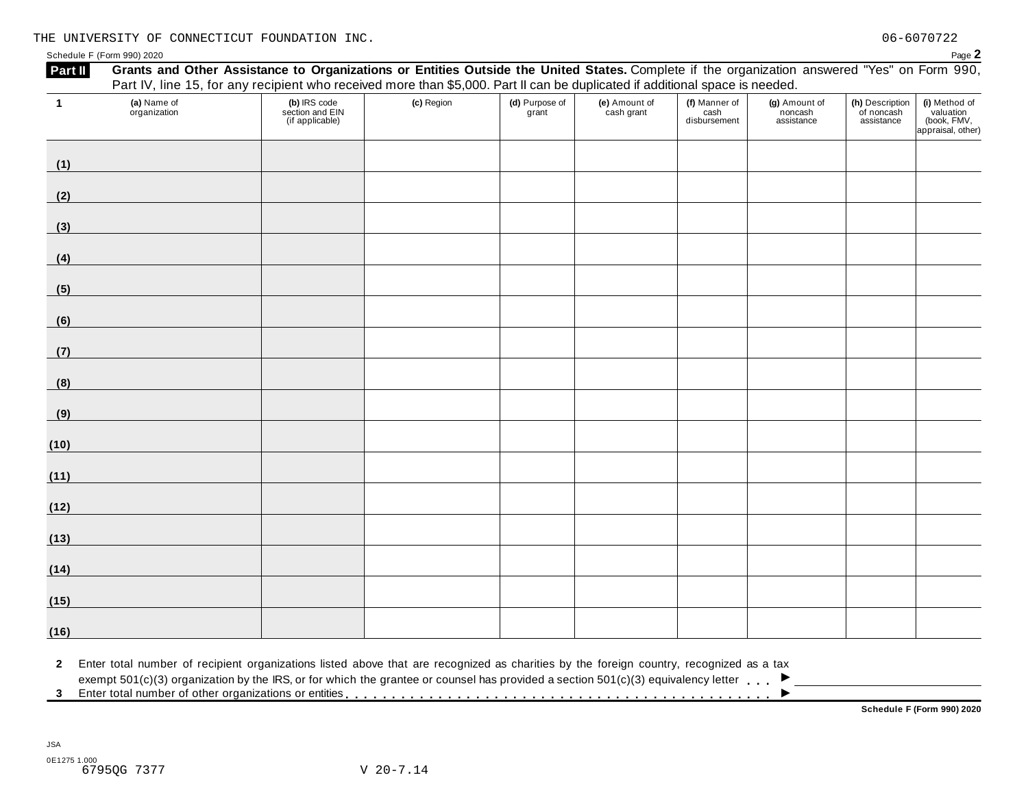THE UNIVERSITY OF CONNECTICUT FOUNDATION INC. 06-6070722

Schedule F (Form 990) 2020 Page **2**

**Part II** **Grants and Other Assistance to Organizations or Entities Outside the United States.** Complete if the organization answered "Yes" on Form 990, Part IV, line 15, for any recipient who received more than $5,000. Part II can be duplicated if additional space is needed.

| 1 | (a) Name of organization | (b) IRS code section and EIN (if applicable) | (c) Region | (d) Purpose of grant | (e) Amount of cash grant | (f) Manner of cash disbursement | (g) Amount of noncash assistance | (h) Description of noncash assistance | (i) Method of valuation (book, FMV, appraisal, other) |
|---|---|---|---|---|---|---|---|---|---|
| (1) | | | | | | | | | |
| (2) | | | | | | | | | |
| (3) | | | | | | | | | |
| (4) | | | | | | | | | |
| (5) | | | | | | | | | |
| (6) | | | | | | | | | |
| (7) | | | | | | | | | |
| (8) | | | | | | | | | |
| (9) | | | | | | | | | |
| (10) | | | | | | | | | |
| (11) | | | | | | | | | |
| (12) | | | | | | | | | |
| (13) | | | | | | | | | |
| (14) | | | | | | | | | |
| (15) | | | | | | | | | |
| (16) | | | | | | | | | |

**2** Enter total number of recipient organizations listed above that are recognized as charities by the foreign country, recognized as a tax exempt 501(c)(3) organization by the IRS, or for which the grantee or counsel has provided a section 501(c)(3) equivalency letter . . . ▶

**3** Enter total number of other organizations or entities . . . ▶

**Schedule F (Form 990) 2020**

JSA
0E1275 1.000
6795QG 7377 V 20-7.14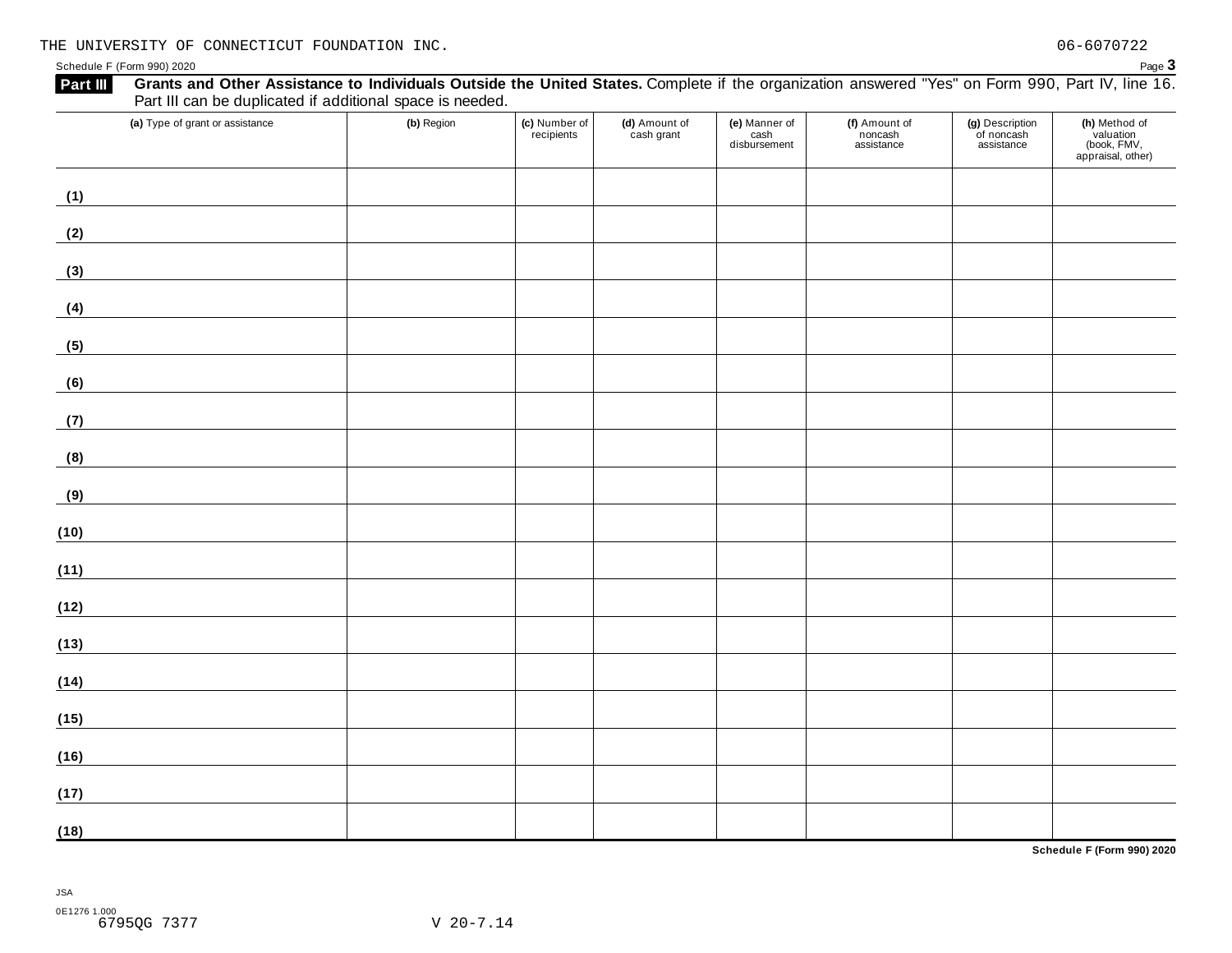THE UNIVERSITY OF CONNECTICUT FOUNDATION INC. 06-6070722

Schedule F (Form 990) 2020 Page **3**

**Part III** **Grants and Other Assistance to Individuals Outside the United States.** Complete if the organization answered "Yes" on Form 990, Part IV, line 16. Part III can be duplicated if additional space is needed.

| **(a)** Type of grant or assistance | **(b)** Region | **(c)** Number of recipients | **(d)** Amount of cash grant | **(e)** Manner of cash disbursement | **(f)** Amount of noncash assistance | **(g)** Description of noncash assistance | **(h)** Method of valuation (book, FMV, appraisal, other) |
|---|---|---|---|---|---|---|---|
| **(1)** | | | | | | | |
| **(2)** | | | | | | | |
| **(3)** | | | | | | | |
| **(4)** | | | | | | | |
| **(5)** | | | | | | | |
| **(6)** | | | | | | | |
| **(7)** | | | | | | | |
| **(8)** | | | | | | | |
| **(9)** | | | | | | | |
| **(10)** | | | | | | | |
| **(11)** | | | | | | | |
| **(12)** | | | | | | | |
| **(13)** | | | | | | | |
| **(14)** | | | | | | | |
| **(15)** | | | | | | | |
| **(16)** | | | | | | | |
| **(17)** | | | | | | | |
| **(18)** | | | | | | | |

**Schedule F (Form 990) 2020**

JSA
0E1276 1.000
6795QG 7377 V 20-7.14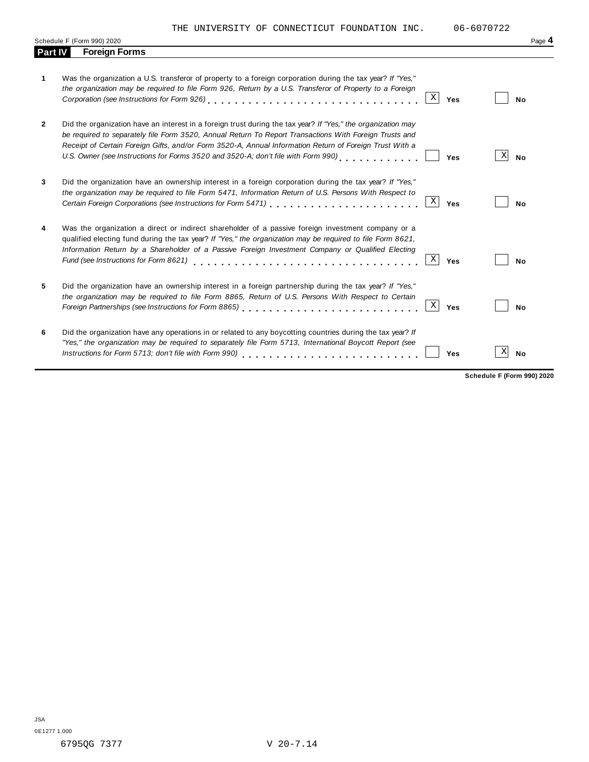THE UNIVERSITY OF CONNECTICUT FOUNDATION INC. 06-6070722

Schedule F (Form 990) 2020

## Part IV Foreign Forms

| | Question | Yes | No |
|---|---|---|---|
| 1 | Was the organization a U.S. transferor of property to a foreign corporation during the tax year? *If "Yes," the organization may be required to file Form 926, Return by a U.S. Transferor of Property to a Foreign Corporation (see Instructions for Form 926)* | X | |
| 2 | Did the organization have an interest in a foreign trust during the tax year? *If "Yes," the organization may be required to separately file Form 3520, Annual Return To Report Transactions With Foreign Trusts and Receipt of Certain Foreign Gifts, and/or Form 3520-A, Annual Information Return of Foreign Trust With a U.S. Owner (see Instructions for Forms 3520 and 3520-A; don't file with Form 990)* | | X |
| 3 | Did the organization have an ownership interest in a foreign corporation during the tax year? *If "Yes," the organization may be required to file Form 5471, Information Return of U.S. Persons With Respect to Certain Foreign Corporations (see Instructions for Form 5471)* | X | |
| 4 | Was the organization a direct or indirect shareholder of a passive foreign investment company or a qualified electing fund during the tax year? *If "Yes," the organization may be required to file Form 8621, Information Return by a Shareholder of a Passive Foreign Investment Company or Qualified Electing Fund (see Instructions for Form 8621)* | X | |
| 5 | Did the organization have an ownership interest in a foreign partnership during the tax year? *If "Yes," the organization may be required to file Form 8865, Return of U.S. Persons With Respect to Certain Foreign Partnerships (see Instructions for Form 8865)* | X | |
| 6 | Did the organization have any operations in or related to any boycotting countries during the tax year? *If "Yes," the organization may be required to separately file Form 5713, International Boycott Report (see Instructions for Form 5713; don't file with Form 990)* | | X |

**Schedule F (Form 990) 2020**

JSA
0E1277 1.000
6795QG 7377 V 20-7.14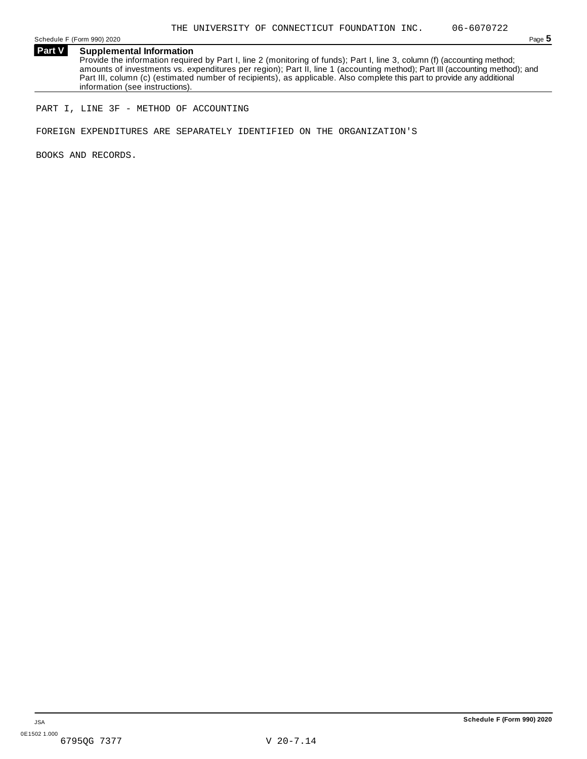THE UNIVERSITY OF CONNECTICUT FOUNDATION INC. 06-6070722

Schedule F (Form 990) 2020 Page **5**

## Part V Supplemental Information

Provide the information required by Part I, line 2 (monitoring of funds); Part I, line 3, column (f) (accounting method; amounts of investments vs. expenditures per region); Part II, line 1 (accounting method); Part III (accounting method); and Part III, column (c) (estimated number of recipients), as applicable. Also complete this part to provide any additional information (see instructions).

PART I, LINE 3F - METHOD OF ACCOUNTING

FOREIGN EXPENDITURES ARE SEPARATELY IDENTIFIED ON THE ORGANIZATION'S

BOOKS AND RECORDS.

JSA

0E1502 1.000

6795QG 7377 V 20-7.14

**Schedule F (Form 990) 2020**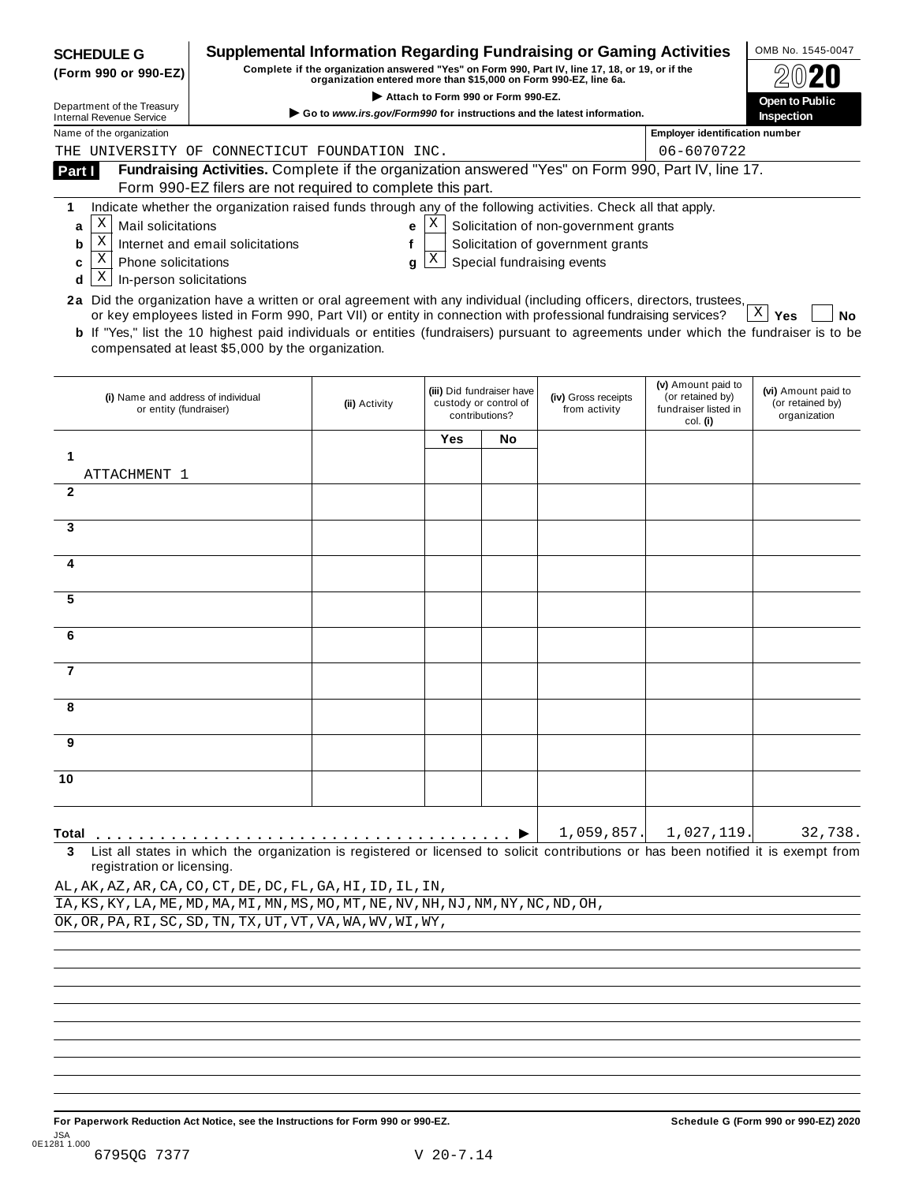**SCHEDULE G (Form 990 or 990-EZ)**

Department of the Treasury
Internal Revenue Service

# Supplemental Information Regarding Fundraising or Gaming Activities

**Complete if the organization answered "Yes" on Form 990, Part IV, line 17, 18, or 19, or if the organization entered more than $15,000 on Form 990-EZ, line 6a.**

▶ **Attach to Form 990 or Form 990-EZ.**

▶ **Go to www.irs.gov/Form990 for instructions and the latest information.**

OMB No. 1545-0047

**2020**

**Open to Public Inspection**

Name of the organization: THE UNIVERSITY OF CONNECTICUT FOUNDATION INC.

Employer identification number: 06-6070722

## Part I Fundraising Activities. 

Complete if the organization answered "Yes" on Form 990, Part IV, line 17. Form 990-EZ filers are not required to complete this part.

**1** Indicate whether the organization raised funds through any of the following activities. Check all that apply.

- **a** [X] Mail solicitations
- **b** [X] Internet and email solicitations
- **c** [X] Phone solicitations
- **d** [X] In-person solicitations
- **e** [X] Solicitation of non-government grants
- **f** [ ] Solicitation of government grants
- **g** [X] Special fundraising events

**2a** Did the organization have a written or oral agreement with any individual (including officers, directors, trustees, or key employees listed in Form 990, Part VII) or entity in connection with professional fundraising services? [X] **Yes** [ ] **No**

**b** If "Yes," list the 10 highest paid individuals or entities (fundraisers) pursuant to agreements under which the fundraiser is to be compensated at least $5,000 by the organization.

| | (i) Name and address of individual or entity (fundraiser) | (ii) Activity | (iii) Did fundraiser have custody or control of contributions? Yes | No | (iv) Gross receipts from activity | (v) Amount paid to (or retained by) fundraiser listed in col. (i) | (vi) Amount paid to (or retained by) organization |
|---|---|---|---|---|---|---|---|
| 1 | ATTACHMENT 1 | | | | | | |
| 2 | | | | | | | |
| 3 | | | | | | | |
| 4 | | | | | | | |
| 5 | | | | | | | |
| 6 | | | | | | | |
| 7 | | | | | | | |
| 8 | | | | | | | |
| 9 | | | | | | | |
| 10 | | | | | | | |
| **Total** ▶ | | | | | 1,059,857. | 1,027,119. | 32,738. |

**3** List all states in which the organization is registered or licensed to solicit contributions or has been notified it is exempt from registration or licensing.

AL,AK,AZ,AR,CA,CO,CT,DE,DC,FL,GA,HI,ID,IL,IN,
IA,KS,KY,LA,ME,MD,MA,MI,MN,MS,MO,MT,NE,NV,NH,NJ,NM,NY,NC,ND,OH,
OK,OR,PA,RI,SC,SD,TN,TX,UT,VT,VA,WA,WV,WI,WY,

**For Paperwork Reduction Act Notice, see the Instructions for Form 990 or 990-EZ.**

**Schedule G (Form 990 or 990-EZ) 2020**

JSA
0E1281 1.000
6795QG 7377 V 20-7.14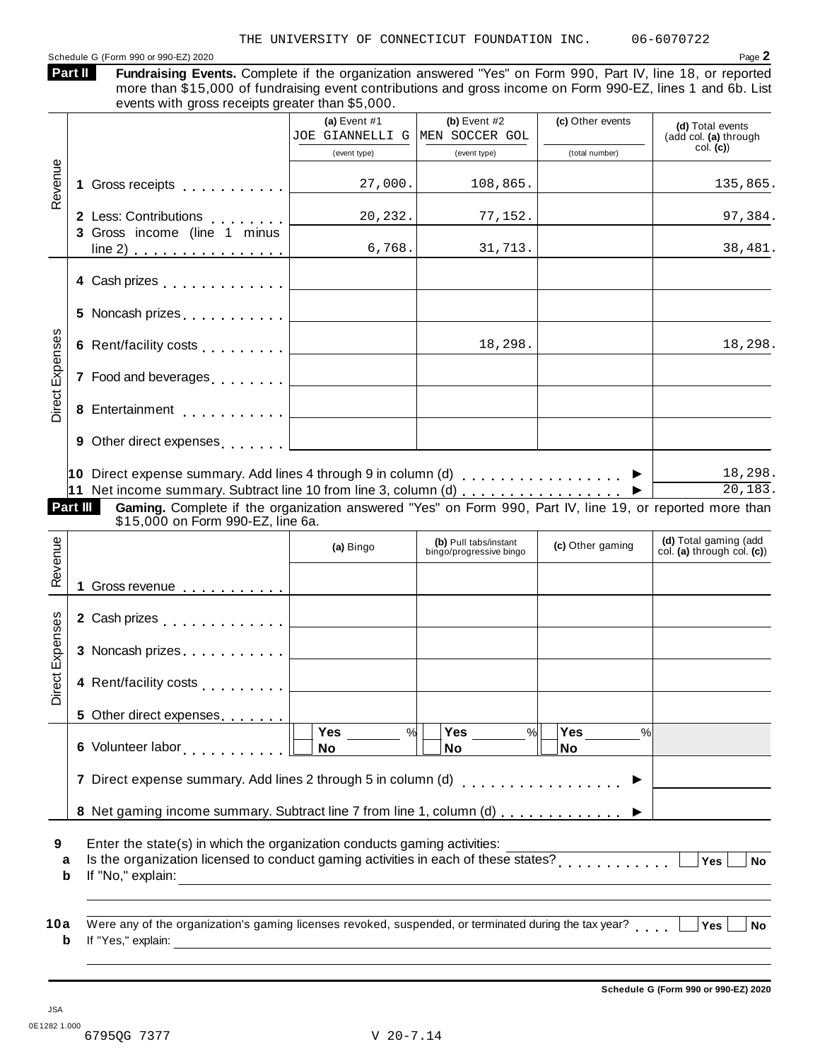THE UNIVERSITY OF CONNECTICUT FOUNDATION INC. 06-6070722

Schedule G (Form 990 or 990-EZ) 2020

**Part II** **Fundraising Events.** Complete if the organization answered "Yes" on Form 990, Part IV, line 18, or reported more than $15,000 of fundraising event contributions and gross income on Form 990-EZ, lines 1 and 6b. List events with gross receipts greater than $5,000.

| | | (a) Event #1 JOE GIANNELLI G (event type) | (b) Event #2 MEN SOCCER GOL (event type) | (c) Other events (total number) | (d) Total events (add col. (a) through col. (c)) |
|---|---|---|---|---|---|
| Revenue | 1 Gross receipts | 27,000. | 108,865. | | 135,865. |
| | 2 Less: Contributions | 20,232. | 77,152. | | 97,384. |
| | 3 Gross income (line 1 minus line 2) | 6,768. | 31,713. | | 38,481. |
| Direct Expenses | 4 Cash prizes | | | | |
| | 5 Noncash prizes | | | | |
| | 6 Rent/facility costs | | 18,298. | | 18,298. |
| | 7 Food and beverages | | | | |
| | 8 Entertainment | | | | |
| | 9 Other direct expenses | | | | |

10 Direct expense summary. Add lines 4 through 9 in column (d) ▶ 18,298.

11 Net income summary. Subtract line 10 from line 3, column (d) ▶ 20,183.

**Part III** **Gaming.** Complete if the organization answered "Yes" on Form 990, Part IV, line 19, or reported more than $15,000 on Form 990-EZ, line 6a.

| | | (a) Bingo | (b) Pull tabs/instant bingo/progressive bingo | (c) Other gaming | (d) Total gaming (add col. (a) through col. (c)) |
|---|---|---|---|---|---|
| Revenue | 1 Gross revenue | | | | |
| Direct Expenses | 2 Cash prizes | | | | |
| | 3 Noncash prizes | | | | |
| | 4 Rent/facility costs | | | | |
| | 5 Other direct expenses | | | | |
| | 6 Volunteer labor | ☐ Yes ____ % ☐ No | ☐ Yes ____ % ☐ No | ☐ Yes ____ % ☐ No | |

7 Direct expense summary. Add lines 2 through 5 in column (d) ▶

8 Net gaming income summary. Subtract line 7 from line 1, column (d) ▶

9 Enter the state(s) in which the organization conducts gaming activities: ____________

a Is the organization licensed to conduct gaming activities in each of these states? ☐ Yes ☐ No

b If "No," explain: ____________

10a Were any of the organization's gaming licenses revoked, suspended, or terminated during the tax year? ☐ Yes ☐ No

b If "Yes," explain: ____________

Schedule G (Form 990 or 990-EZ) 2020

JSA
0E1282 1.000
6795QG 7377 V 20-7.14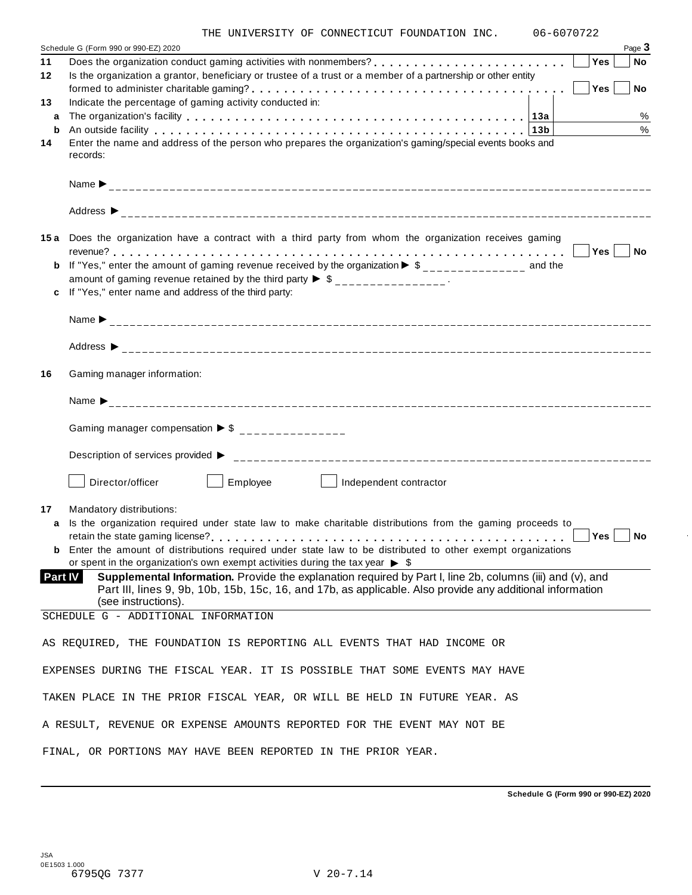THE UNIVERSITY OF CONNECTICUT FOUNDATION INC. 06-6070722

Schedule G (Form 990 or 990-EZ) 2020 Page **3**

**11** Does the organization conduct gaming activities with nonmembers? . . . . . . . . . . . . . . . . . . . . . . . . Yes ☐ No ☐

**12** Is the organization a grantor, beneficiary or trustee of a trust or a member of a partnership or other entity formed to administer charitable gaming? . . . . . . . . . . . . . . . . . . . . . . . . . . . . . . . . . . . . Yes ☐ No ☐

**13** Indicate the percentage of gaming activity conducted in:

**a** The organization's facility . . . . . . . . . . . . . . . . . . . . . . . . . . . . . . . . . . . . . . . . **13a** %

**b** An outside facility . . . . . . . . . . . . . . . . . . . . . . . . . . . . . . . . . . . . . . . . . . . . . . **13b** %

**14** Enter the name and address of the person who prepares the organization's gaming/special events books and records:

Name ►

Address ►

**15a** Does the organization have a contract with a third party from whom the organization receives gaming revenue? . . . . . . . . . . . . . . . . . . . . . . . . . . . . . . . . . . . . . . . . . . . . . . . . . . . . . . . Yes ☐ No ☐

**b** If "Yes," enter the amount of gaming revenue received by the organization ► $ ______________ and the amount of gaming revenue retained by the third party ► $ ______________ .

**c** If "Yes," enter name and address of the third party:

Name ►

Address ►

**16** Gaming manager information:

Name ►

Gaming manager compensation ► $ ______________

Description of services provided ►

☐ Director/officer ☐ Employee ☐ Independent contractor

**17** Mandatory distributions:

**a** Is the organization required under state law to make charitable distributions from the gaming proceeds to retain the state gaming license? . . . . . . . . . . . . . . . . . . . . . . . . . . . . . . . . . . . . . . . . Yes ☐ No ☐

**b** Enter the amount of distributions required under state law to be distributed to other exempt organizations or spent in the organization's own exempt activities during the tax year ► $

**Part IV** **Supplemental Information.** Provide the explanation required by Part I, line 2b, columns (iii) and (v), and Part III, lines 9, 9b, 10b, 15b, 15c, 16, and 17b, as applicable. Also provide any additional information (see instructions).

SCHEDULE G - ADDITIONAL INFORMATION

AS REQUIRED, THE FOUNDATION IS REPORTING ALL EVENTS THAT HAD INCOME OR EXPENSES DURING THE FISCAL YEAR. IT IS POSSIBLE THAT SOME EVENTS MAY HAVE TAKEN PLACE IN THE PRIOR FISCAL YEAR, OR WILL BE HELD IN FUTURE YEAR. AS A RESULT, REVENUE OR EXPENSE AMOUNTS REPORTED FOR THE EVENT MAY NOT BE FINAL, OR PORTIONS MAY HAVE BEEN REPORTED IN THE PRIOR YEAR.

**Schedule G (Form 990 or 990-EZ) 2020**

JSA 0E1503 1.000
6795QG 7377 V 20-7.14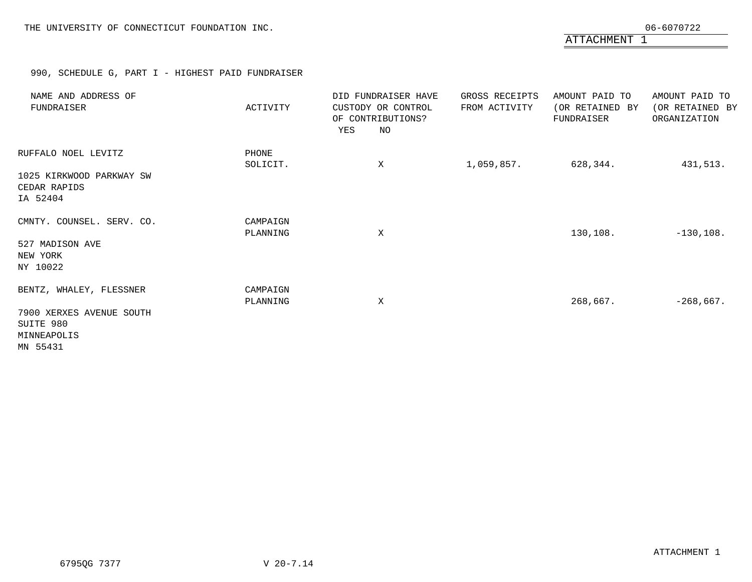THE UNIVERSITY OF CONNECTICUT FOUNDATION INC. 06-6070722

ATTACHMENT 1

990, SCHEDULE G, PART I - HIGHEST PAID FUNDRAISER

| NAME AND ADDRESS OF FUNDRAISER | ACTIVITY | DID FUNDRAISER HAVE CUSTODY OR CONTROL OF CONTRIBUTIONS? YES | NO | GROSS RECEIPTS FROM ACTIVITY | AMOUNT PAID TO (OR RETAINED BY FUNDRAISER | AMOUNT PAID TO (OR RETAINED BY ORGANIZATION |
|---|---|---|---|---|---|---|
| RUFFALO NOEL LEVITZ<br>1025 KIRKWOOD PARKWAY SW<br>CEDAR RAPIDS<br>IA 52404 | PHONE SOLICIT. | | X | 1,059,857. | 628,344. | 431,513. |
| CMNTY. COUNSEL. SERV. CO.<br>527 MADISON AVE<br>NEW YORK<br>NY 10022 | CAMPAIGN PLANNING | | X | | 130,108. | -130,108. |
| BENTZ, WHALEY, FLESSNER<br>7900 XERXES AVENUE SOUTH<br>SUITE 980<br>MINNEAPOLIS<br>MN 55431 | CAMPAIGN PLANNING | | X | | 268,667. | -268,667. |

ATTACHMENT 1

6795QG 7377 V 20-7.14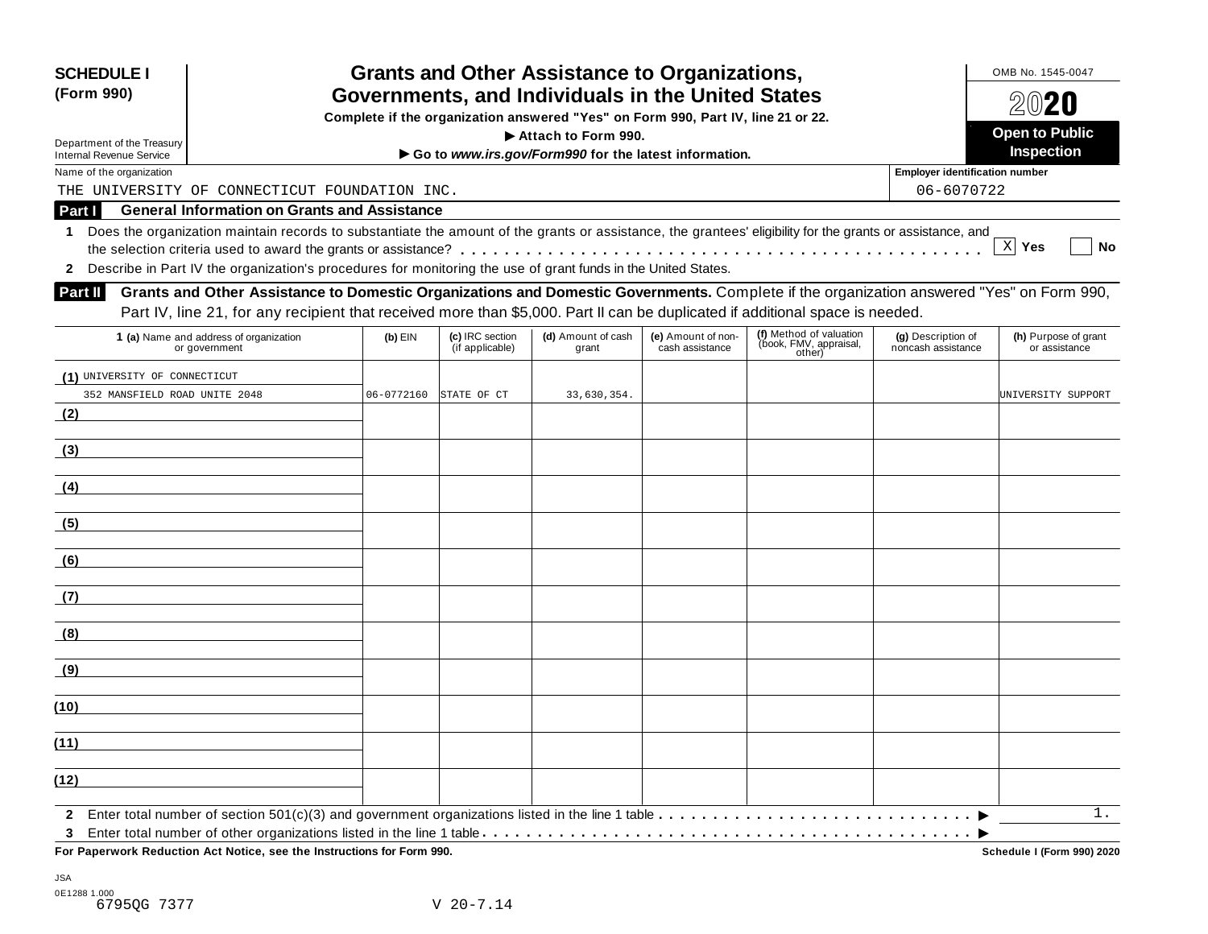**SCHEDULE I**
**(Form 990)**

Department of the Treasury
Internal Revenue Service

# Grants and Other Assistance to Organizations, Governments, and Individuals in the United States

**Complete if the organization answered "Yes" on Form 990, Part IV, line 21 or 22.**
**▶ Attach to Form 990.**
**▶ Go to *www.irs.gov/Form990* for the latest information.**

OMB No. 1545-0047
**2020**
**Open to Public Inspection**

Name of the organization: THE UNIVERSITY OF CONNECTICUT FOUNDATION INC.

Employer identification number: 06-6070722

**Part I General Information on Grants and Assistance**

1 Does the organization maintain records to substantiate the amount of the grants or assistance, the grantees' eligibility for the grants or assistance, and the selection criteria used to award the grants or assistance? . . . . . . . . . . [X] **Yes** [ ] **No**

2 Describe in Part IV the organization's procedures for monitoring the use of grant funds in the United States.

**Part II Grants and Other Assistance to Domestic Organizations and Domestic Governments.** Complete if the organization answered "Yes" on Form 990, Part IV, line 21, for any recipient that received more than $5,000. Part II can be duplicated if additional space is needed.

| | 1 (a) Name and address of organization or government | (b) EIN | (c) IRC section (if applicable) | (d) Amount of cash grant | (e) Amount of non-cash assistance | (f) Method of valuation (book, FMV, appraisal, other) | (g) Description of noncash assistance | (h) Purpose of grant or assistance |
|---|---|---|---|---|---|---|---|---|
| (1) | UNIVERSITY OF CONNECTICUT<br>352 MANSFIELD ROAD UNITE 2048 | 06-0772160 | STATE OF CT | 33,630,354. | | | | UNIVERSITY SUPPORT |
| (2) | | | | | | | | |
| (3) | | | | | | | | |
| (4) | | | | | | | | |
| (5) | | | | | | | | |
| (6) | | | | | | | | |
| (7) | | | | | | | | |
| (8) | | | | | | | | |
| (9) | | | | | | | | |
| (10) | | | | | | | | |
| (11) | | | | | | | | |
| (12) | | | | | | | | |

2 Enter total number of section 501(c)(3) and government organizations listed in the line 1 table . . . . . . . . . . ▶ 1.

3 Enter total number of other organizations listed in the line 1 table . . . . . . . . . . ▶

**For Paperwork Reduction Act Notice, see the Instructions for Form 990.** **Schedule I (Form 990) 2020**

JSA
0E1288 1.000
6795QG 7377 V 20-7.14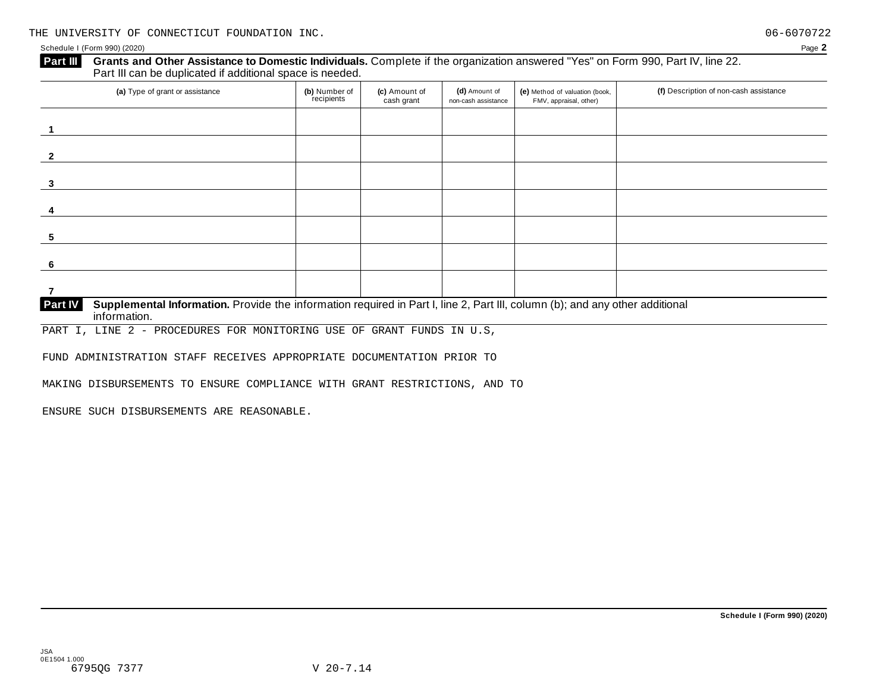THE UNIVERSITY OF CONNECTICUT FOUNDATION INC. 06-6070722

Schedule I (Form 990) (2020) Page **2**

**Part III** **Grants and Other Assistance to Domestic Individuals.** Complete if the organization answered "Yes" on Form 990, Part IV, line 22. Part III can be duplicated if additional space is needed.

| (a) Type of grant or assistance | (b) Number of recipients | (c) Amount of cash grant | (d) Amount of non-cash assistance | (e) Method of valuation (book, FMV, appraisal, other) | (f) Description of non-cash assistance |
|---|---|---|---|---|---|
| 1 | | | | | |
| 2 | | | | | |
| 3 | | | | | |
| 4 | | | | | |
| 5 | | | | | |
| 6 | | | | | |
| 7 | | | | | |

**Part IV** **Supplemental Information.** Provide the information required in Part I, line 2, Part III, column (b); and any other additional information.

PART I, LINE 2 - PROCEDURES FOR MONITORING USE OF GRANT FUNDS IN U.S,

FUND ADMINISTRATION STAFF RECEIVES APPROPRIATE DOCUMENTATION PRIOR TO

MAKING DISBURSEMENTS TO ENSURE COMPLIANCE WITH GRANT RESTRICTIONS, AND TO

ENSURE SUCH DISBURSEMENTS ARE REASONABLE.

**Schedule I (Form 990) (2020)**

JSA
0E1504 1.000
6795QG 7377 V 20-7.14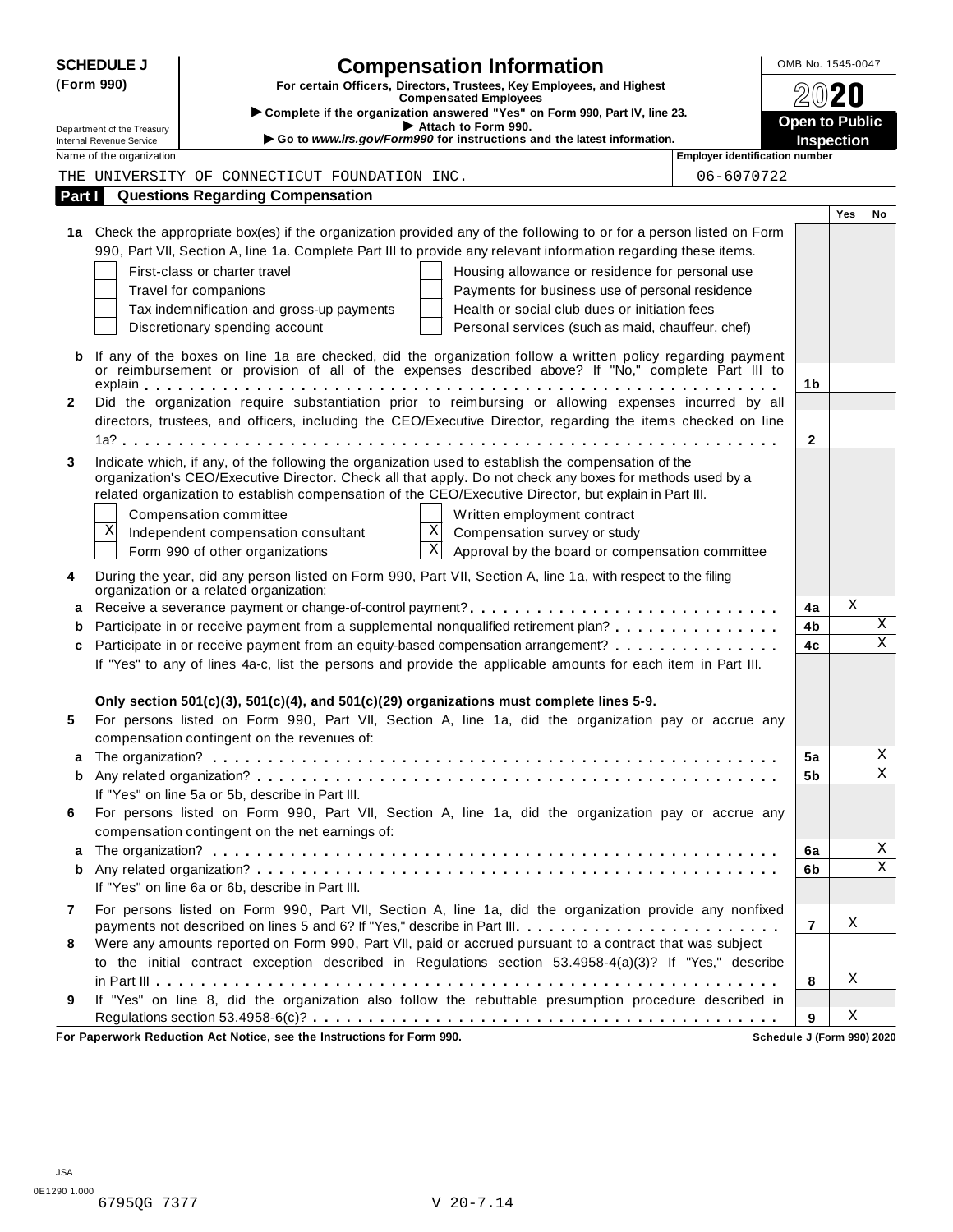**SCHEDULE J (Form 990)**

# Compensation Information

**For certain Officers, Directors, Trustees, Key Employees, and Highest Compensated Employees**

▶ Complete if the organization answered "Yes" on Form 990, Part IV, line 23.
▶ Attach to Form 990.
▶ Go to *www.irs.gov/Form990* for instructions and the latest information.

Department of the Treasury
Internal Revenue Service

OMB No. 1545-0047

**2020**

**Open to Public Inspection**

Name of the organization: THE UNIVERSITY OF CONNECTICUT FOUNDATION INC.

Employer identification number: 06-6070722

## Part I Questions Regarding Compensation

| | | | Yes | No |
|---|---|---|---|---|
| **1a** | Check the appropriate box(es) if the organization provided any of the following to or for a person listed on Form 990, Part VII, Section A, line 1a. Complete Part III to provide any relevant information regarding these items. | | | |
| | ☐ First-class or charter travel ☐ Housing allowance or residence for personal use | | | |
| | ☐ Travel for companions ☐ Payments for business use of personal residence | | | |
| | ☐ Tax indemnification and gross-up payments ☐ Health or social club dues or initiation fees | | | |
| | ☐ Discretionary spending account ☐ Personal services (such as maid, chauffeur, chef) | | | |
| **b** | If any of the boxes on line 1a are checked, did the organization follow a written policy regarding payment or reimbursement or provision of all of the expenses described above? If "No," complete Part III to explain | 1b | | |
| **2** | Did the organization require substantiation prior to reimbursing or allowing expenses incurred by all directors, trustees, and officers, including the CEO/Executive Director, regarding the items checked on line 1a? | 2 | | |
| **3** | Indicate which, if any, of the following the organization used to establish the compensation of the organization's CEO/Executive Director. Check all that apply. Do not check any boxes for methods used by a related organization to establish compensation of the CEO/Executive Director, but explain in Part III. | | | |
| | ☐ Compensation committee ☐ Written employment contract | | | |
| | ☒ Independent compensation consultant ☒ Compensation survey or study | | | |
| | ☐ Form 990 of other organizations ☒ Approval by the board or compensation committee | | | |
| **4** | During the year, did any person listed on Form 990, Part VII, Section A, line 1a, with respect to the filing organization or a related organization: | | | |
| **a** | Receive a severance payment or change-of-control payment? | 4a | X | |
| **b** | Participate in or receive payment from a supplemental nonqualified retirement plan? | 4b | | X |
| **c** | Participate in or receive payment from an equity-based compensation arrangement? | 4c | | X |
| | If "Yes" to any of lines 4a-c, list the persons and provide the applicable amounts for each item in Part III. | | | |
| | **Only section 501(c)(3), 501(c)(4), and 501(c)(29) organizations must complete lines 5-9.** | | | |
| **5** | For persons listed on Form 990, Part VII, Section A, line 1a, did the organization pay or accrue any compensation contingent on the revenues of: | | | |
| **a** | The organization? | 5a | | X |
| **b** | Any related organization? | 5b | | X |
| | If "Yes" on line 5a or 5b, describe in Part III. | | | |
| **6** | For persons listed on Form 990, Part VII, Section A, line 1a, did the organization pay or accrue any compensation contingent on the net earnings of: | | | |
| **a** | The organization? | 6a | | X |
| **b** | Any related organization? | 6b | | X |
| | If "Yes" on line 6a or 6b, describe in Part III. | | | |
| **7** | For persons listed on Form 990, Part VII, Section A, line 1a, did the organization provide any nonfixed payments not described on lines 5 and 6? If "Yes," describe in Part III | 7 | X | |
| **8** | Were any amounts reported on Form 990, Part VII, paid or accrued pursuant to a contract that was subject to the initial contract exception described in Regulations section 53.4958-4(a)(3)? If "Yes," describe in Part III | 8 | X | |
| **9** | If "Yes" on line 8, did the organization also follow the rebuttable presumption procedure described in Regulations section 53.4958-6(c)? | 9 | X | |

**For Paperwork Reduction Act Notice, see the Instructions for Form 990.** Schedule J (Form 990) 2020

JSA
0E1290 1.000
6795QG 7377 V 20-7.14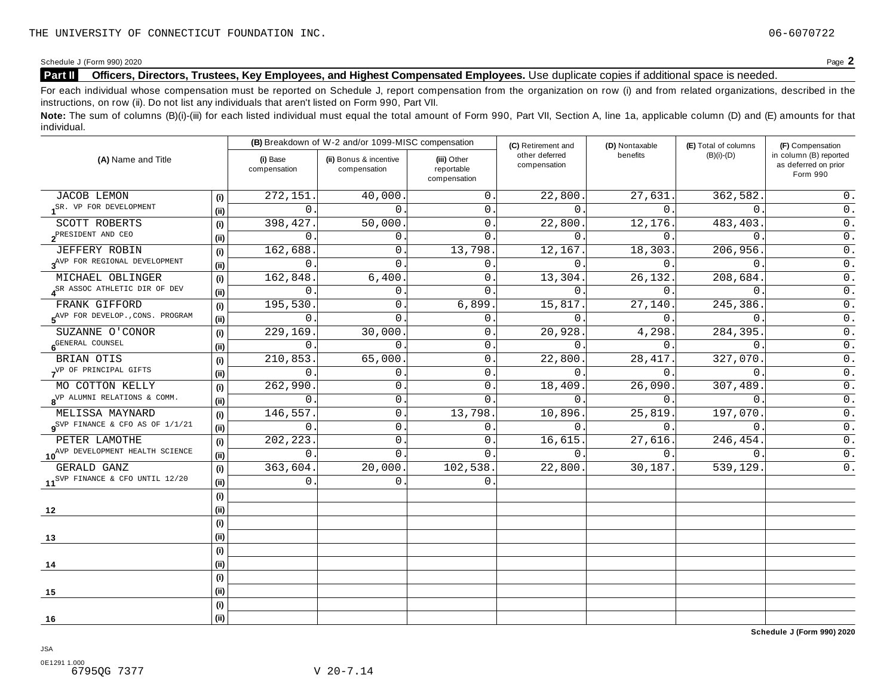THE UNIVERSITY OF CONNECTICUT FOUNDATION INC. 06-6070722

Schedule J (Form 990) 2020 Page **2**

**Part II** **Officers, Directors, Trustees, Key Employees, and Highest Compensated Employees.** Use duplicate copies if additional space is needed.

For each individual whose compensation must be reported on Schedule J, report compensation from the organization on row (i) and from related organizations, described in the instructions, on row (ii). Do not list any individuals that aren't listed on Form 990, Part VII.

**Note:** The sum of columns (B)(i)-(iii) for each listed individual must equal the total amount of Form 990, Part VII, Section A, line 1a, applicable column (D) and (E) amounts for that individual.

| (A) Name and Title | | (B) Breakdown of W-2 and/or 1099-MISC compensation | | | (C) Retirement and other deferred compensation | (D) Nontaxable benefits | (E) Total of columns (B)(i)-(D) | (F) Compensation in column (B) reported as deferred on prior Form 990 |
|---|---|---|---|---|---|---|---|---|
| | | (i) Base compensation | (ii) Bonus & incentive compensation | (iii) Other reportable compensation | | | | |
| 1 JACOB LEMON | (i) | 272,151. | 40,000. | 0. | 22,800. | 27,631. | 362,582. | 0. |
| SR. VP FOR DEVELOPMENT | (ii) | 0. | 0. | 0. | 0. | 0. | 0. | 0. |
| 2 SCOTT ROBERTS | (i) | 398,427. | 50,000. | 0. | 22,800. | 12,176. | 483,403. | 0. |
| PRESIDENT AND CEO | (ii) | 0. | 0. | 0. | 0. | 0. | 0. | 0. |
| 3 JEFFERY ROBIN | (i) | 162,688. | 0. | 13,798. | 12,167. | 18,303. | 206,956. | 0. |
| AVP FOR REGIONAL DEVELOPMENT | (ii) | 0. | 0. | 0. | 0. | 0. | 0. | 0. |
| 4 MICHAEL OBLINGER | (i) | 162,848. | 6,400. | 0. | 13,304. | 26,132. | 208,684. | 0. |
| SR ASSOC ATHLETIC DIR OF DEV | (ii) | 0. | 0. | 0. | 0. | 0. | 0. | 0. |
| 5 FRANK GIFFORD | (i) | 195,530. | 0. | 6,899. | 15,817. | 27,140. | 245,386. | 0. |
| AVP FOR DEVELOP.,CONS. PROGRAM | (ii) | 0. | 0. | 0. | 0. | 0. | 0. | 0. |
| 6 SUZANNE O'CONOR | (i) | 229,169. | 30,000. | 0. | 20,928. | 4,298. | 284,395. | 0. |
| GENERAL COUNSEL | (ii) | 0. | 0. | 0. | 0. | 0. | 0. | 0. |
| 7 BRIAN OTIS | (i) | 210,853. | 65,000. | 0. | 22,800. | 28,417. | 327,070. | 0. |
| VP OF PRINCIPAL GIFTS | (ii) | 0. | 0. | 0. | 0. | 0. | 0. | 0. |
| 8 MO COTTON KELLY | (i) | 262,990. | 0. | 0. | 18,409. | 26,090. | 307,489. | 0. |
| VP ALUMNI RELATIONS & COMM. | (ii) | 0. | 0. | 0. | 0. | 0. | 0. | 0. |
| 9 MELISSA MAYNARD | (i) | 146,557. | 0. | 13,798. | 10,896. | 25,819. | 197,070. | 0. |
| SVP FINANCE & CFO AS OF 1/1/21 | (ii) | 0. | 0. | 0. | 0. | 0. | 0. | 0. |
| 10 PETER LAMOTHE | (i) | 202,223. | 0. | 0. | 16,615. | 27,616. | 246,454. | 0. |
| AVP DEVELOPMENT HEALTH SCIENCE | (ii) | 0. | 0. | 0. | 0. | 0. | 0. | 0. |
| 11 GERALD GANZ | (i) | 363,604. | 20,000. | 102,538. | 22,800. | 30,187. | 539,129. | 0. |
| SVP FINANCE & CFO UNTIL 12/20 | (ii) | 0. | 0. | 0. | | | | |
| 12 | (i) | | | | | | | |
| | (ii) | | | | | | | |
| 13 | (i) | | | | | | | |
| | (ii) | | | | | | | |
| 14 | (i) | | | | | | | |
| | (ii) | | | | | | | |
| 15 | (i) | | | | | | | |
| | (ii) | | | | | | | |
| 16 | (i) | | | | | | | |
| | (ii) | | | | | | | |

**Schedule J (Form 990) 2020**

JSA
0E1291 1.000
6795QG 7377 V 20-7.14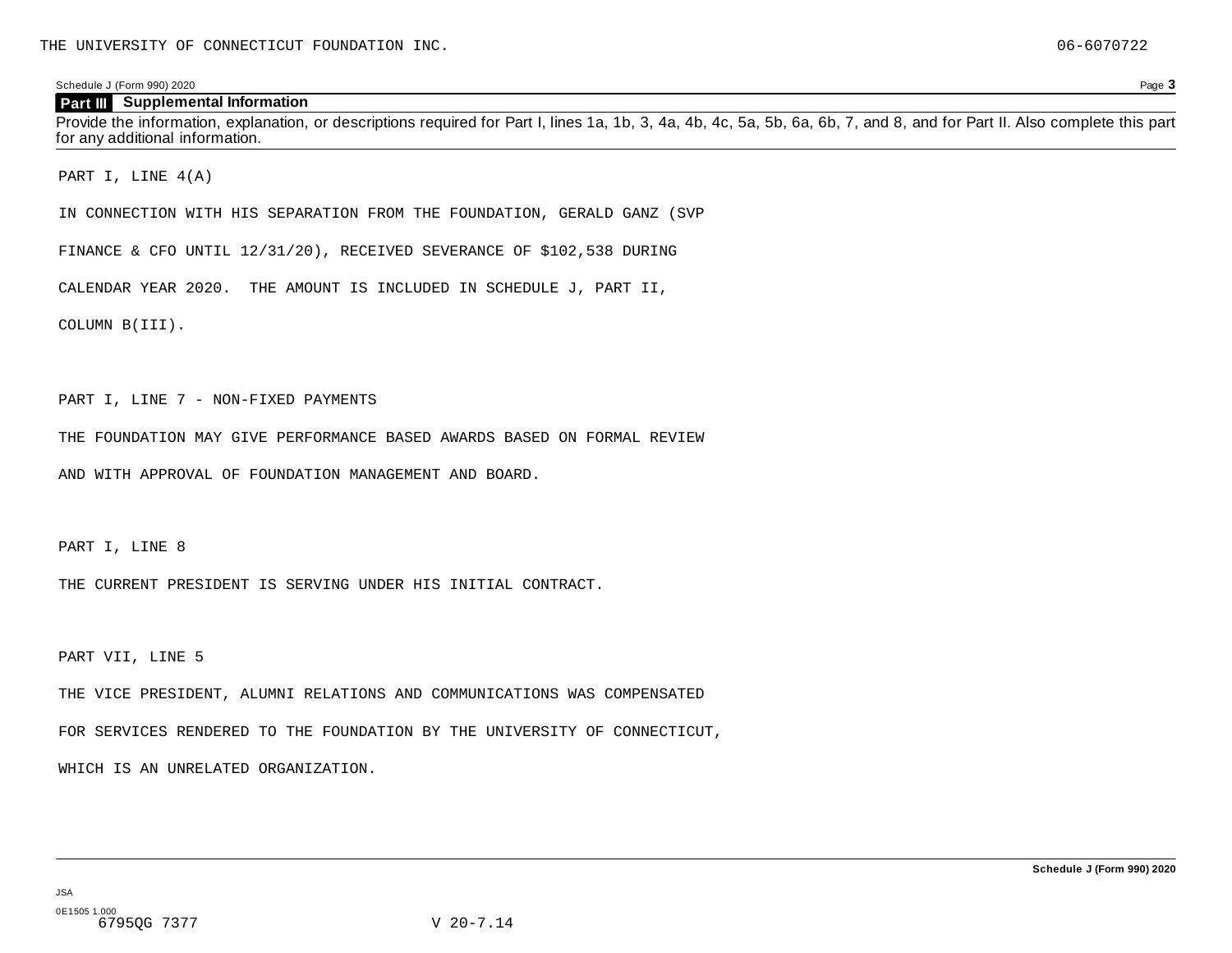THE UNIVERSITY OF CONNECTICUT FOUNDATION INC. 06-6070722

Schedule J (Form 990) 2020 Page **3**

**Part III Supplemental Information**

Provide the information, explanation, or descriptions required for Part I, lines 1a, 1b, 3, 4a, 4b, 4c, 5a, 5b, 6a, 6b, 7, and 8, and for Part II. Also complete this part for any additional information.

PART I, LINE 4(A)

IN CONNECTION WITH HIS SEPARATION FROM THE FOUNDATION, GERALD GANZ (SVP FINANCE & CFO UNTIL 12/31/20), RECEIVED SEVERANCE OF $102,538 DURING CALENDAR YEAR 2020. THE AMOUNT IS INCLUDED IN SCHEDULE J, PART II, COLUMN B(III).

PART I, LINE 7 - NON-FIXED PAYMENTS

THE FOUNDATION MAY GIVE PERFORMANCE BASED AWARDS BASED ON FORMAL REVIEW AND WITH APPROVAL OF FOUNDATION MANAGEMENT AND BOARD.

PART I, LINE 8

THE CURRENT PRESIDENT IS SERVING UNDER HIS INITIAL CONTRACT.

PART VII, LINE 5

THE VICE PRESIDENT, ALUMNI RELATIONS AND COMMUNICATIONS WAS COMPENSATED FOR SERVICES RENDERED TO THE FOUNDATION BY THE UNIVERSITY OF CONNECTICUT, WHICH IS AN UNRELATED ORGANIZATION.

**Schedule J (Form 990) 2020**

JSA
0E1505 1.000
6795QG 7377 V 20-7.14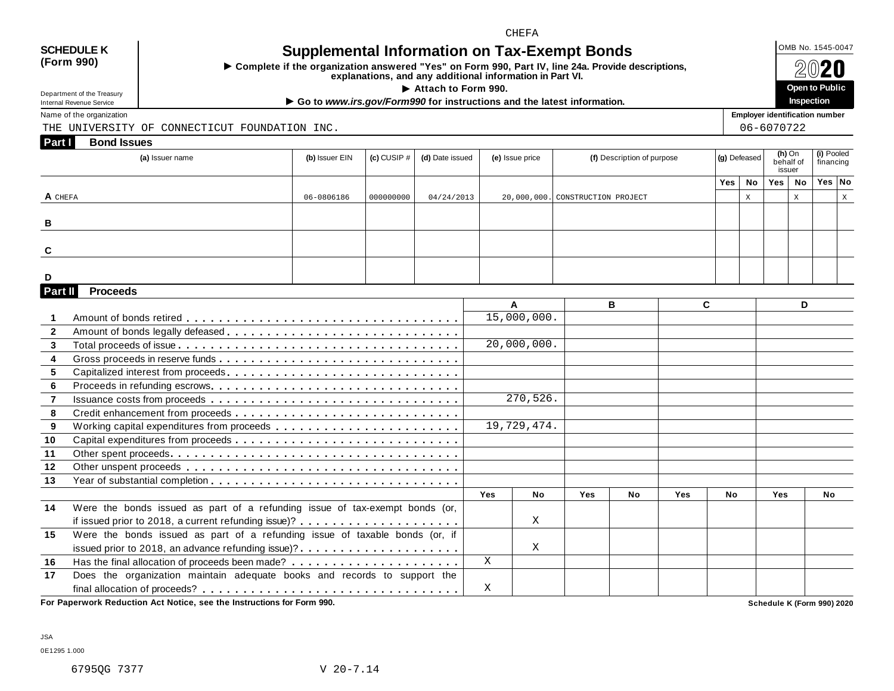CHEFA

**SCHEDULE K (Form 990)**

Department of the Treasury
Internal Revenue Service

# Supplemental Information on Tax-Exempt Bonds

► Complete if the organization answered "Yes" on Form 990, Part IV, line 24a. Provide descriptions, explanations, and any additional information in Part VI.

► Attach to Form 990.

► Go to *www.irs.gov/Form990* for instructions and the latest information.

OMB No. 1545-0047

2020

**Open to Public Inspection**

Name of the organization: THE UNIVERSITY OF CONNECTICUT FOUNDATION INC.

Employer identification number: 06-6070722

## Part I Bond Issues

| | (a) Issuer name | (b) Issuer EIN | (c) CUSIP # | (d) Date issued | (e) Issue price | (f) Description of purpose | (g) Defeased Yes | (g) Defeased No | (h) On behalf of issuer Yes | (h) On behalf of issuer No | (i) Pooled financing Yes | (i) Pooled financing No |
|---|---|---|---|---|---|---|---|---|---|---|---|---|
| A | CHEFA | 06-0806186 | 000000000 | 04/24/2013 | 20,000,000. | CONSTRUCTION PROJECT | | X | | X | | X |
| B | | | | | | | | | | | | |
| C | | | | | | | | | | | | |
| D | | | | | | | | | | | | |

## Part II Proceeds

| | | A | | B | | C | | D | |
|---|---|---|---|---|---|---|---|---|---|
| 1 | Amount of bonds retired | 15,000,000. | | | | | | | |
| 2 | Amount of bonds legally defeased | | | | | | | | |
| 3 | Total proceeds of issue | 20,000,000. | | | | | | | |
| 4 | Gross proceeds in reserve funds | | | | | | | | |
| 5 | Capitalized interest from proceeds | | | | | | | | |
| 6 | Proceeds in refunding escrows | | | | | | | | |
| 7 | Issuance costs from proceeds | 270,526. | | | | | | | |
| 8 | Credit enhancement from proceeds | | | | | | | | |
| 9 | Working capital expenditures from proceeds | 19,729,474. | | | | | | | |
| 10 | Capital expenditures from proceeds | | | | | | | | |
| 11 | Other spent proceeds | | | | | | | | |
| 12 | Other unspent proceeds | | | | | | | | |
| 13 | Year of substantial completion | | | | | | | | |
| | | Yes | No | Yes | No | Yes | No | Yes | No |
| 14 | Were the bonds issued as part of a refunding issue of tax-exempt bonds (or, if issued prior to 2018, a current refunding issue)? | | X | | | | | | |
| 15 | Were the bonds issued as part of a refunding issue of taxable bonds (or, if issued prior to 2018, an advance refunding issue)? | | X | | | | | | |
| 16 | Has the final allocation of proceeds been made? | X | | | | | | | |
| 17 | Does the organization maintain adequate books and records to support the final allocation of proceeds? | X | | | | | | | |

**For Paperwork Reduction Act Notice, see the Instructions for Form 990.** **Schedule K (Form 990) 2020**

JSA
0E1295 1.000

6795QG 7377 V 20-7.14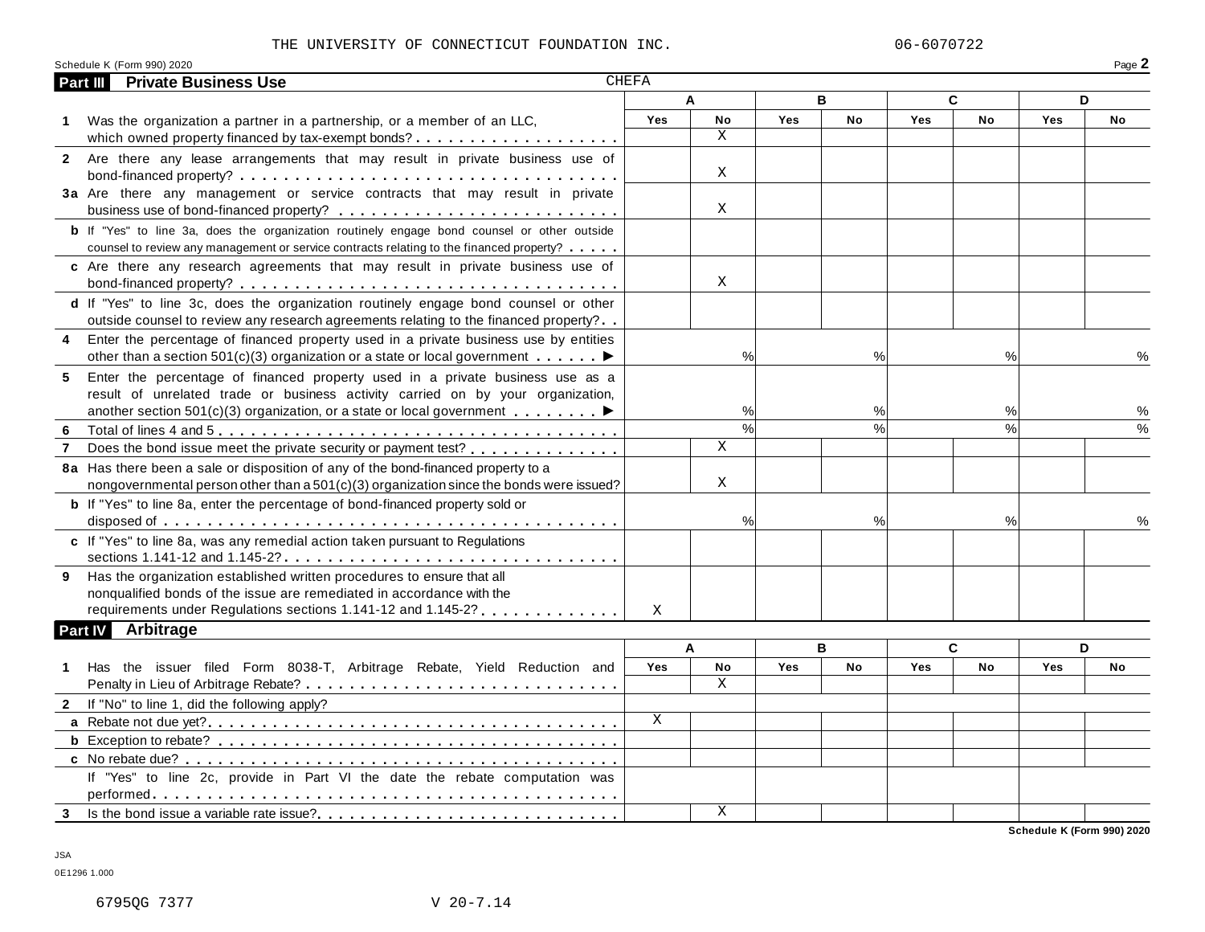THE UNIVERSITY OF CONNECTICUT FOUNDATION INC. 06-6070722

Schedule K (Form 990) 2020 Page **2**

## Part III Private Business Use

| | CHEFA A | | B | | C | | D | |
|---|---|---|---|---|---|---|---|---|
| | Yes | No | Yes | No | Yes | No | Yes | No |
| **1** Was the organization a partner in a partnership, or a member of an LLC, which owned property financed by tax-exempt bonds? | | X | | | | | | |
| **2** Are there any lease arrangements that may result in private business use of bond-financed property? | | X | | | | | | |
| **3a** Are there any management or service contracts that may result in private business use of bond-financed property? | | X | | | | | | |
| **b** If "Yes" to line 3a, does the organization routinely engage bond counsel or other outside counsel to review any management or service contracts relating to the financed property? | | | | | | | | |
| **c** Are there any research agreements that may result in private business use of bond-financed property? | | X | | | | | | |
| **d** If "Yes" to line 3c, does the organization routinely engage bond counsel or other outside counsel to review any research agreements relating to the financed property? | | | | | | | | |
| **4** Enter the percentage of financed property used in a private business use by entities other than a section 501(c)(3) organization or a state or local government ▶ | | % | | % | | % | | % |
| **5** Enter the percentage of financed property used in a private business use as a result of unrelated trade or business activity carried on by your organization, another section 501(c)(3) organization, or a state or local government ▶ | | % | | % | | % | | % |
| **6** Total of lines 4 and 5 | | % | | % | | % | | % |
| **7** Does the bond issue meet the private security or payment test? | | X | | | | | | |
| **8a** Has there been a sale or disposition of any of the bond-financed property to a nongovernmental person other than a 501(c)(3) organization since the bonds were issued? | | X | | | | | | |
| **b** If "Yes" to line 8a, enter the percentage of bond-financed property sold or disposed of | | % | | % | | % | | % |
| **c** If "Yes" to line 8a, was any remedial action taken pursuant to Regulations sections 1.141-12 and 1.145-2? | | | | | | | | |
| **9** Has the organization established written procedures to ensure that all nonqualified bonds of the issue are remediated in accordance with the requirements under Regulations sections 1.141-12 and 1.145-2? | X | | | | | | | |

## Part IV Arbitrage

| | A | | B | | C | | D | |
|---|---|---|---|---|---|---|---|---|
| | Yes | No | Yes | No | Yes | No | Yes | No |
| **1** Has the issuer filed Form 8038-T, Arbitrage Rebate, Yield Reduction and Penalty in Lieu of Arbitrage Rebate? | | X | | | | | | |
| **2** If "No" to line 1, did the following apply? | | | | | | | | |
| **a** Rebate not due yet? | X | | | | | | | |
| **b** Exception to rebate? | | | | | | | | |
| **c** No rebate due? | | | | | | | | |
| If "Yes" to line 2c, provide in Part VI the date the rebate computation was performed | | | | | | | | |
| **3** Is the bond issue a variable rate issue? | | X | | | | | | |

Schedule K (Form 990) 2020

JSA
0E1296 1.000

6795QG 7377 V 20-7.14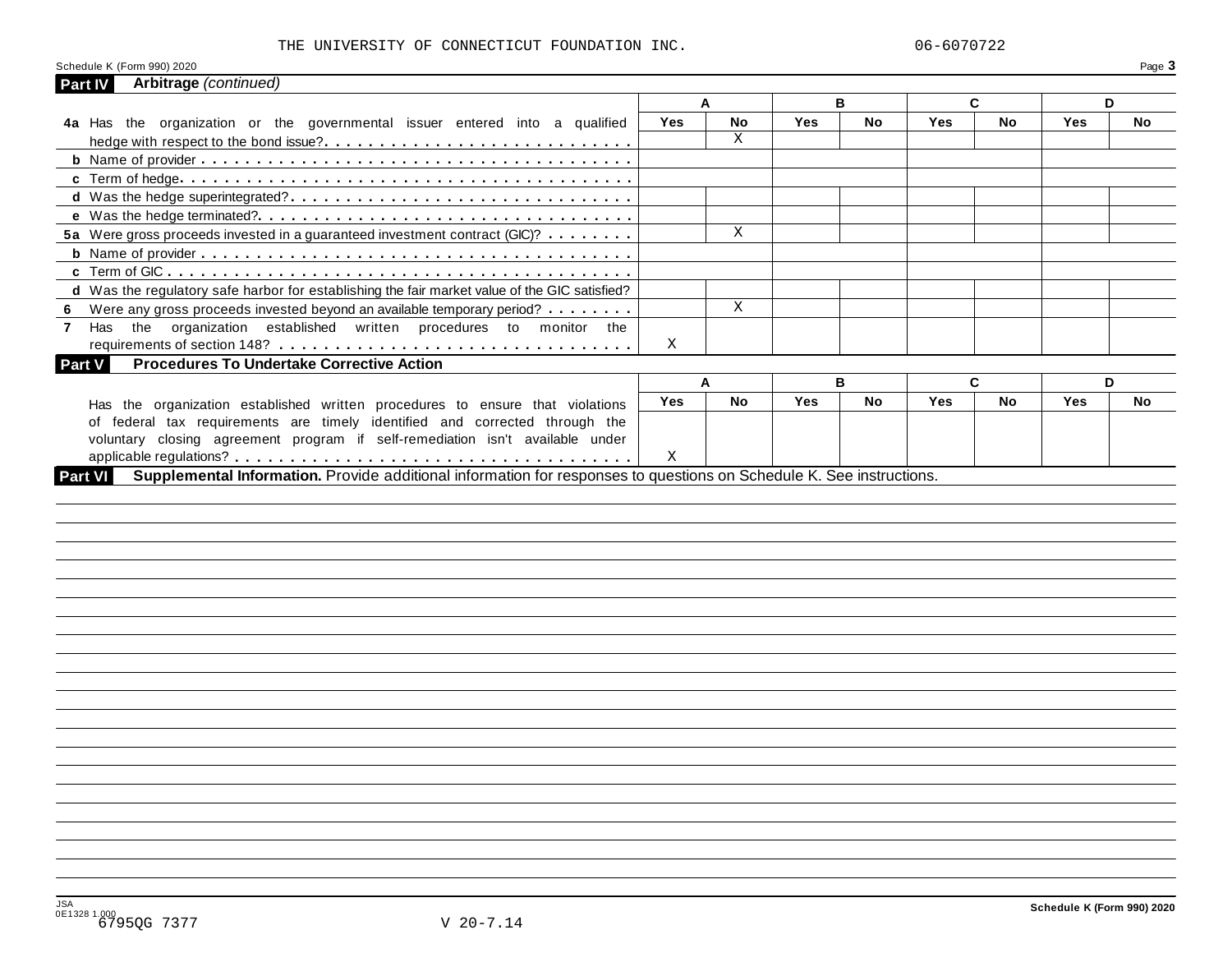THE UNIVERSITY OF CONNECTICUT FOUNDATION INC. 06-6070722

Schedule K (Form 990) 2020 Page **3**

**Part IV Arbitrage** *(continued)*

| | A | | B | | C | | D | |
|---|---|---|---|---|---|---|---|---|
| | **Yes** | **No** | **Yes** | **No** | **Yes** | **No** | **Yes** | **No** |
| **4a** Has the organization or the governmental issuer entered into a qualified hedge with respect to the bond issue? | | X | | | | | | |
| **b** Name of provider | | | | | | | | |
| **c** Term of hedge | | | | | | | | |
| **d** Was the hedge superintegrated? | | | | | | | | |
| **e** Was the hedge terminated? | | | | | | | | |
| **5a** Were gross proceeds invested in a guaranteed investment contract (GIC)? | | X | | | | | | |
| **b** Name of provider | | | | | | | | |
| **c** Term of GIC | | | | | | | | |
| **d** Was the regulatory safe harbor for establishing the fair market value of the GIC satisfied? | | | | | | | | |
| **6** Were any gross proceeds invested beyond an available temporary period? | | X | | | | | | |
| **7** Has the organization established written procedures to monitor the requirements of section 148? | X | | | | | | | |

**Part V Procedures To Undertake Corrective Action**

| | A | | B | | C | | D | |
|---|---|---|---|---|---|---|---|---|
| | **Yes** | **No** | **Yes** | **No** | **Yes** | **No** | **Yes** | **No** |
| Has the organization established written procedures to ensure that violations of federal tax requirements are timely identified and corrected through the voluntary closing agreement program if self-remediation isn't available under applicable regulations? | X | | | | | | | |

**Part VI Supplemental Information.** Provide additional information for responses to questions on Schedule K. See instructions.

Schedule K (Form 990) 2020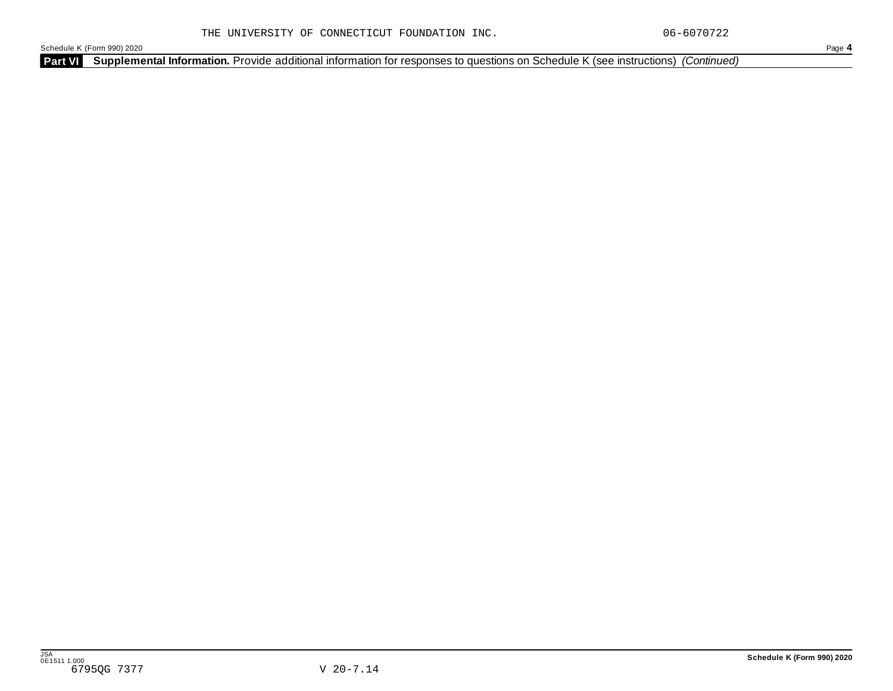THE UNIVERSITY OF CONNECTICUT FOUNDATION INC. 06-6070722

Schedule K (Form 990) 2020

**Part VI** **Supplemental Information.** Provide additional information for responses to questions on Schedule K (see instructions) *(Continued)*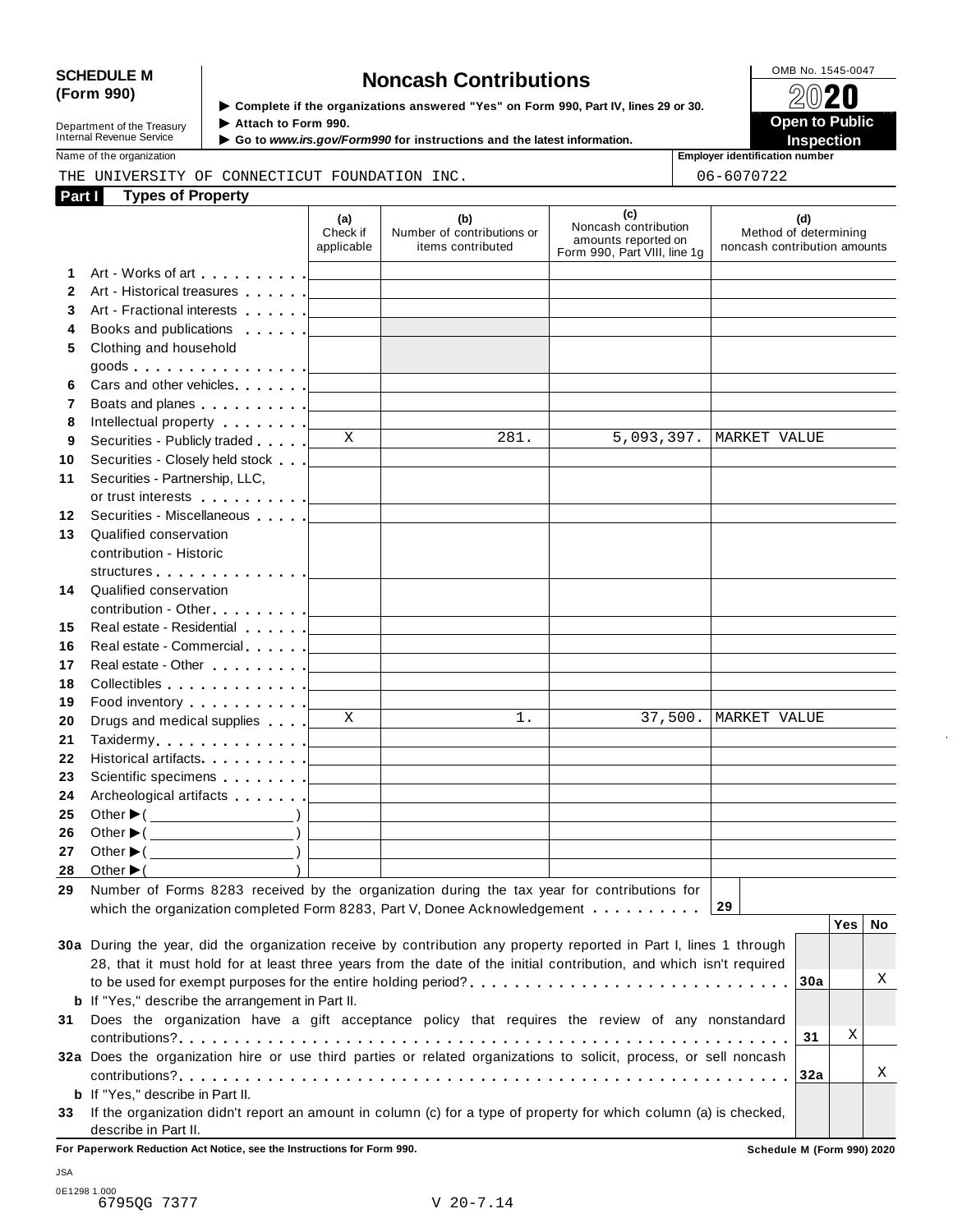**SCHEDULE M (Form 990)**

Department of the Treasury
Internal Revenue Service

# Noncash Contributions

▶ Complete if the organizations answered "Yes" on Form 990, Part IV, lines 29 or 30.
▶ Attach to Form 990.
▶ Go to *www.irs.gov/Form990* for instructions and the latest information.

OMB No. 1545-0047

**2020**

**Open to Public Inspection**

Name of the organization: THE UNIVERSITY OF CONNECTICUT FOUNDATION INC.

Employer identification number: 06-6070722

**Part I — Types of Property**

| | | (a) Check if applicable | (b) Number of contributions or items contributed | (c) Noncash contribution amounts reported on Form 990, Part VIII, line 1g | (d) Method of determining noncash contribution amounts |
|---|---|---|---|---|---|
| 1 | Art - Works of art | | | | |
| 2 | Art - Historical treasures | | | | |
| 3 | Art - Fractional interests | | | | |
| 4 | Books and publications | | | | |
| 5 | Clothing and household goods | | | | |
| 6 | Cars and other vehicles | | | | |
| 7 | Boats and planes | | | | |
| 8 | Intellectual property | | | | |
| 9 | Securities - Publicly traded | X | 281. | 5,093,397. | MARKET VALUE |
| 10 | Securities - Closely held stock | | | | |
| 11 | Securities - Partnership, LLC, or trust interests | | | | |
| 12 | Securities - Miscellaneous | | | | |
| 13 | Qualified conservation contribution - Historic structures | | | | |
| 14 | Qualified conservation contribution - Other | | | | |
| 15 | Real estate - Residential | | | | |
| 16 | Real estate - Commercial | | | | |
| 17 | Real estate - Other | | | | |
| 18 | Collectibles | | | | |
| 19 | Food inventory | | | | |
| 20 | Drugs and medical supplies | X | 1. | 37,500. | MARKET VALUE |
| 21 | Taxidermy | | | | |
| 22 | Historical artifacts | | | | |
| 23 | Scientific specimens | | | | |
| 24 | Archeological artifacts | | | | |
| 25 | Other ▶( ) | | | | |
| 26 | Other ▶( ) | | | | |
| 27 | Other ▶( ) | | | | |
| 28 | Other ▶( ) | | | | |

**29** Number of Forms 8283 received by the organization during the tax year for contributions for which the organization completed Form 8283, Part V, Donee Acknowledgement . . . . . . . . . . **29**

| | | | Yes | No |
|---|---|---|---|---|
| **30a** | During the year, did the organization receive by contribution any property reported in Part I, lines 1 through 28, that it must hold for at least three years from the date of the initial contribution, and which isn't required to be used for exempt purposes for the entire holding period? | 30a | | X |
| **b** | If "Yes," describe the arrangement in Part II. | | | |
| **31** | Does the organization have a gift acceptance policy that requires the review of any nonstandard contributions? | 31 | X | |
| **32a** | Does the organization hire or use third parties or related organizations to solicit, process, or sell noncash contributions? | 32a | | X |
| **b** | If "Yes," describe in Part II. | | | |
| **33** | If the organization didn't report an amount in column (c) for a type of property for which column (a) is checked, describe in Part II. | | | |

**For Paperwork Reduction Act Notice, see the Instructions for Form 990.** **Schedule M (Form 990) 2020**

JSA
0E1298 1.000
6795QG 7377 V 20-7.14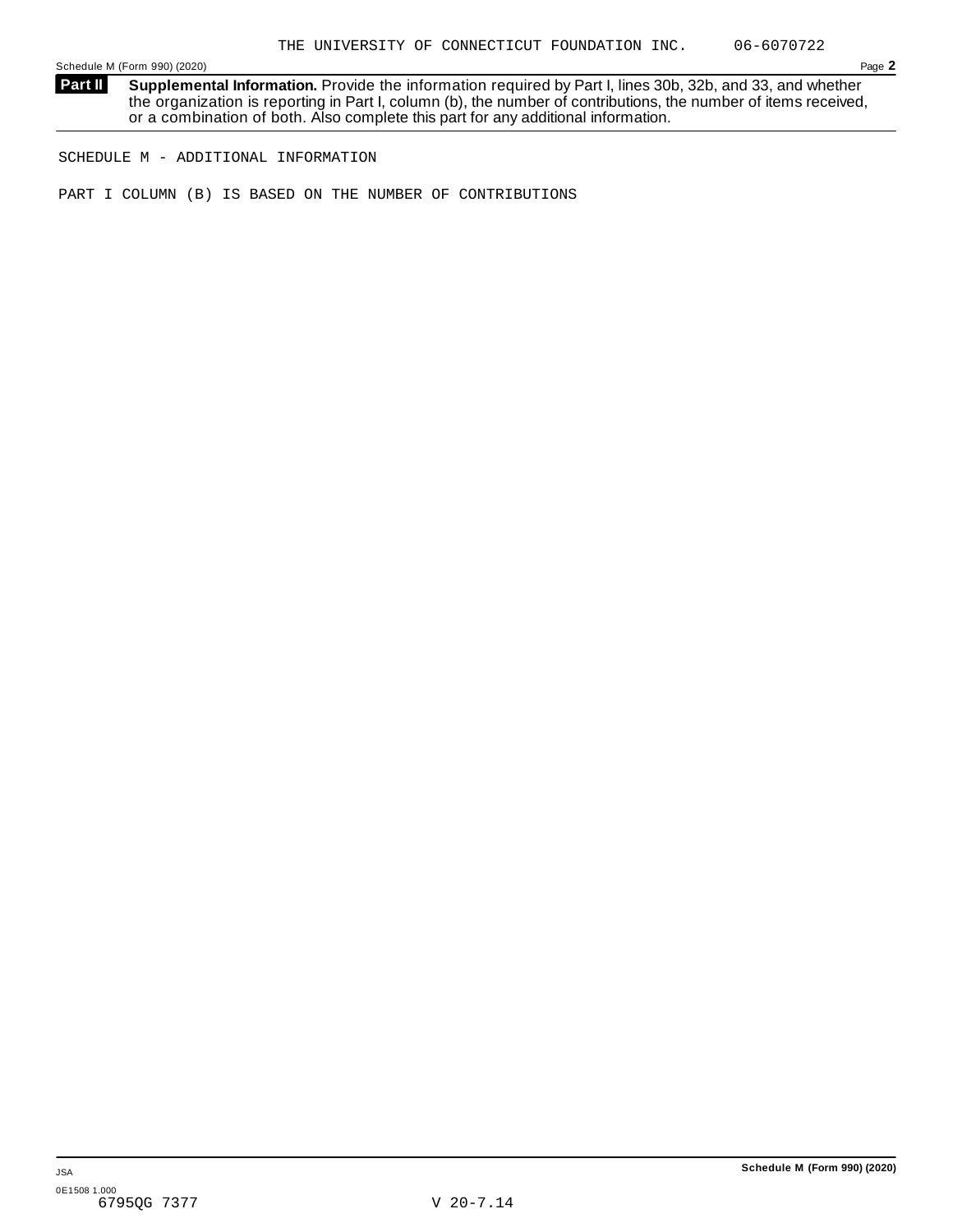THE UNIVERSITY OF CONNECTICUT FOUNDATION INC. 06-6070722

**Part II** **Supplemental Information.** Provide the information required by Part I, lines 30b, 32b, and 33, and whether the organization is reporting in Part I, column (b), the number of contributions, the number of items received, or a combination of both. Also complete this part for any additional information.

SCHEDULE M - ADDITIONAL INFORMATION

PART I COLUMN (B) IS BASED ON THE NUMBER OF CONTRIBUTIONS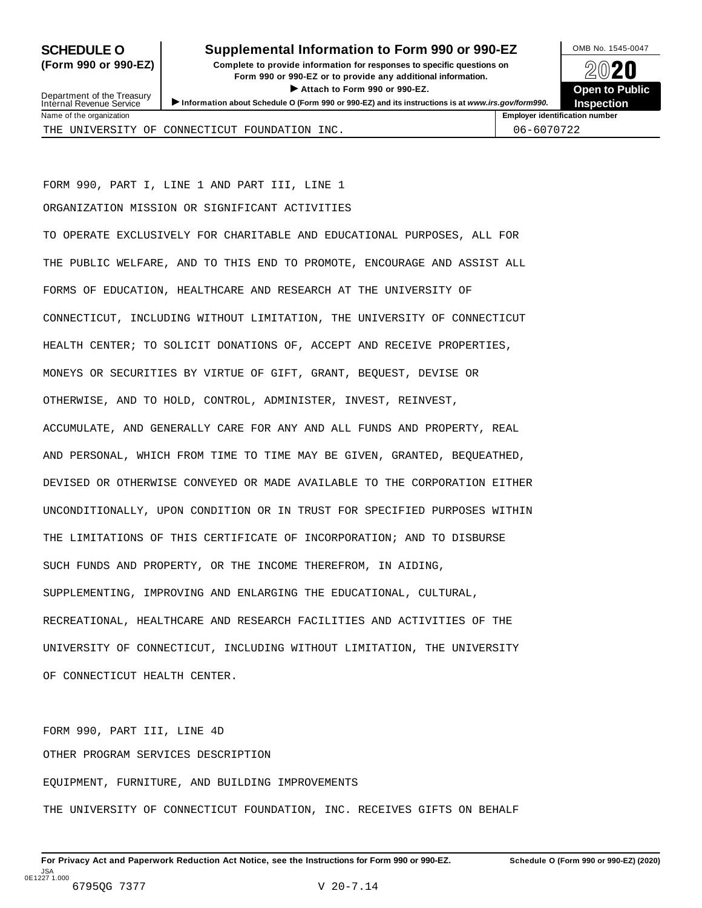**SCHEDULE O (Form 990 or 990-EZ)**

Department of the Treasury
Internal Revenue Service

# Supplemental Information to Form 990 or 990-EZ

**Complete to provide information for responses to specific questions on Form 990 or 990-EZ or to provide any additional information.**

▶ **Attach to Form 990 or 990-EZ.**

▶ **Information about Schedule O (Form 990 or 990-EZ) and its instructions is at** ***www.irs.gov/form990.***

OMB No. 1545-0047

**2020**

**Open to Public Inspection**

| Name of the organization | Employer identification number |
|---|---|
| THE UNIVERSITY OF CONNECTICUT FOUNDATION INC. | 06-6070722 |

FORM 990, PART I, LINE 1 AND PART III, LINE 1

ORGANIZATION MISSION OR SIGNIFICANT ACTIVITIES

TO OPERATE EXCLUSIVELY FOR CHARITABLE AND EDUCATIONAL PURPOSES, ALL FOR THE PUBLIC WELFARE, AND TO THIS END TO PROMOTE, ENCOURAGE AND ASSIST ALL FORMS OF EDUCATION, HEALTHCARE AND RESEARCH AT THE UNIVERSITY OF CONNECTICUT, INCLUDING WITHOUT LIMITATION, THE UNIVERSITY OF CONNECTICUT HEALTH CENTER; TO SOLICIT DONATIONS OF, ACCEPT AND RECEIVE PROPERTIES, MONEYS OR SECURITIES BY VIRTUE OF GIFT, GRANT, BEQUEST, DEVISE OR OTHERWISE, AND TO HOLD, CONTROL, ADMINISTER, INVEST, REINVEST, ACCUMULATE, AND GENERALLY CARE FOR ANY AND ALL FUNDS AND PROPERTY, REAL AND PERSONAL, WHICH FROM TIME TO TIME MAY BE GIVEN, GRANTED, BEQUEATHED, DEVISED OR OTHERWISE CONVEYED OR MADE AVAILABLE TO THE CORPORATION EITHER UNCONDITIONALLY, UPON CONDITION OR IN TRUST FOR SPECIFIED PURPOSES WITHIN THE LIMITATIONS OF THIS CERTIFICATE OF INCORPORATION; AND TO DISBURSE SUCH FUNDS AND PROPERTY, OR THE INCOME THEREFROM, IN AIDING, SUPPLEMENTING, IMPROVING AND ENLARGING THE EDUCATIONAL, CULTURAL, RECREATIONAL, HEALTHCARE AND RESEARCH FACILITIES AND ACTIVITIES OF THE UNIVERSITY OF CONNECTICUT, INCLUDING WITHOUT LIMITATION, THE UNIVERSITY OF CONNECTICUT HEALTH CENTER.

FORM 990, PART III, LINE 4D

OTHER PROGRAM SERVICES DESCRIPTION

EQUIPMENT, FURNITURE, AND BUILDING IMPROVEMENTS

THE UNIVERSITY OF CONNECTICUT FOUNDATION, INC. RECEIVES GIFTS ON BEHALF

**For Privacy Act and Paperwork Reduction Act Notice, see the Instructions for Form 990 or 990-EZ.** **Schedule O (Form 990 or 990-EZ) (2020)**

JSA
0E1227 1.000
6795QG 7377 V 20-7.14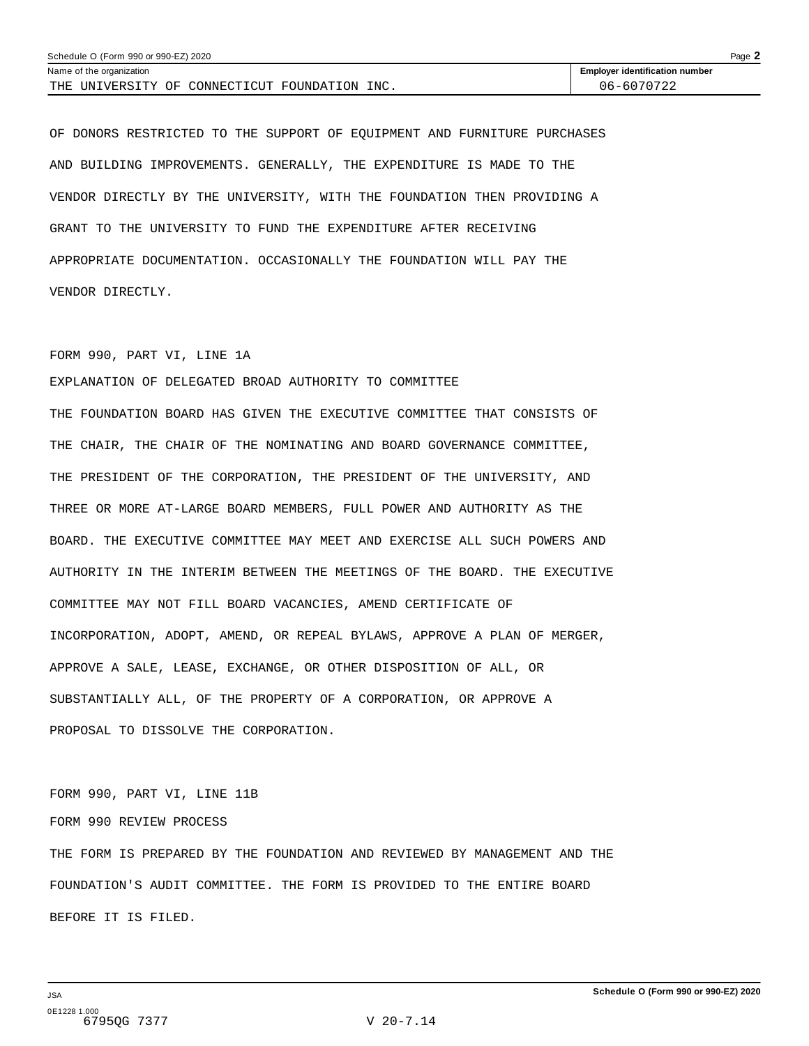Name of the organization: THE UNIVERSITY OF CONNECTICUT FOUNDATION INC.

Employer identification number: 06-6070722

OF DONORS RESTRICTED TO THE SUPPORT OF EQUIPMENT AND FURNITURE PURCHASES AND BUILDING IMPROVEMENTS. GENERALLY, THE EXPENDITURE IS MADE TO THE VENDOR DIRECTLY BY THE UNIVERSITY, WITH THE FOUNDATION THEN PROVIDING A GRANT TO THE UNIVERSITY TO FUND THE EXPENDITURE AFTER RECEIVING APPROPRIATE DOCUMENTATION. OCCASIONALLY THE FOUNDATION WILL PAY THE VENDOR DIRECTLY.

FORM 990, PART VI, LINE 1A

EXPLANATION OF DELEGATED BROAD AUTHORITY TO COMMITTEE

THE FOUNDATION BOARD HAS GIVEN THE EXECUTIVE COMMITTEE THAT CONSISTS OF THE CHAIR, THE CHAIR OF THE NOMINATING AND BOARD GOVERNANCE COMMITTEE, THE PRESIDENT OF THE CORPORATION, THE PRESIDENT OF THE UNIVERSITY, AND THREE OR MORE AT-LARGE BOARD MEMBERS, FULL POWER AND AUTHORITY AS THE BOARD. THE EXECUTIVE COMMITTEE MAY MEET AND EXERCISE ALL SUCH POWERS AND AUTHORITY IN THE INTERIM BETWEEN THE MEETINGS OF THE BOARD. THE EXECUTIVE COMMITTEE MAY NOT FILL BOARD VACANCIES, AMEND CERTIFICATE OF INCORPORATION, ADOPT, AMEND, OR REPEAL BYLAWS, APPROVE A PLAN OF MERGER, APPROVE A SALE, LEASE, EXCHANGE, OR OTHER DISPOSITION OF ALL, OR SUBSTANTIALLY ALL, OF THE PROPERTY OF A CORPORATION, OR APPROVE A PROPOSAL TO DISSOLVE THE CORPORATION.

FORM 990, PART VI, LINE 11B

FORM 990 REVIEW PROCESS

THE FORM IS PREPARED BY THE FOUNDATION AND REVIEWED BY MANAGEMENT AND THE FOUNDATION'S AUDIT COMMITTEE. THE FORM IS PROVIDED TO THE ENTIRE BOARD BEFORE IT IS FILED.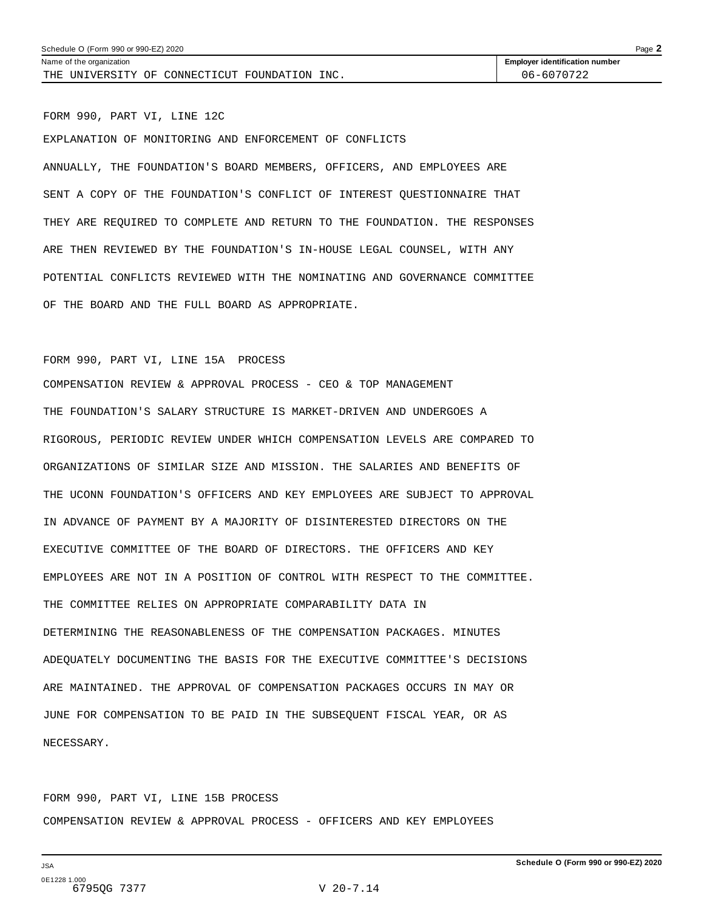Name of the organization: THE UNIVERSITY OF CONNECTICUT FOUNDATION INC.

Employer identification number: 06-6070722

FORM 990, PART VI, LINE 12C

EXPLANATION OF MONITORING AND ENFORCEMENT OF CONFLICTS

ANNUALLY, THE FOUNDATION'S BOARD MEMBERS, OFFICERS, AND EMPLOYEES ARE SENT A COPY OF THE FOUNDATION'S CONFLICT OF INTEREST QUESTIONNAIRE THAT THEY ARE REQUIRED TO COMPLETE AND RETURN TO THE FOUNDATION. THE RESPONSES ARE THEN REVIEWED BY THE FOUNDATION'S IN-HOUSE LEGAL COUNSEL, WITH ANY POTENTIAL CONFLICTS REVIEWED WITH THE NOMINATING AND GOVERNANCE COMMITTEE OF THE BOARD AND THE FULL BOARD AS APPROPRIATE.

FORM 990, PART VI, LINE 15A PROCESS

COMPENSATION REVIEW & APPROVAL PROCESS - CEO & TOP MANAGEMENT

THE FOUNDATION'S SALARY STRUCTURE IS MARKET-DRIVEN AND UNDERGOES A RIGOROUS, PERIODIC REVIEW UNDER WHICH COMPENSATION LEVELS ARE COMPARED TO ORGANIZATIONS OF SIMILAR SIZE AND MISSION. THE SALARIES AND BENEFITS OF THE UCONN FOUNDATION'S OFFICERS AND KEY EMPLOYEES ARE SUBJECT TO APPROVAL IN ADVANCE OF PAYMENT BY A MAJORITY OF DISINTERESTED DIRECTORS ON THE EXECUTIVE COMMITTEE OF THE BOARD OF DIRECTORS. THE OFFICERS AND KEY EMPLOYEES ARE NOT IN A POSITION OF CONTROL WITH RESPECT TO THE COMMITTEE. THE COMMITTEE RELIES ON APPROPRIATE COMPARABILITY DATA IN DETERMINING THE REASONABLENESS OF THE COMPENSATION PACKAGES. MINUTES ADEQUATELY DOCUMENTING THE BASIS FOR THE EXECUTIVE COMMITTEE'S DECISIONS ARE MAINTAINED. THE APPROVAL OF COMPENSATION PACKAGES OCCURS IN MAY OR JUNE FOR COMPENSATION TO BE PAID IN THE SUBSEQUENT FISCAL YEAR, OR AS NECESSARY.

FORM 990, PART VI, LINE 15B PROCESS

COMPENSATION REVIEW & APPROVAL PROCESS - OFFICERS AND KEY EMPLOYEES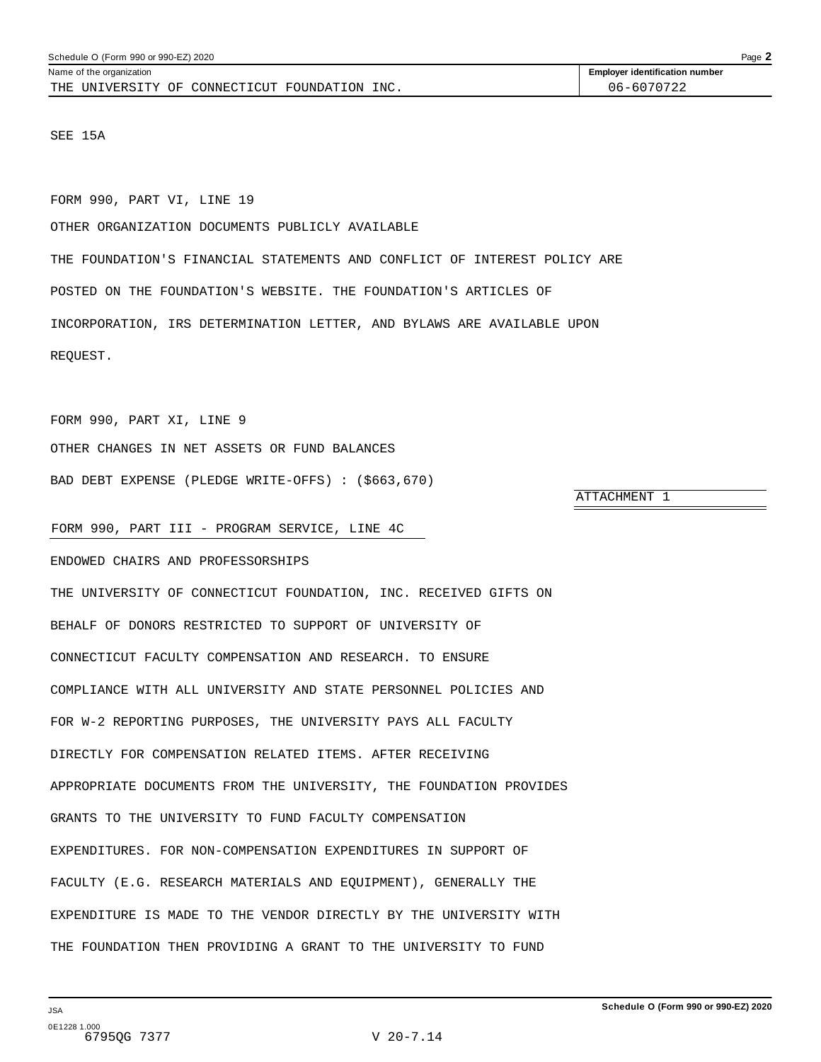Schedule O (Form 990 or 990-EZ) 2020

| Name of the organization | Employer identification number |
|---|---|
| THE UNIVERSITY OF CONNECTICUT FOUNDATION INC. | 06-6070722 |

SEE 15A

FORM 990, PART VI, LINE 19

OTHER ORGANIZATION DOCUMENTS PUBLICLY AVAILABLE

THE FOUNDATION'S FINANCIAL STATEMENTS AND CONFLICT OF INTEREST POLICY ARE POSTED ON THE FOUNDATION'S WEBSITE. THE FOUNDATION'S ARTICLES OF INCORPORATION, IRS DETERMINATION LETTER, AND BYLAWS ARE AVAILABLE UPON REQUEST.

FORM 990, PART XI, LINE 9

OTHER CHANGES IN NET ASSETS OR FUND BALANCES

BAD DEBT EXPENSE (PLEDGE WRITE-OFFS) : ($663,670)

ATTACHMENT 1

FORM 990, PART III - PROGRAM SERVICE, LINE 4C

ENDOWED CHAIRS AND PROFESSORSHIPS

THE UNIVERSITY OF CONNECTICUT FOUNDATION, INC. RECEIVED GIFTS ON BEHALF OF DONORS RESTRICTED TO SUPPORT OF UNIVERSITY OF CONNECTICUT FACULTY COMPENSATION AND RESEARCH. TO ENSURE COMPLIANCE WITH ALL UNIVERSITY AND STATE PERSONNEL POLICIES AND FOR W-2 REPORTING PURPOSES, THE UNIVERSITY PAYS ALL FACULTY DIRECTLY FOR COMPENSATION RELATED ITEMS. AFTER RECEIVING APPROPRIATE DOCUMENTS FROM THE UNIVERSITY, THE FOUNDATION PROVIDES GRANTS TO THE UNIVERSITY TO FUND FACULTY COMPENSATION EXPENDITURES. FOR NON-COMPENSATION EXPENDITURES IN SUPPORT OF FACULTY (E.G. RESEARCH MATERIALS AND EQUIPMENT), GENERALLY THE EXPENDITURE IS MADE TO THE VENDOR DIRECTLY BY THE UNIVERSITY WITH THE FOUNDATION THEN PROVIDING A GRANT TO THE UNIVERSITY TO FUND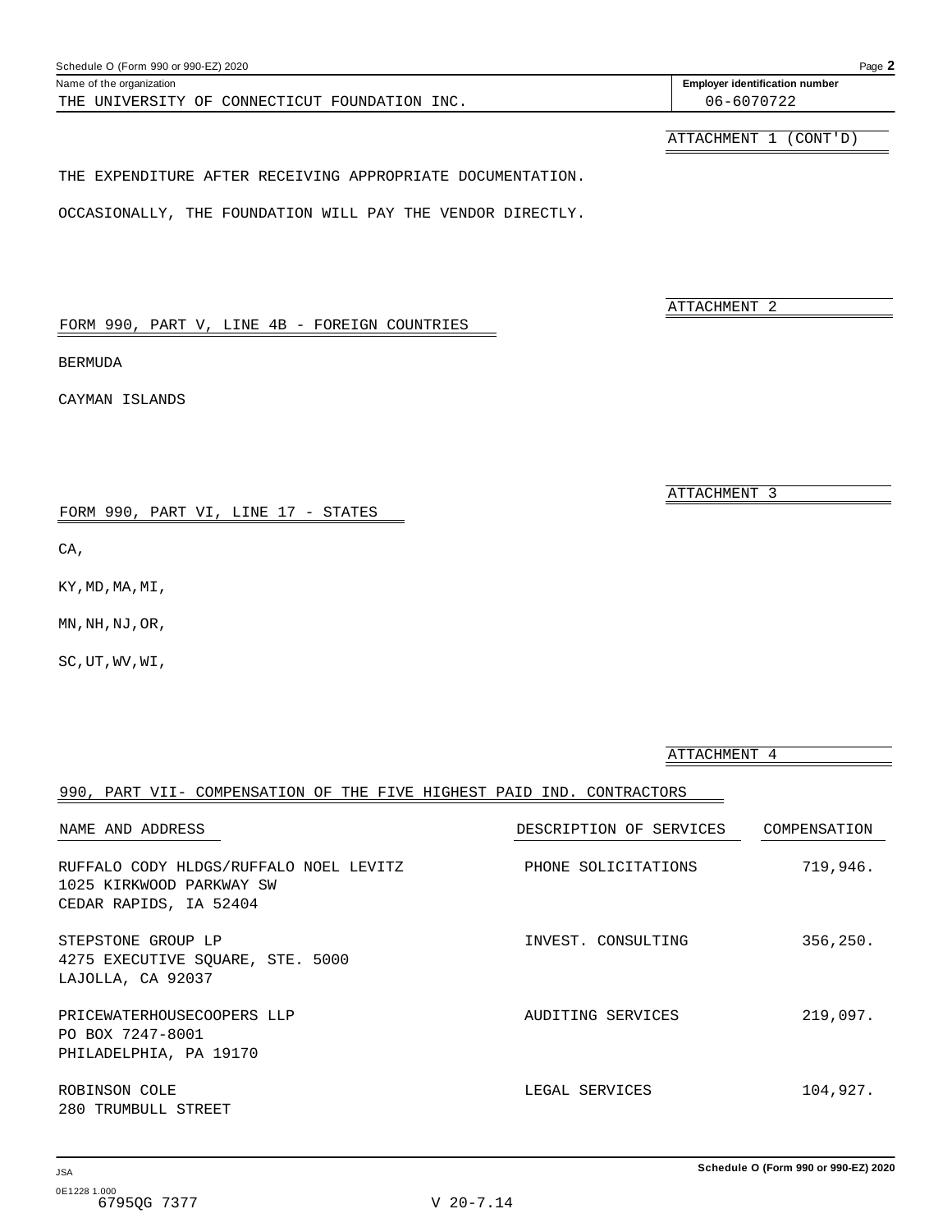Schedule O (Form 990 or 990-EZ) 2020

Name of the organization: THE UNIVERSITY OF CONNECTICUT FOUNDATION INC.

Employer identification number: 06-6070722

ATTACHMENT 1 (CONT'D)

THE EXPENDITURE AFTER RECEIVING APPROPRIATE DOCUMENTATION.

OCCASIONALLY, THE FOUNDATION WILL PAY THE VENDOR DIRECTLY.

ATTACHMENT 2

FORM 990, PART V, LINE 4B - FOREIGN COUNTRIES

BERMUDA

CAYMAN ISLANDS

ATTACHMENT 3

FORM 990, PART VI, LINE 17 - STATES

CA,

KY,MD,MA,MI,

MN,NH,NJ,OR,

SC,UT,WV,WI,

ATTACHMENT 4

990, PART VII- COMPENSATION OF THE FIVE HIGHEST PAID IND. CONTRACTORS

| NAME AND ADDRESS | DESCRIPTION OF SERVICES | COMPENSATION |
|---|---|---|
| RUFFALO CODY HLDGS/RUFFALO NOEL LEVITZ<br>1025 KIRKWOOD PARKWAY SW<br>CEDAR RAPIDS, IA 52404 | PHONE SOLICITATIONS | 719,946. |
| STEPSTONE GROUP LP<br>4275 EXECUTIVE SQUARE, STE. 5000<br>LAJOLLA, CA 92037 | INVEST. CONSULTING | 356,250. |
| PRICEWATERHOUSECOOPERS LLP<br>PO BOX 7247-8001<br>PHILADELPHIA, PA 19170 | AUDITING SERVICES | 219,097. |
| ROBINSON COLE<br>280 TRUMBULL STREET | LEGAL SERVICES | 104,927. |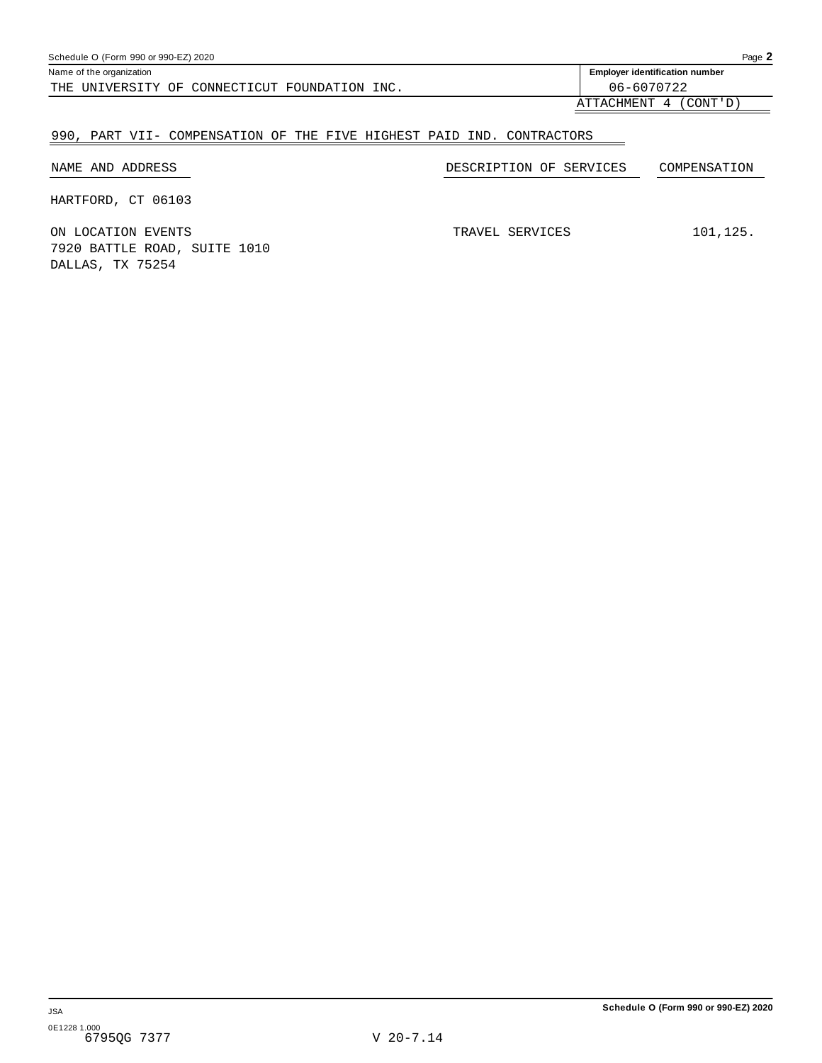Schedule O (Form 990 or 990-EZ) 2020

Name of the organization: THE UNIVERSITY OF CONNECTICUT FOUNDATION INC.

Employer identification number: 06-6070722

ATTACHMENT 4 (CONT'D)

## 990, PART VII- COMPENSATION OF THE FIVE HIGHEST PAID IND. CONTRACTORS

| NAME AND ADDRESS | DESCRIPTION OF SERVICES | COMPENSATION |
|---|---|---|
| HARTFORD, CT 06103 | | |
| ON LOCATION EVENTS<br>7920 BATTLE ROAD, SUITE 1010<br>DALLAS, TX 75254 | TRAVEL SERVICES | 101,125. |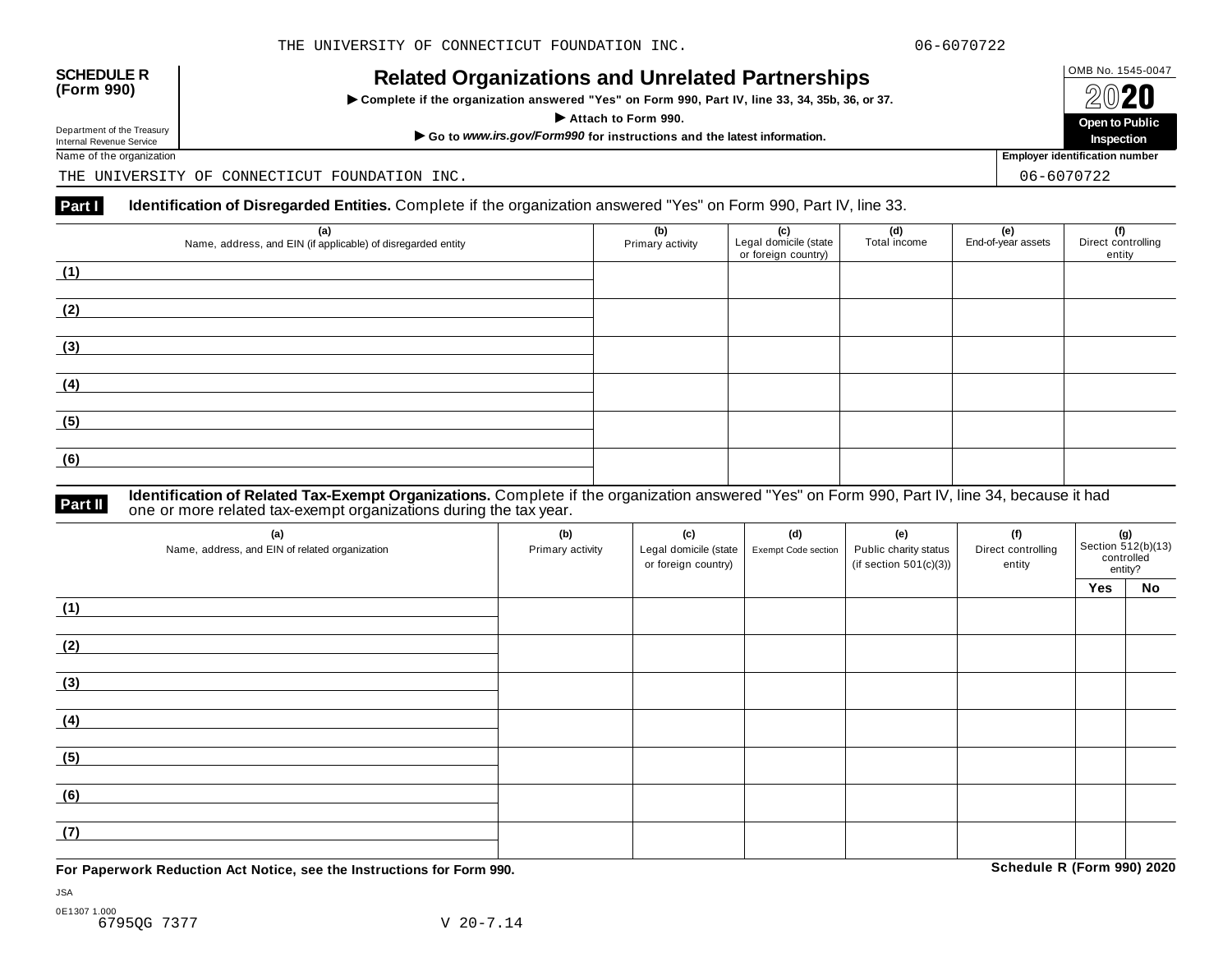THE UNIVERSITY OF CONNECTICUT FOUNDATION INC. 06-6070722

**SCHEDULE R (Form 990)**

Department of the Treasury Internal Revenue Service

# Related Organizations and Unrelated Partnerships

▶ **Complete if the organization answered "Yes" on Form 990, Part IV, line 33, 34, 35b, 36, or 37.**

▶ **Attach to Form 990.**

▶ **Go to *www.irs.gov/Form990* for instructions and the latest information.**

OMB No. 1545-0047

**2020**

**Open to Public Inspection**

Name of the organization: THE UNIVERSITY OF CONNECTICUT FOUNDATION INC.

Employer identification number: 06-6070722

**Part I** **Identification of Disregarded Entities.** Complete if the organization answered "Yes" on Form 990, Part IV, line 33.

| (a) Name, address, and EIN (if applicable) of disregarded entity | (b) Primary activity | (c) Legal domicile (state or foreign country) | (d) Total income | (e) End-of-year assets | (f) Direct controlling entity |
|---|---|---|---|---|---|
| (1) | | | | | |
| (2) | | | | | |
| (3) | | | | | |
| (4) | | | | | |
| (5) | | | | | |
| (6) | | | | | |

**Part II** **Identification of Related Tax-Exempt Organizations.** Complete if the organization answered "Yes" on Form 990, Part IV, line 34, because it had one or more related tax-exempt organizations during the tax year.

| (a) Name, address, and EIN of related organization | (b) Primary activity | (c) Legal domicile (state or foreign country) | (d) Exempt Code section | (e) Public charity status (if section 501(c)(3)) | (f) Direct controlling entity | (g) Section 512(b)(13) controlled entity? | |
|---|---|---|---|---|---|---|---|
| | | | | | | **Yes** | **No** |
| (1) | | | | | | | |
| (2) | | | | | | | |
| (3) | | | | | | | |
| (4) | | | | | | | |
| (5) | | | | | | | |
| (6) | | | | | | | |
| (7) | | | | | | | |

**For Paperwork Reduction Act Notice, see the Instructions for Form 990.**

**Schedule R (Form 990) 2020**

JSA

0E1307 1.000
6795QG 7377 V 20-7.14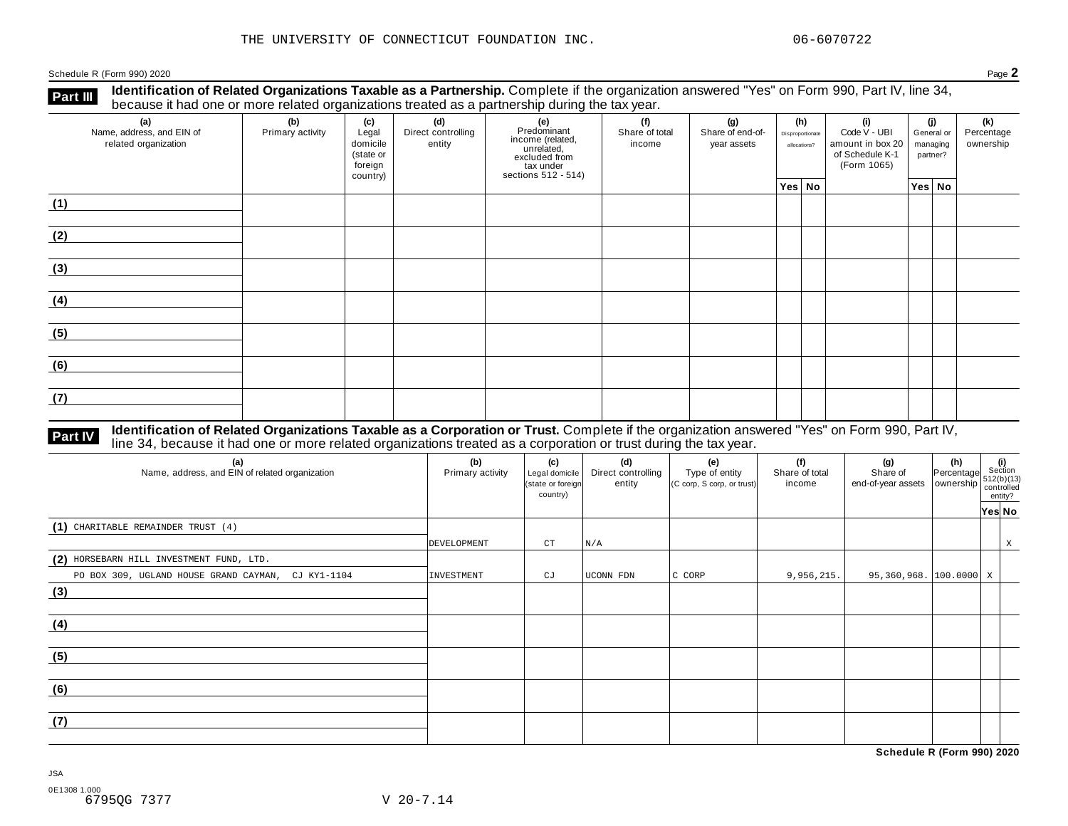THE UNIVERSITY OF CONNECTICUT FOUNDATION INC. 06-6070722

Schedule R (Form 990) 2020 Page **2**

## Part III Identification of Related Organizations Taxable as a Partnership.

Complete if the organization answered "Yes" on Form 990, Part IV, line 34, because it had one or more related organizations treated as a partnership during the tax year.

| (a) Name, address, and EIN of related organization | (b) Primary activity | (c) Legal domicile (state or foreign country) | (d) Direct controlling entity | (e) Predominant income (related, unrelated, excluded from tax under sections 512 - 514) | (f) Share of total income | (g) Share of end-of-year assets | (h) Disproportionate allocations? | | (i) Code V - UBI amount in box 20 of Schedule K-1 (Form 1065) | (j) General or managing partner? | | (k) Percentage ownership |
|---|---|---|---|---|---|---|---|---|---|---|---|---|
| | | | | | | | Yes | No | | Yes | No | |
| (1) | | | | | | | | | | | | |
| (2) | | | | | | | | | | | | |
| (3) | | | | | | | | | | | | |
| (4) | | | | | | | | | | | | |
| (5) | | | | | | | | | | | | |
| (6) | | | | | | | | | | | | |
| (7) | | | | | | | | | | | | |

## Part IV Identification of Related Organizations Taxable as a Corporation or Trust.

Complete if the organization answered "Yes" on Form 990, Part IV, line 34, because it had one or more related organizations treated as a corporation or trust during the tax year.

| (a) Name, address, and EIN of related organization | (b) Primary activity | (c) Legal domicile (state or foreign country) | (d) Direct controlling entity | (e) Type of entity (C corp, S corp, or trust) | (f) Share of total income | (g) Share of end-of-year assets | (h) Percentage ownership | (i) Section 512(b)(13) controlled entity? | |
|---|---|---|---|---|---|---|---|---|---|
| | | | | | | | | Yes | No |
| (1) CHARITABLE REMAINDER TRUST (4) | DEVELOPMENT | CT | N/A | | | | | | X |
| (2) HORSEBARN HILL INVESTMENT FUND, LTD. PO BOX 309, UGLAND HOUSE GRAND CAYMAN, CJ KY1-1104 | INVESTMENT | CJ | UCONN FDN | C CORP | 9,956,215. | 95,360,968. | 100.0000 | X | |
| (3) | | | | | | | | | |
| (4) | | | | | | | | | |
| (5) | | | | | | | | | |
| (6) | | | | | | | | | |
| (7) | | | | | | | | | |

**Schedule R (Form 990) 2020**

JSA
0E1308 1.000
6795QG 7377 V 20-7.14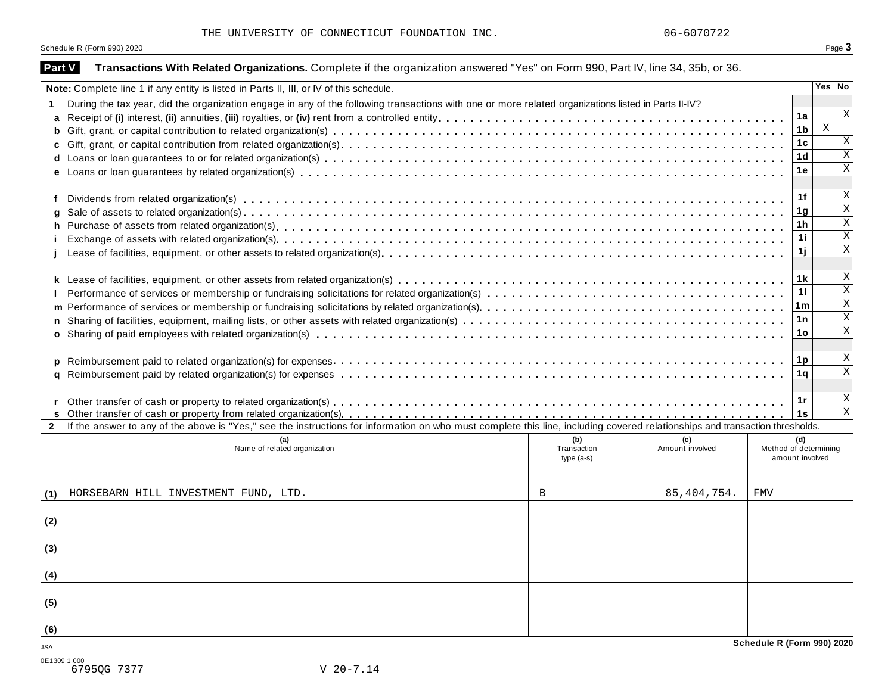THE UNIVERSITY OF CONNECTICUT FOUNDATION INC. 06-6070722

Schedule R (Form 990) 2020

## Part V Transactions With Related Organizations. 
Complete if the organization answered "Yes" on Form 990, Part IV, line 34, 35b, or 36.

**Note:** Complete line 1 if any entity is listed in Parts II, III, or IV of this schedule.

| | | | Yes | No |
|---|---|---|---|---|
| **1** | During the tax year, did the organization engage in any of the following transactions with one or more related organizations listed in Parts II-IV? | | | |
| **a** | Receipt of **(i)** interest, **(ii)** annuities, **(iii)** royalties, or **(iv)** rent from a controlled entity | 1a | | X |
| **b** | Gift, grant, or capital contribution to related organization(s) | 1b | X | |
| **c** | Gift, grant, or capital contribution from related organization(s) | 1c | | X |
| **d** | Loans or loan guarantees to or for related organization(s) | 1d | | X |
| **e** | Loans or loan guarantees by related organization(s) | 1e | | X |
| **f** | Dividends from related organization(s) | 1f | | X |
| **g** | Sale of assets to related organization(s) | 1g | | X |
| **h** | Purchase of assets from related organization(s) | 1h | | X |
| **i** | Exchange of assets with related organization(s) | 1i | | X |
| **j** | Lease of facilities, equipment, or other assets to related organization(s) | 1j | | X |
| **k** | Lease of facilities, equipment, or other assets from related organization(s) | 1k | | X |
| **l** | Performance of services or membership or fundraising solicitations for related organization(s) | 1l | | X |
| **m** | Performance of services or membership or fundraising solicitations by related organization(s) | 1m | | X |
| **n** | Sharing of facilities, equipment, mailing lists, or other assets with related organization(s) | 1n | | X |
| **o** | Sharing of paid employees with related organization(s) | 1o | | X |
| **p** | Reimbursement paid to related organization(s) for expenses | 1p | | X |
| **q** | Reimbursement paid by related organization(s) for expenses | 1q | | X |
| **r** | Other transfer of cash or property to related organization(s) | 1r | | X |
| **s** | Other transfer of cash or property from related organization(s) | 1s | | X |

**2** If the answer to any of the above is "Yes," see the instructions for information on who must complete this line, including covered relationships and transaction thresholds.

| | (a) Name of related organization | (b) Transaction type (a-s) | (c) Amount involved | (d) Method of determining amount involved |
|---|---|---|---|---|
| (1) | HORSEBARN HILL INVESTMENT FUND, LTD. | B | 85,404,754. | FMV |
| (2) | | | | |
| (3) | | | | |
| (4) | | | | |
| (5) | | | | |
| (6) | | | | |

Schedule R (Form 990) 2020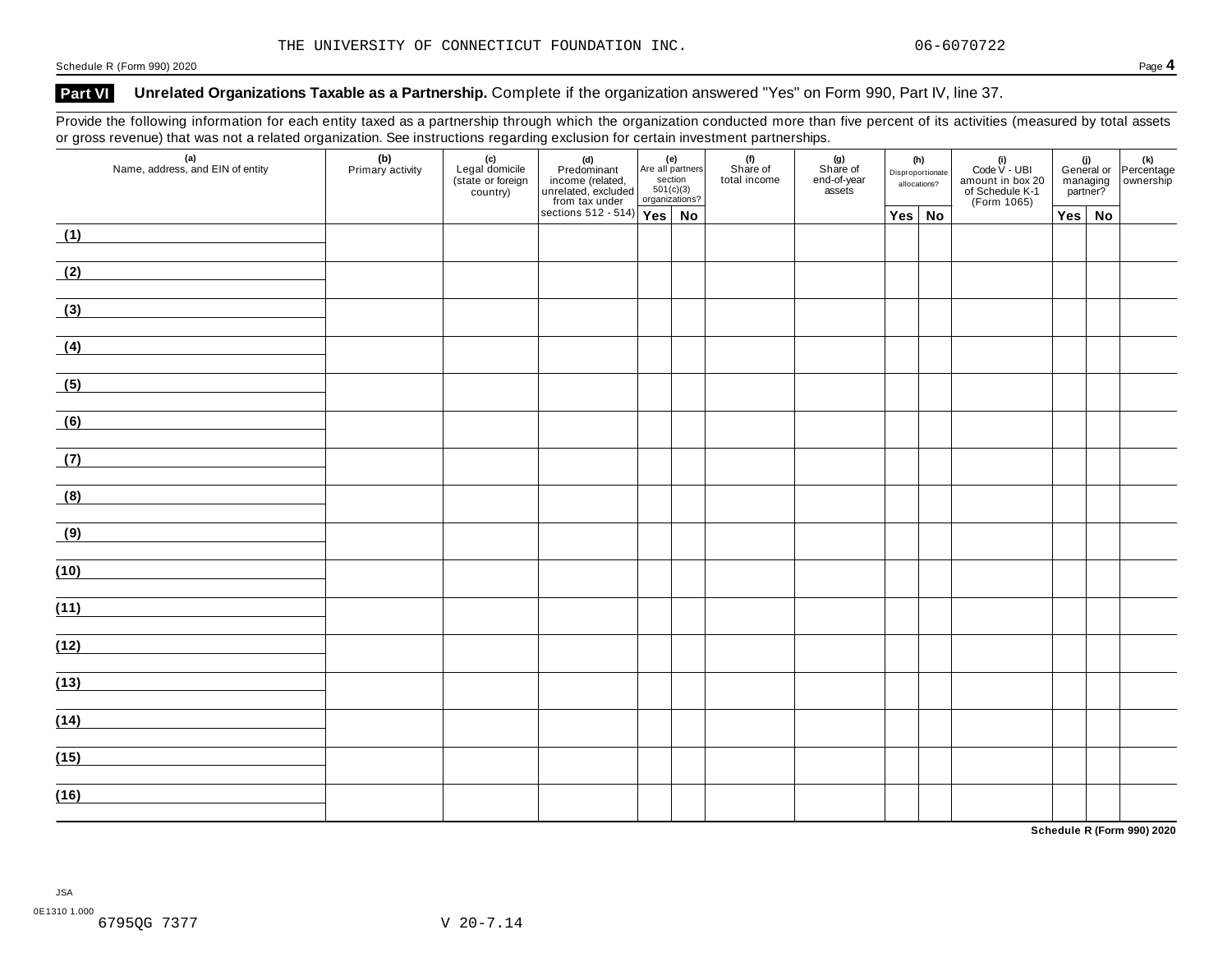THE UNIVERSITY OF CONNECTICUT FOUNDATION INC. 06-6070722

Schedule R (Form 990) 2020

## Part VI Unrelated Organizations Taxable as a Partnership. Complete if the organization answered "Yes" on Form 990, Part IV, line 37.

Provide the following information for each entity taxed as a partnership through which the organization conducted more than five percent of its activities (measured by total assets or gross revenue) that was not a related organization. See instructions regarding exclusion for certain investment partnerships.

| (a) Name, address, and EIN of entity | (b) Primary activity | (c) Legal domicile (state or foreign country) | (d) Predominant income (related, unrelated, excluded from tax under sections 512 - 514) | (e) Are all partners section 501(c)(3) organizations? | | (f) Share of total income | (g) Share of end-of-year assets | (h) Disproportionate allocations? | | (i) Code V - UBI amount in box 20 of Schedule K-1 (Form 1065) | (j) General or managing partner? | | (k) Percentage ownership |
|---|---|---|---|---|---|---|---|---|---|---|---|---|---|
| | | | | Yes | No | | | Yes | No | | Yes | No | |
| (1) | | | | | | | | | | | | | |
| (2) | | | | | | | | | | | | | |
| (3) | | | | | | | | | | | | | |
| (4) | | | | | | | | | | | | | |
| (5) | | | | | | | | | | | | | |
| (6) | | | | | | | | | | | | | |
| (7) | | | | | | | | | | | | | |
| (8) | | | | | | | | | | | | | |
| (9) | | | | | | | | | | | | | |
| (10) | | | | | | | | | | | | | |
| (11) | | | | | | | | | | | | | |
| (12) | | | | | | | | | | | | | |
| (13) | | | | | | | | | | | | | |
| (14) | | | | | | | | | | | | | |
| (15) | | | | | | | | | | | | | |
| (16) | | | | | | | | | | | | | |

Schedule R (Form 990) 2020

JSA

0E1310 1.000
6795QG 7377 V 20-7.14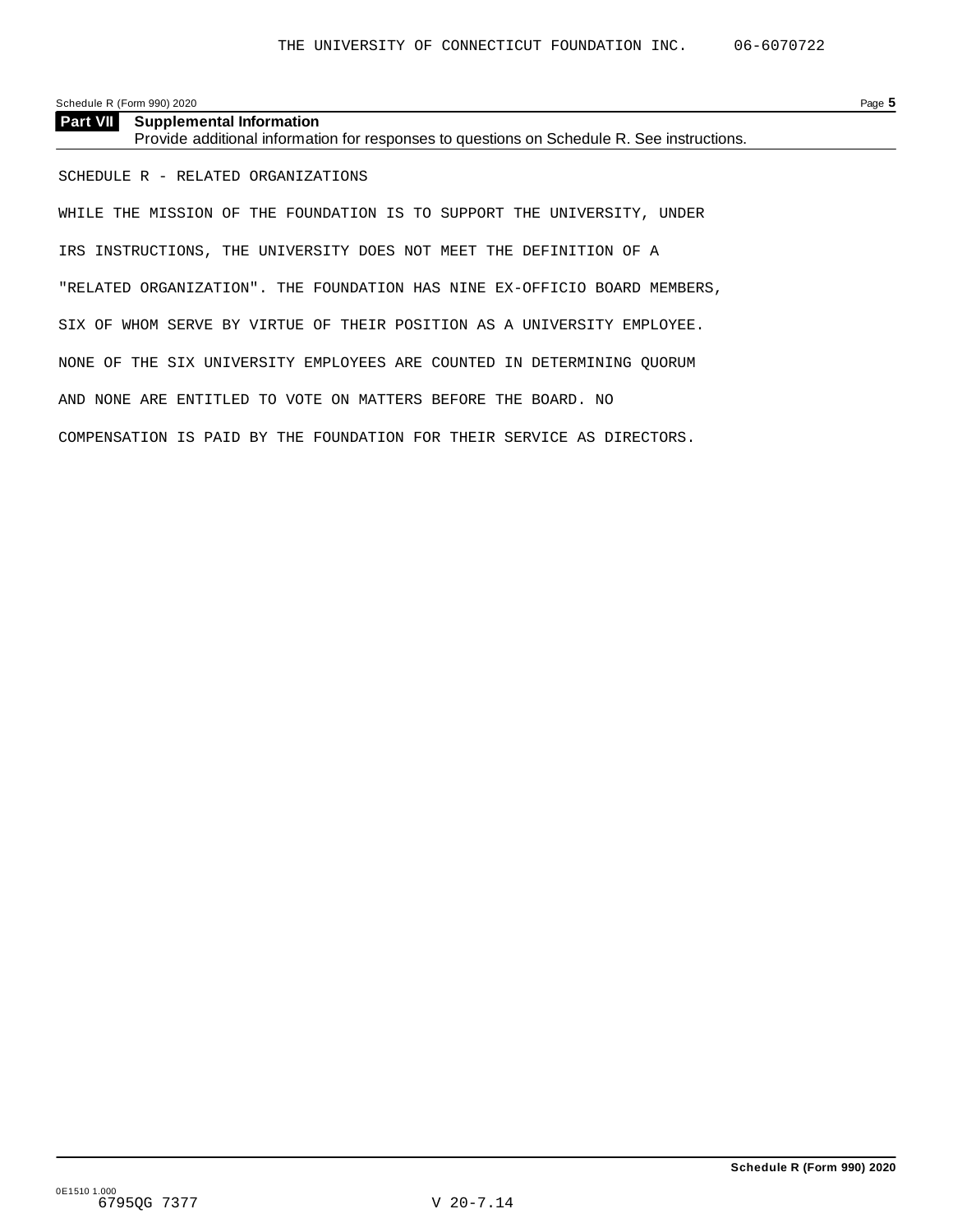THE UNIVERSITY OF CONNECTICUT FOUNDATION INC. 06-6070722

Schedule R (Form 990) 2020

**Part VII Supplemental Information**

Provide additional information for responses to questions on Schedule R. See instructions.

SCHEDULE R - RELATED ORGANIZATIONS

WHILE THE MISSION OF THE FOUNDATION IS TO SUPPORT THE UNIVERSITY, UNDER IRS INSTRUCTIONS, THE UNIVERSITY DOES NOT MEET THE DEFINITION OF A "RELATED ORGANIZATION". THE FOUNDATION HAS NINE EX-OFFICIO BOARD MEMBERS, SIX OF WHOM SERVE BY VIRTUE OF THEIR POSITION AS A UNIVERSITY EMPLOYEE. NONE OF THE SIX UNIVERSITY EMPLOYEES ARE COUNTED IN DETERMINING QUORUM AND NONE ARE ENTITLED TO VOTE ON MATTERS BEFORE THE BOARD. NO COMPENSATION IS PAID BY THE FOUNDATION FOR THEIR SERVICE AS DIRECTORS.

Schedule R (Form 990) 2020

0E1510 1.000
6795QG 7377 V 20-7.14